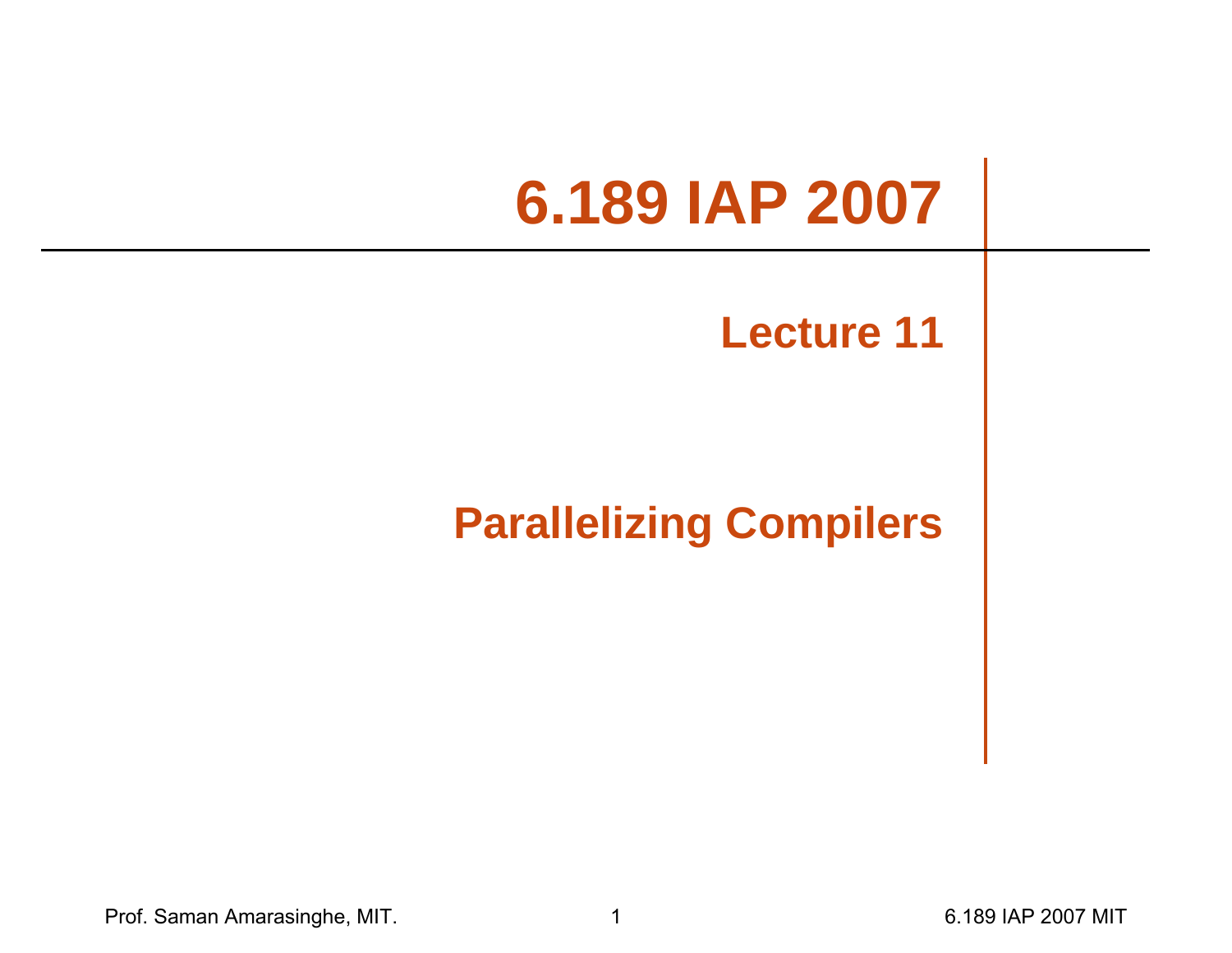# 6.189 IAP 2007

## Lecture 11

## Parallelizing Compilers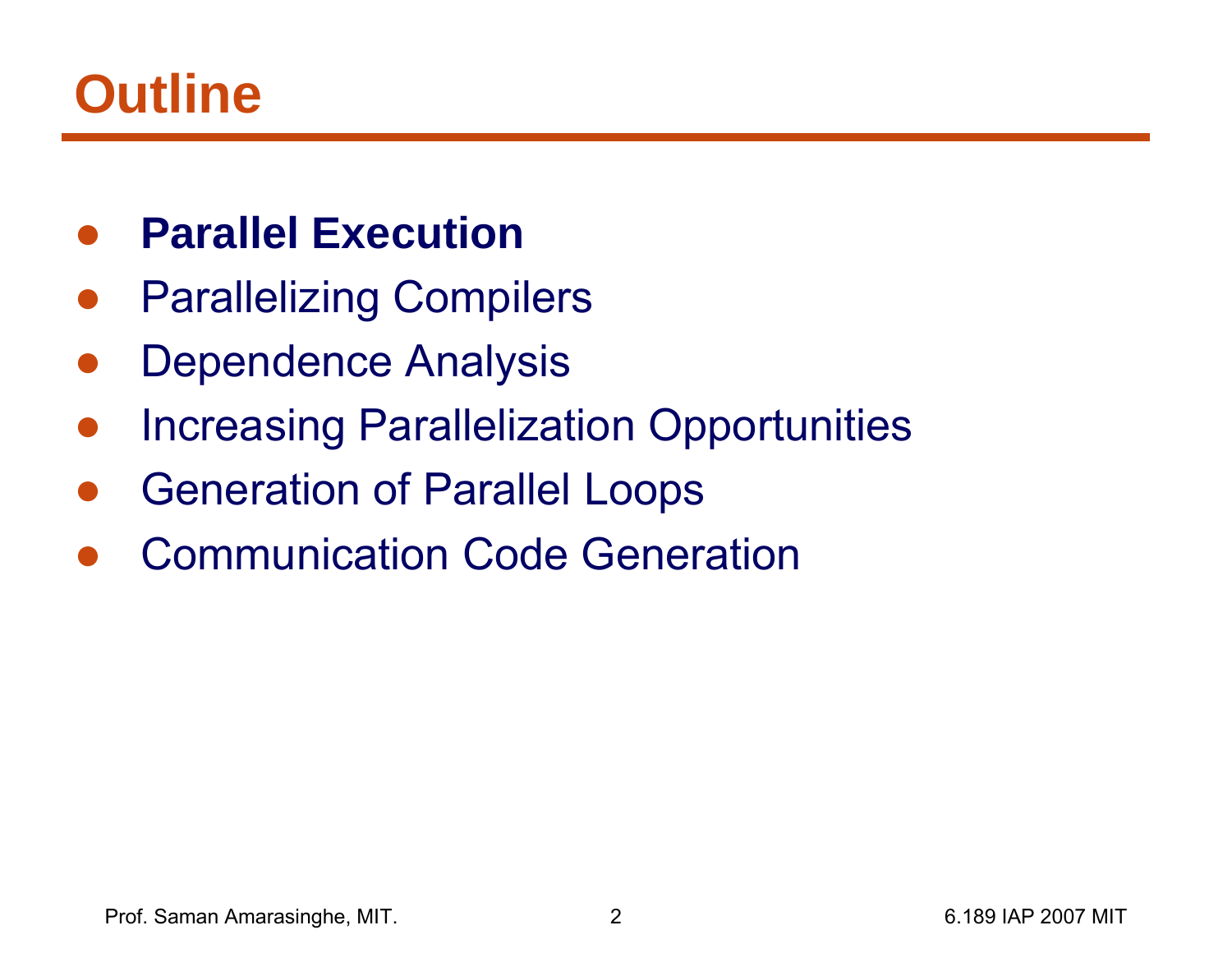# Outline

- **Parallel Execution**
- Parallelizing Compilers
- Dependence Analysis
- Increasing Parallelization Opportunities
- Generation of Parallel Loops
- Communication Code Generation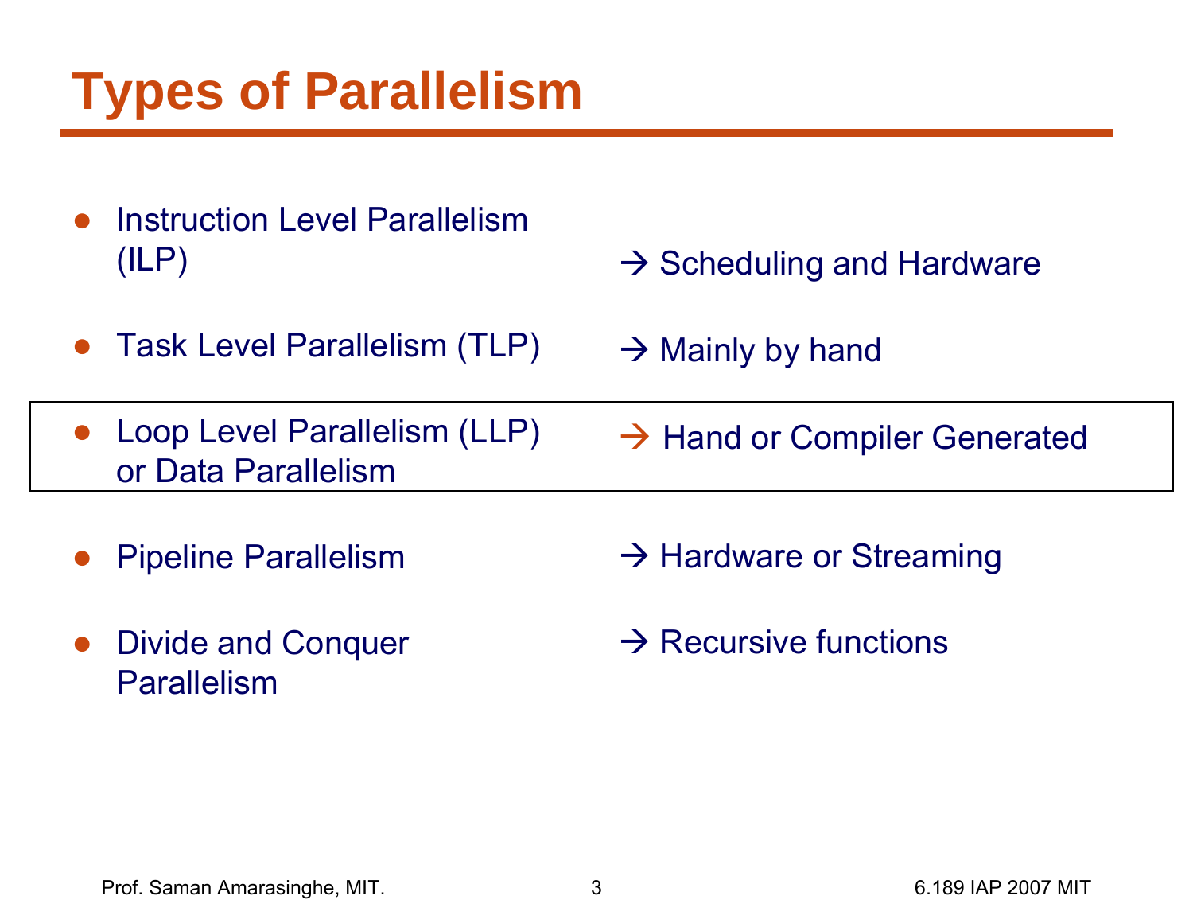# Types of Parallelism

- Instruction Level Parallelism (ILP) → Scheduling and Hardware
- Task Level Parallelism (TLP) → Mainly by hand
- Loop Level Parallelism (LLP) or Data Parallelism → Hand or Compiler Generated
- Pipeline Parallelism → Hardware or Streaming
- Divide and Conquer Parallelism → Recursive functions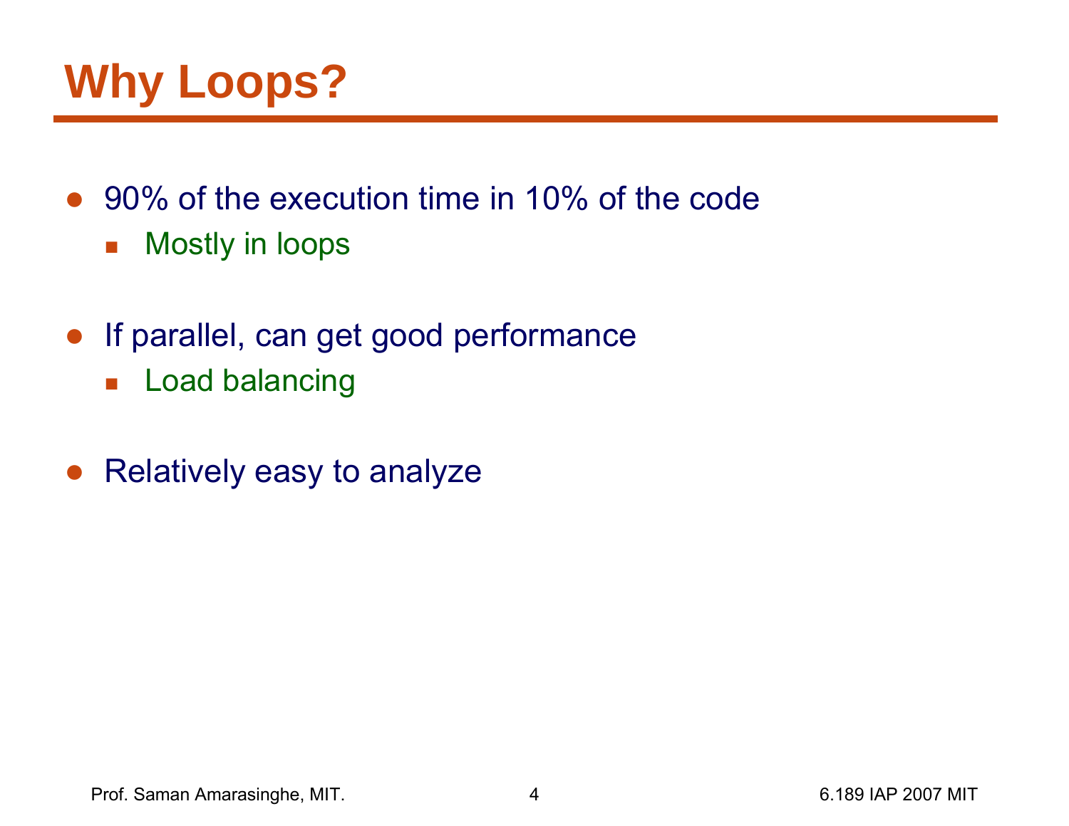# Why Loops?

- 90% of the execution time in 10% of the code
  - Mostly in loops
- If parallel, can get good performance
  - Load balancing
- Relatively easy to analyze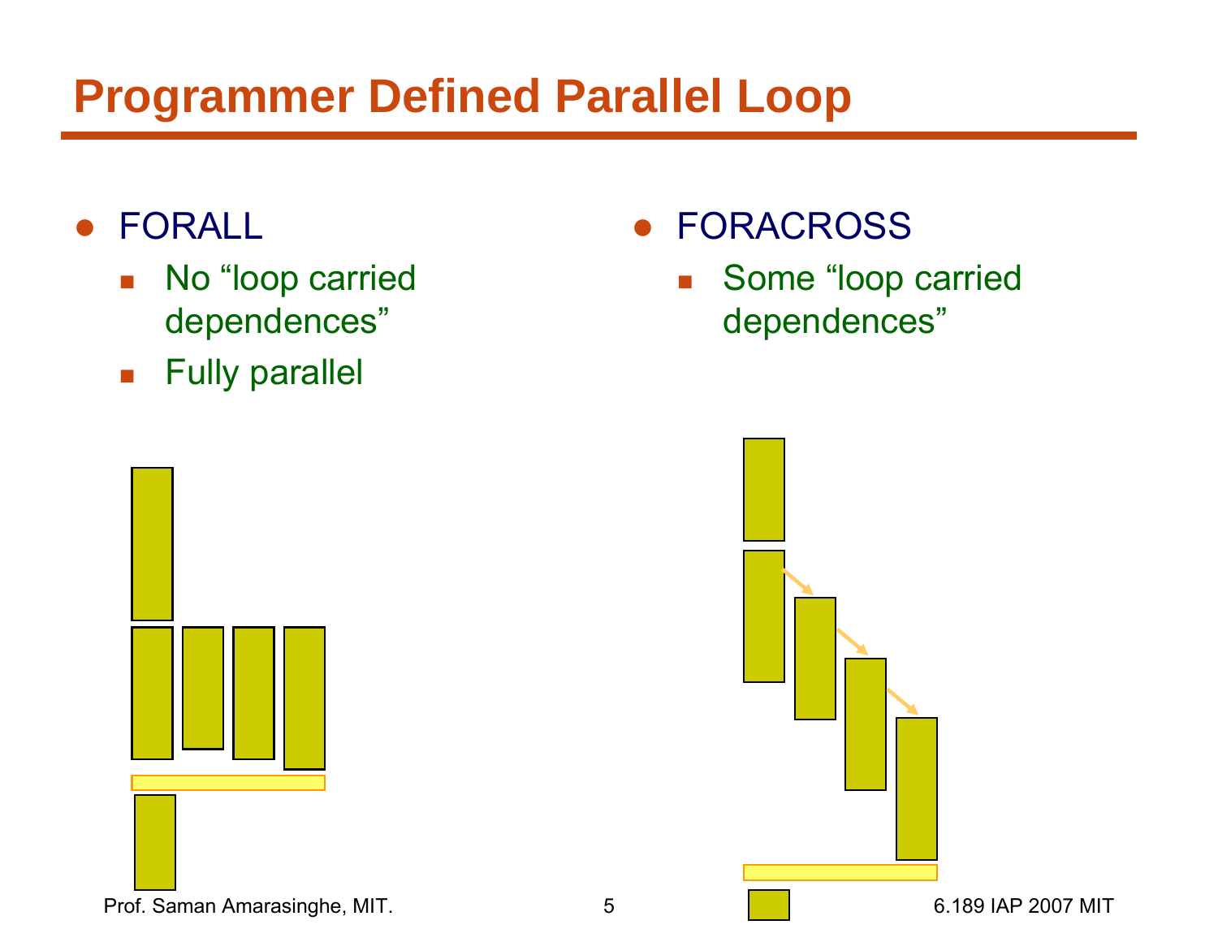# Programmer Defined Parallel Loop

- FORALL
  - No “loop carried dependences”
  - Fully parallel
- FORACROSS
  - Some “loop carried dependences”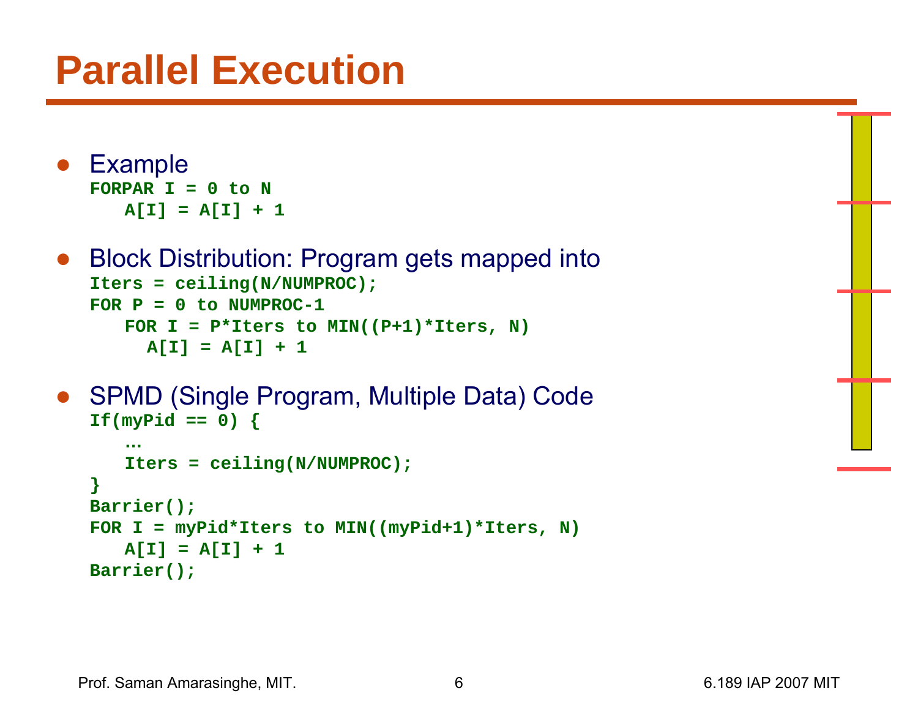# Parallel Execution

- Example

```
FORPAR I = 0 to N
   A[I] = A[I] + 1
```

- Block Distribution: Program gets mapped into

```
Iters = ceiling(N/NUMPROC);
FOR P = 0 to NUMPROC-1
   FOR I = P*Iters to MIN((P+1)*Iters, N)
     A[I] = A[I] + 1
```

- SPMD (Single Program, Multiple Data) Code

```
If(myPid == 0) {
   …
   Iters = ceiling(N/NUMPROC);
}
Barrier();
FOR I = myPid*Iters to MIN((myPid+1)*Iters, N)
   A[I] = A[I] + 1
Barrier();
```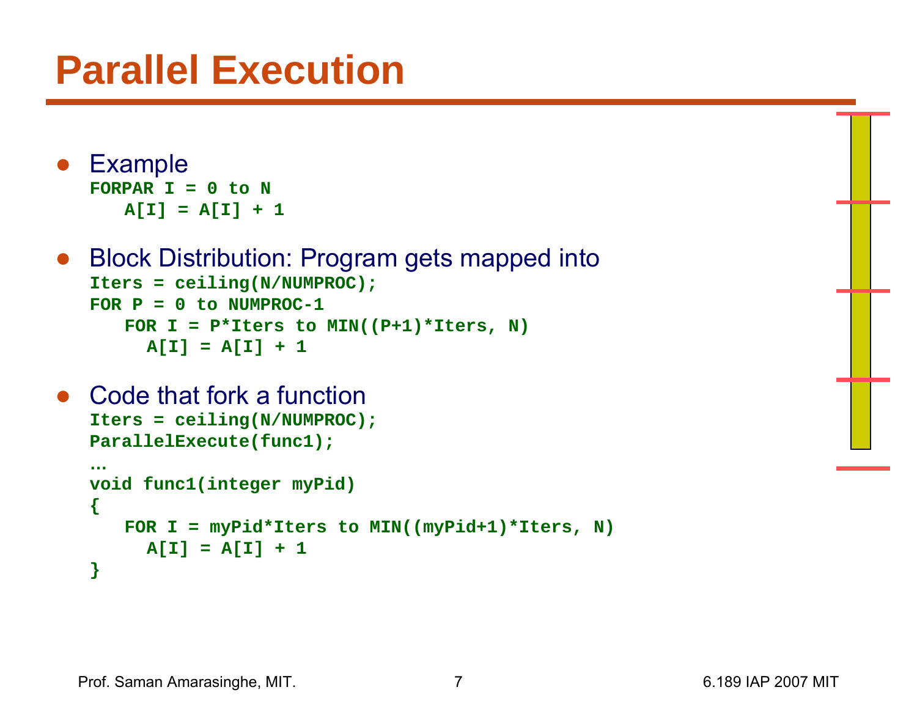# Parallel Execution

- Example

```
FORPAR I = 0 to N
   A[I] = A[I] + 1
```

- Block Distribution: Program gets mapped into

```
Iters = ceiling(N/NUMPROC);
FOR P = 0 to NUMPROC-1
   FOR I = P*Iters to MIN((P+1)*Iters, N)
     A[I] = A[I] + 1
```

- Code that fork a function

```
Iters = ceiling(N/NUMPROC);
ParallelExecute(func1);
…
void func1(integer myPid)
{
   FOR I = myPid*Iters to MIN((myPid+1)*Iters, N)
     A[I] = A[I] + 1
}
```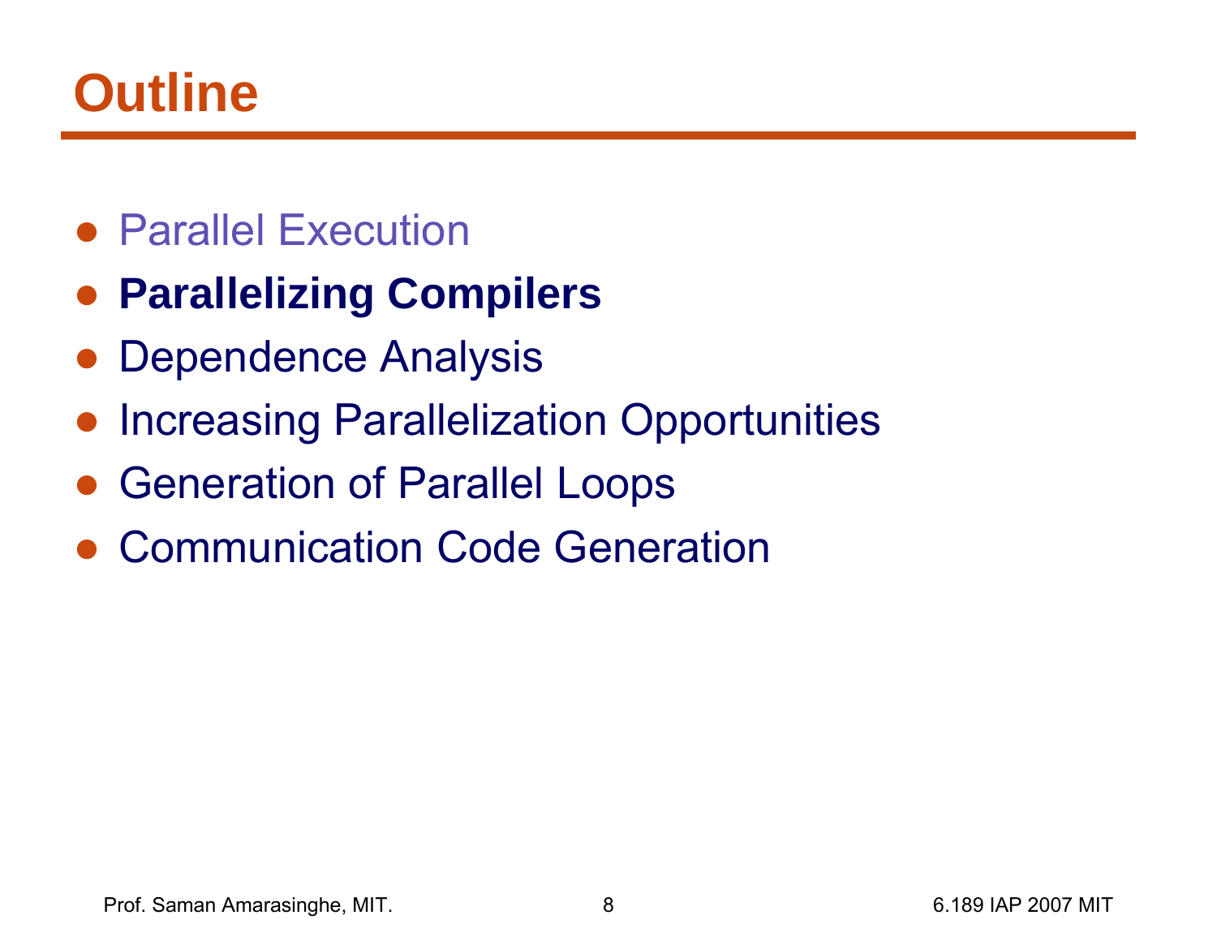# Outline

- Parallel Execution
- **Parallelizing Compilers**
- Dependence Analysis
- Increasing Parallelization Opportunities
- Generation of Parallel Loops
- Communication Code Generation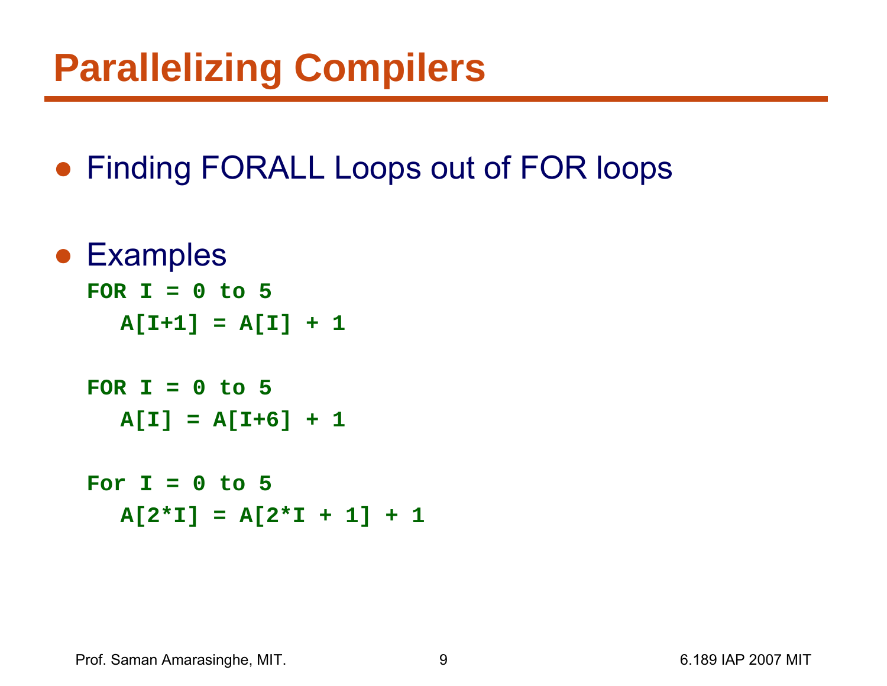# Parallelizing Compilers

- Finding FORALL Loops out of FOR loops

- Examples

```
FOR I = 0 to 5
   A[I+1] = A[I] + 1

FOR I = 0 to 5
   A[I] = A[I+6] + 1

For I = 0 to 5
   A[2*I] = A[2*I + 1] + 1
```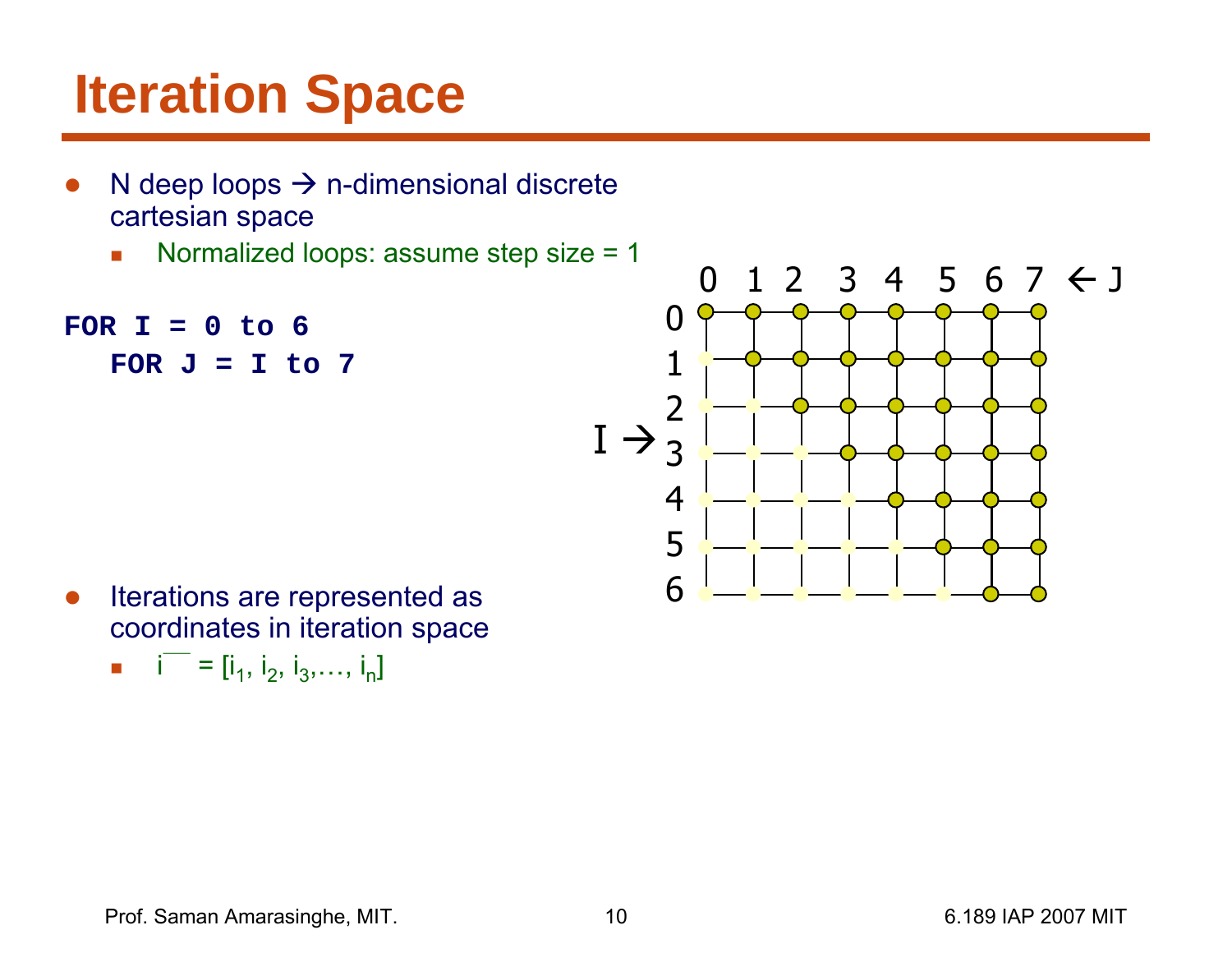# Iteration Space

- N deep loops → n-dimensional discrete cartesian space
  - Normalized loops: assume step size = 1

```
FOR I = 0 to 6
   FOR J = I to 7
```

0 1 2 3 4 5 6 7 ← J

I → 0 1 2 3 4 5 6

- Iterations are represented as coordinates in iteration space
  - $\bar{i} = [i_1, i_2, i_3, \ldots, i_n]$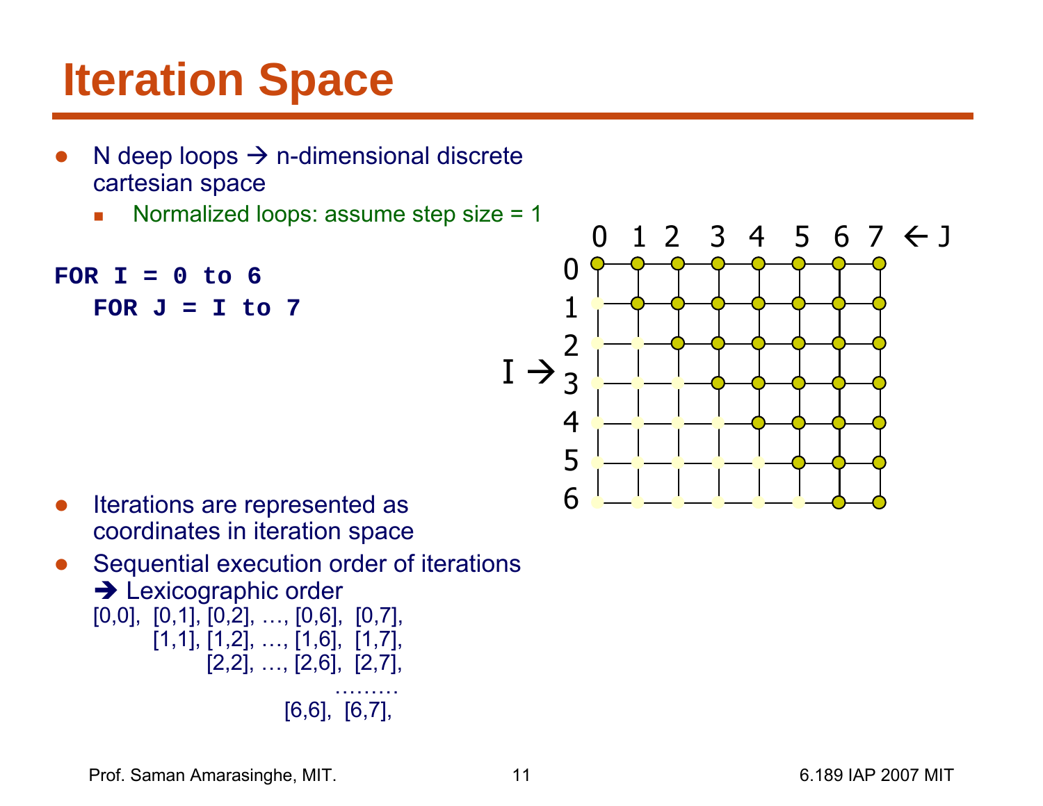# Iteration Space

- N deep loops → n-dimensional discrete cartesian space
  - Normalized loops: assume step size = 1

```
FOR I = 0 to 6
   FOR J = I to 7
```

0 1 2 3 4 5 6 7 ← J

I → 0 1 2 3 4 5 6

- Iterations are represented as coordinates in iteration space
- Sequential execution order of iterations
  → Lexicographic order

  [0,0], [0,1], [0,2], …, [0,6], [0,7],
  [1,1], [1,2], …, [1,6], [1,7],
  [2,2], …, [2,6], [2,7],
  ………
  [6,6], [6,7],

Prof. Saman Amarasinghe, MIT.

6.189 IAP 2007 MIT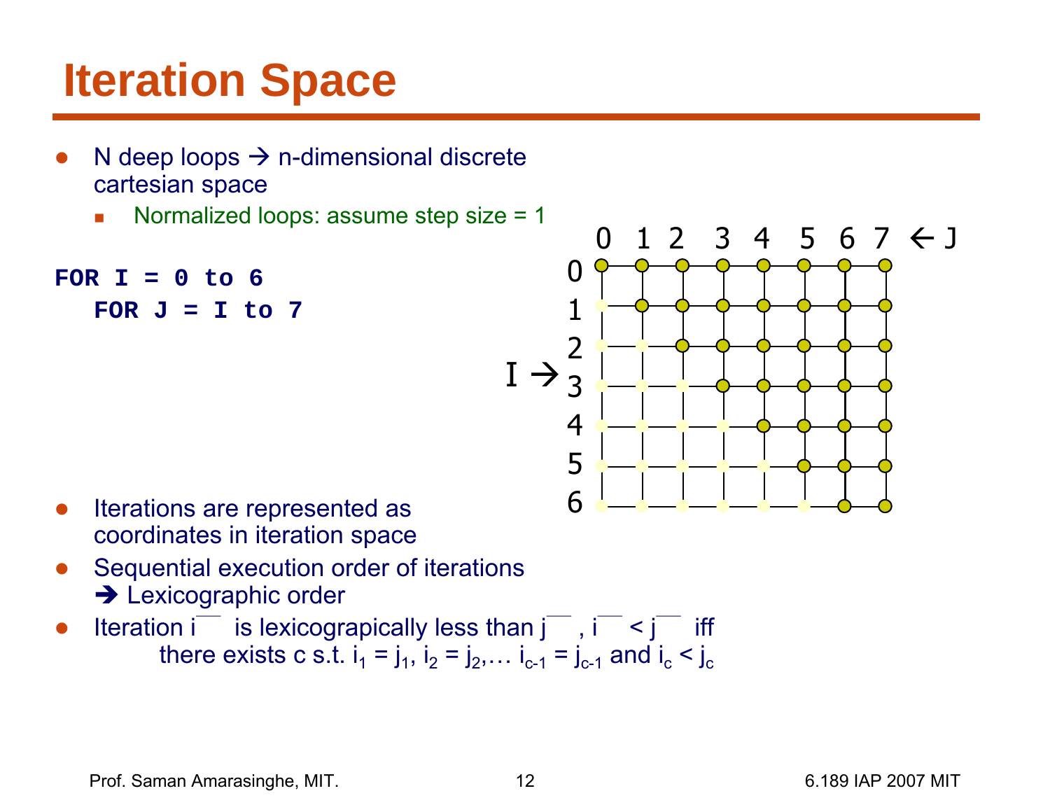# Iteration Space

- N deep loops → n-dimensional discrete cartesian space
  - Normalized loops: assume step size = 1

```
FOR I = 0 to 6
   FOR J = I to 7
```

- Iterations are represented as coordinates in iteration space
- Sequential execution order of iterations → Lexicographic order
- Iteration $\bar{i}$ is lexicograpically less than $\bar{j}$, $\bar{i} < \bar{j}$ iff there exists c s.t. $i_1 = j_1$, $i_2 = j_2$,… $i_{c-1} = j_{c-1}$ and $i_c < j_c$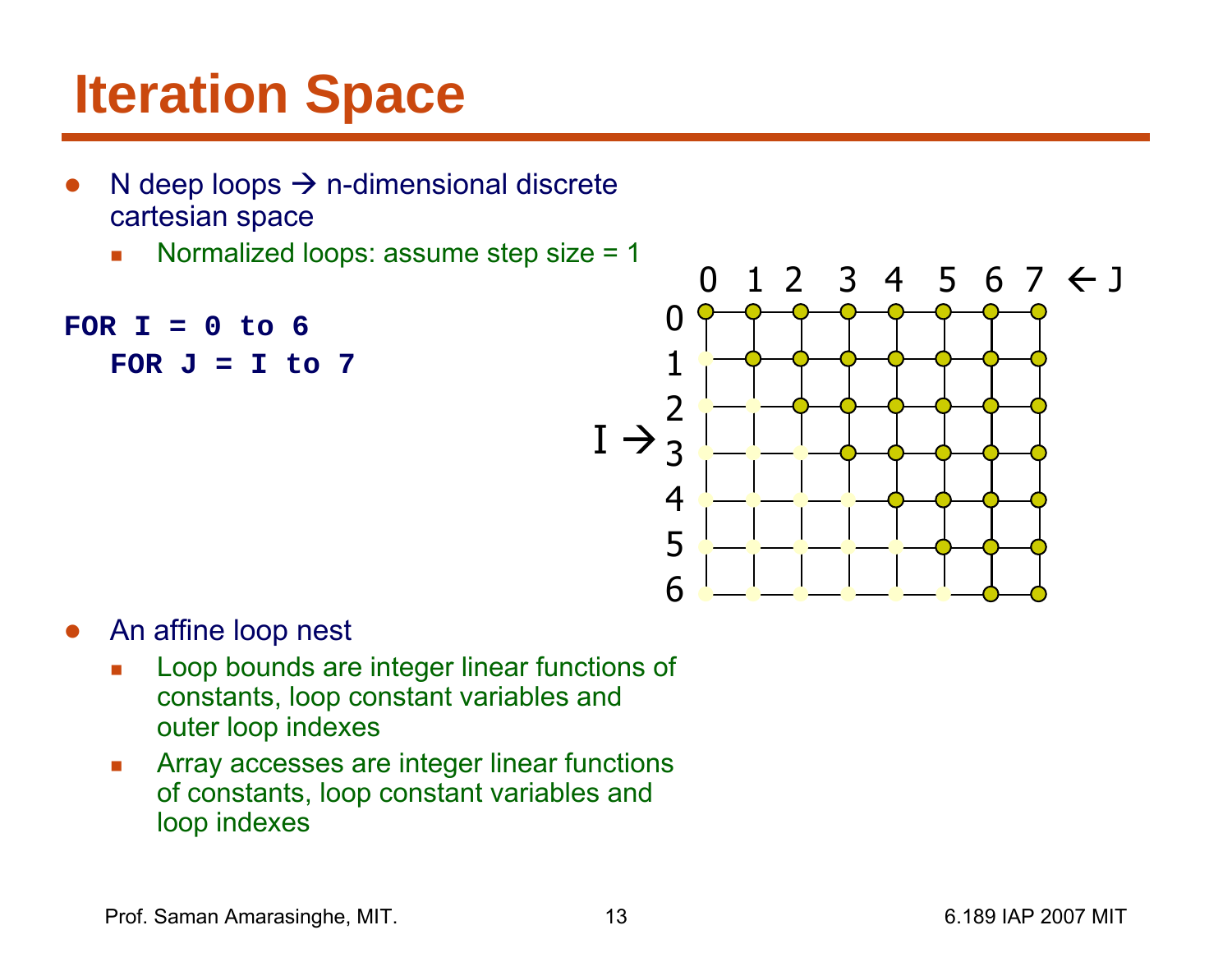# Iteration Space

- N deep loops → n-dimensional discrete cartesian space
  - Normalized loops: assume step size = 1

```
FOR I = 0 to 6
   FOR J = I to 7
```

0 1 2 3 4 5 6 7 ← J

I →

0
1
2
3
4
5
6

- An affine loop nest
  - Loop bounds are integer linear functions of constants, loop constant variables and outer loop indexes
  - Array accesses are integer linear functions of constants, loop constant variables and loop indexes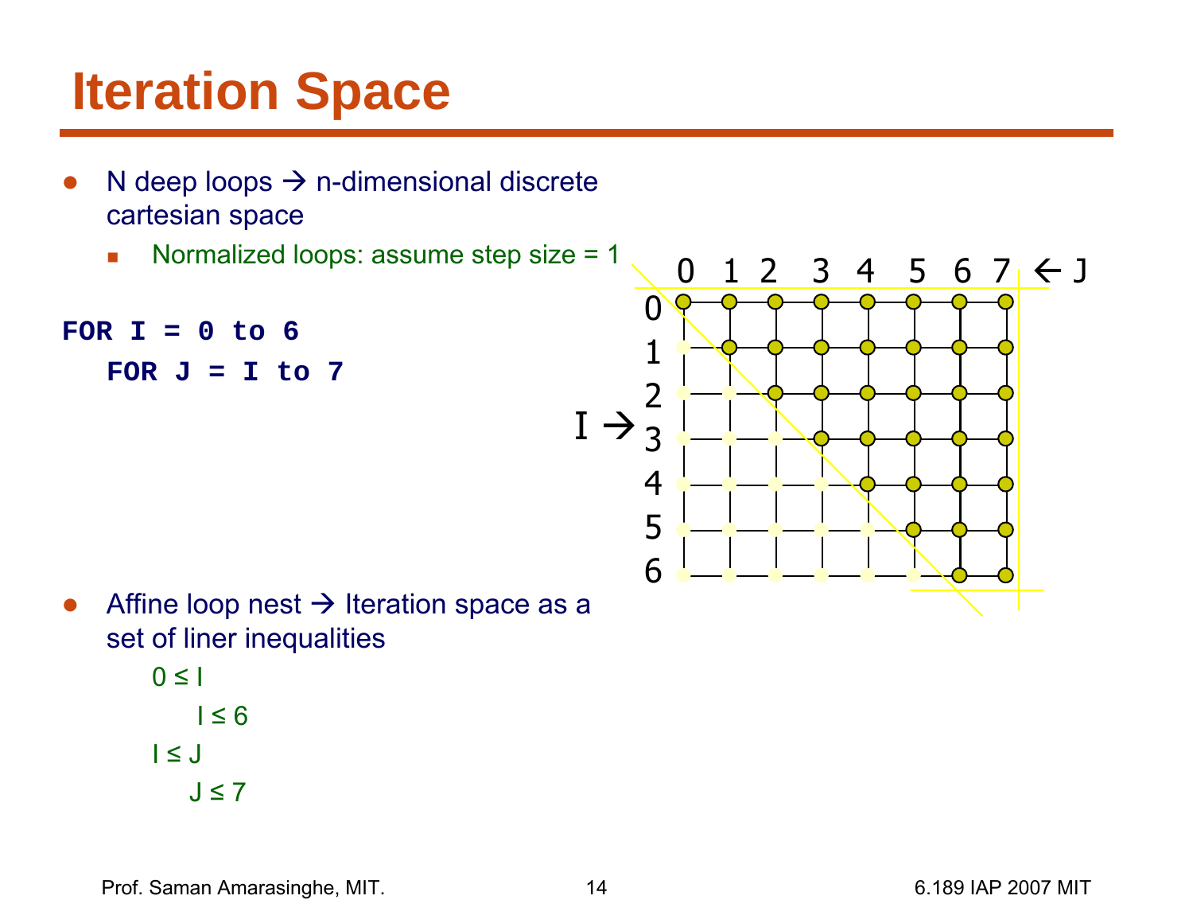# Iteration Space

- N deep loops → n-dimensional discrete cartesian space
  - Normalized loops: assume step size = 1

```
FOR I = 0 to 6
   FOR J = I to 7
```

0 1 2 3 4 5 6 7 ← J

I → 0 1 2 3 4 5 6

- Affine loop nest → Iteration space as a set of liner inequalities

  $0 \leq I$

  $I \leq 6$

  $I \leq J$

  $J \leq 7$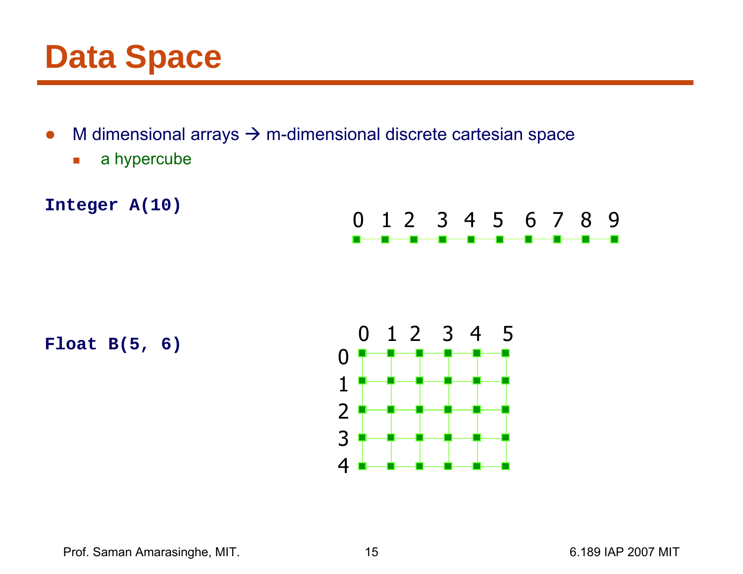# Data Space

- M dimensional arrays → m-dimensional discrete cartesian space
  - a hypercube

```
Integer A(10)
```

0 1 2 3 4 5 6 7 8 9

```
Float B(5, 6)
```

0 1 2 3 4 5

0
1
2
3
4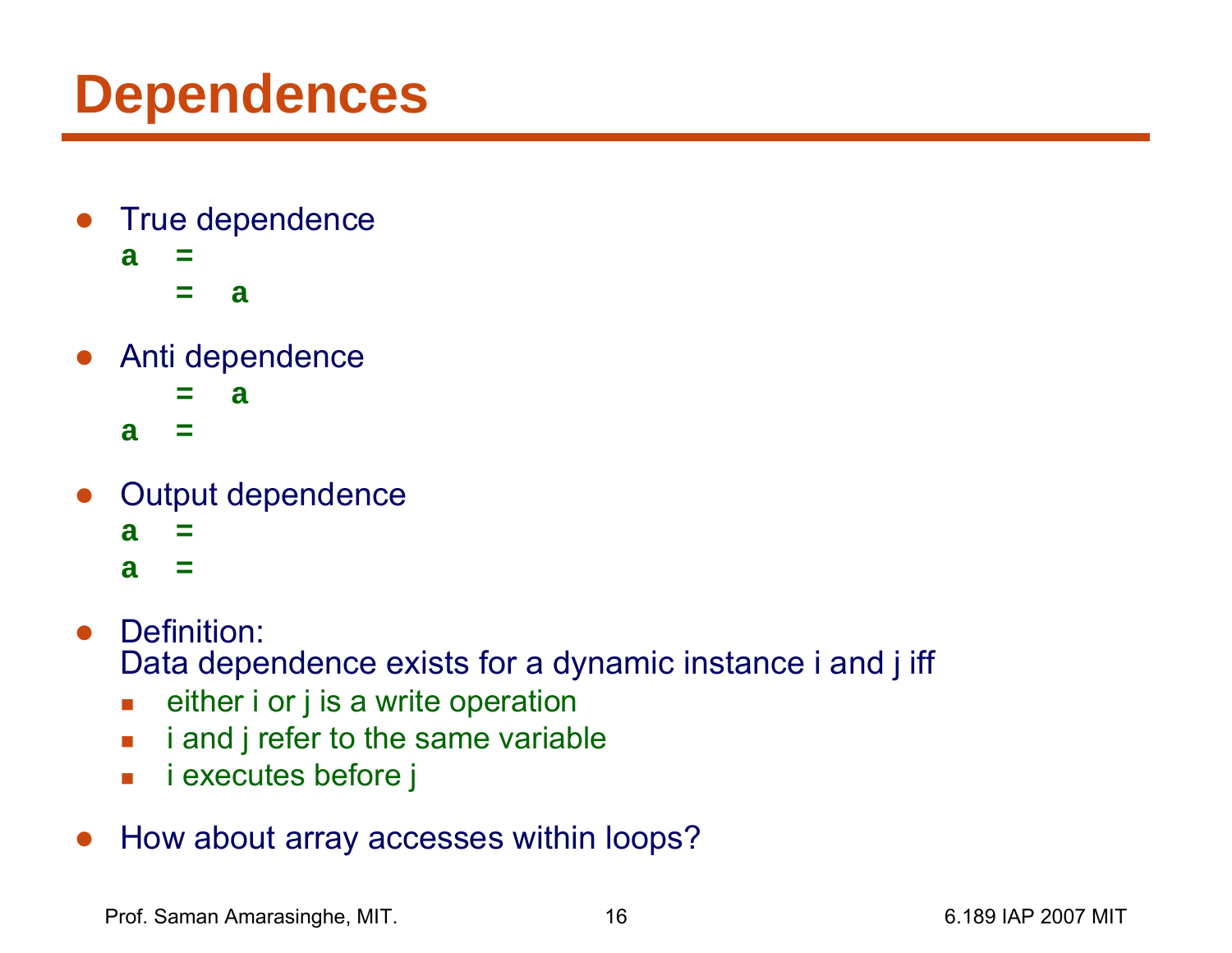# Dependences

- True dependence

```
a   =
    =   a
```

- Anti dependence

```
    =   a
a   =
```

- Output dependence

```
a   =
a   =
```

- Definition:
  Data dependence exists for a dynamic instance i and j iff
  - either i or j is a write operation
  - i and j refer to the same variable
  - i executes before j

- How about array accesses within loops?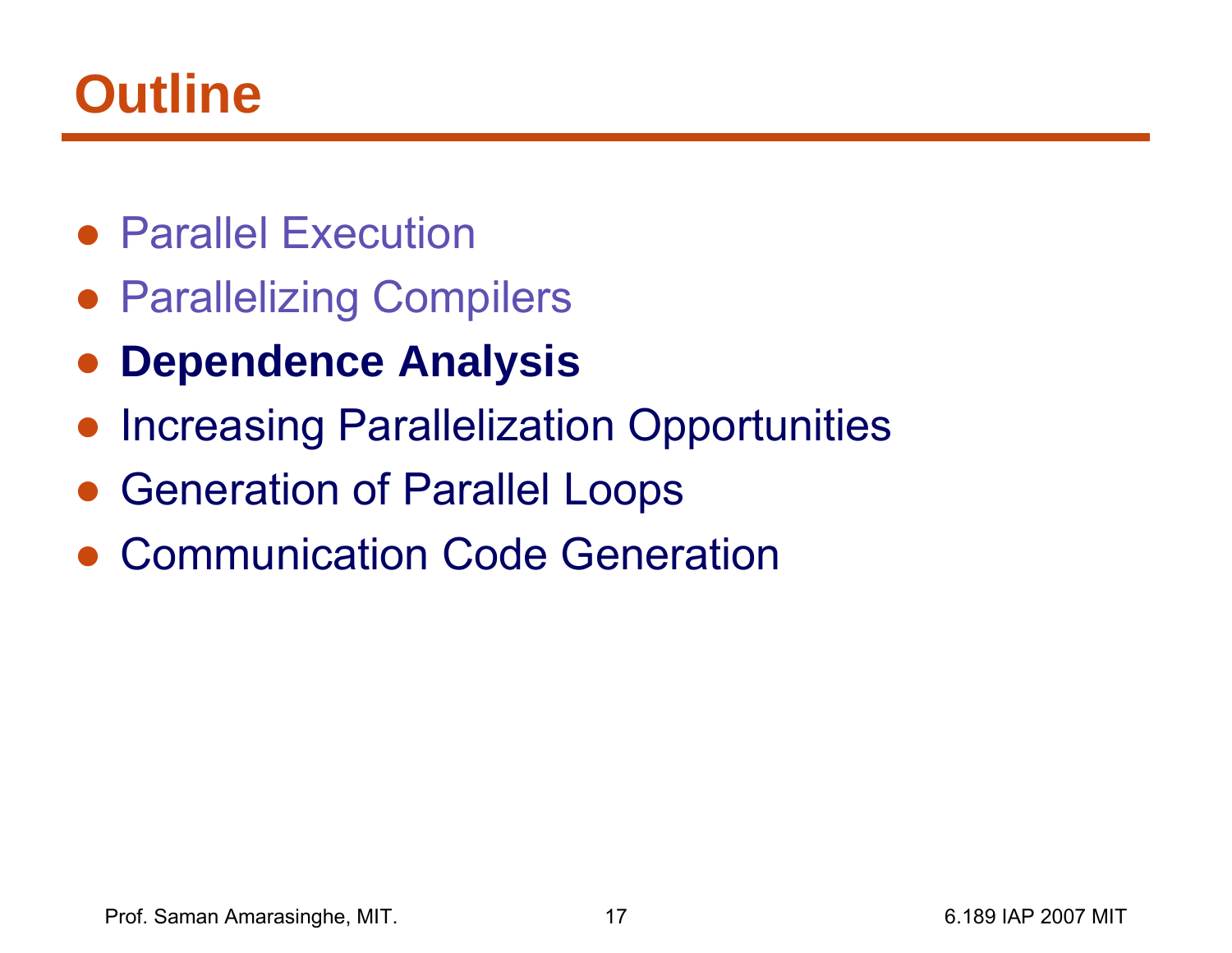# Outline

- Parallel Execution
- Parallelizing Compilers
- **Dependence Analysis**
- Increasing Parallelization Opportunities
- Generation of Parallel Loops
- Communication Code Generation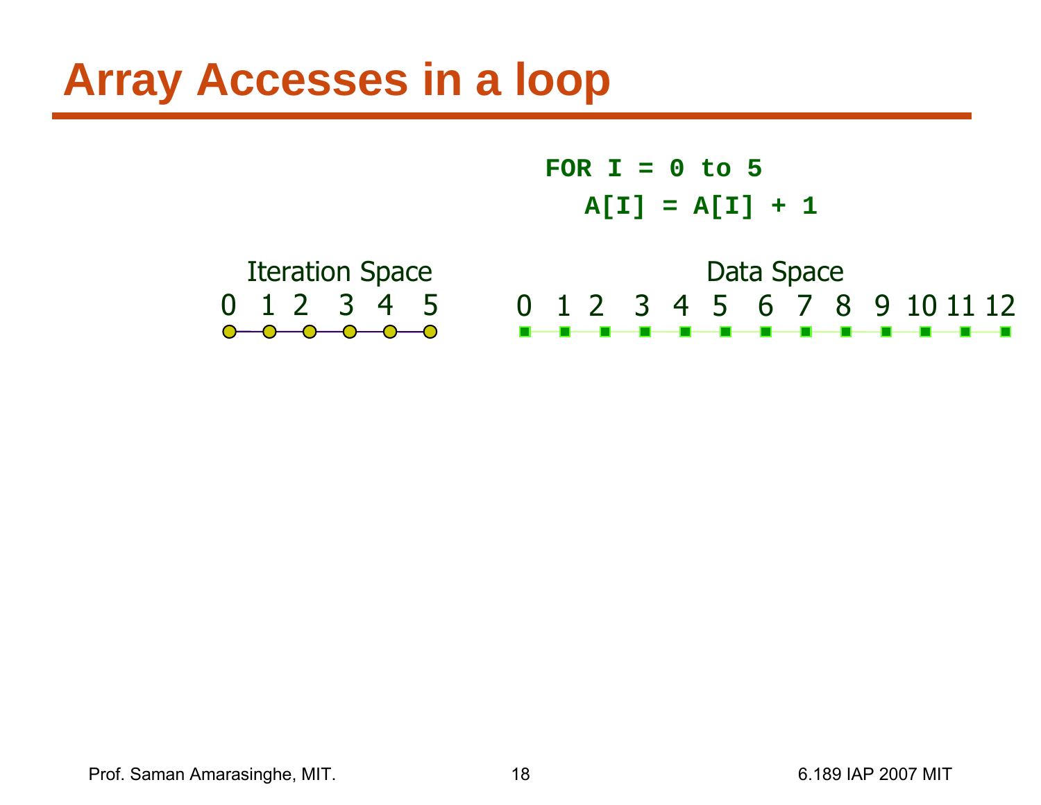# Array Accesses in a loop

```
FOR I = 0 to 5
  A[I] = A[I] + 1
```

Iteration Space

0 1 2 3 4 5

Data Space

0 1 2 3 4 5 6 7 8 9 10 11 12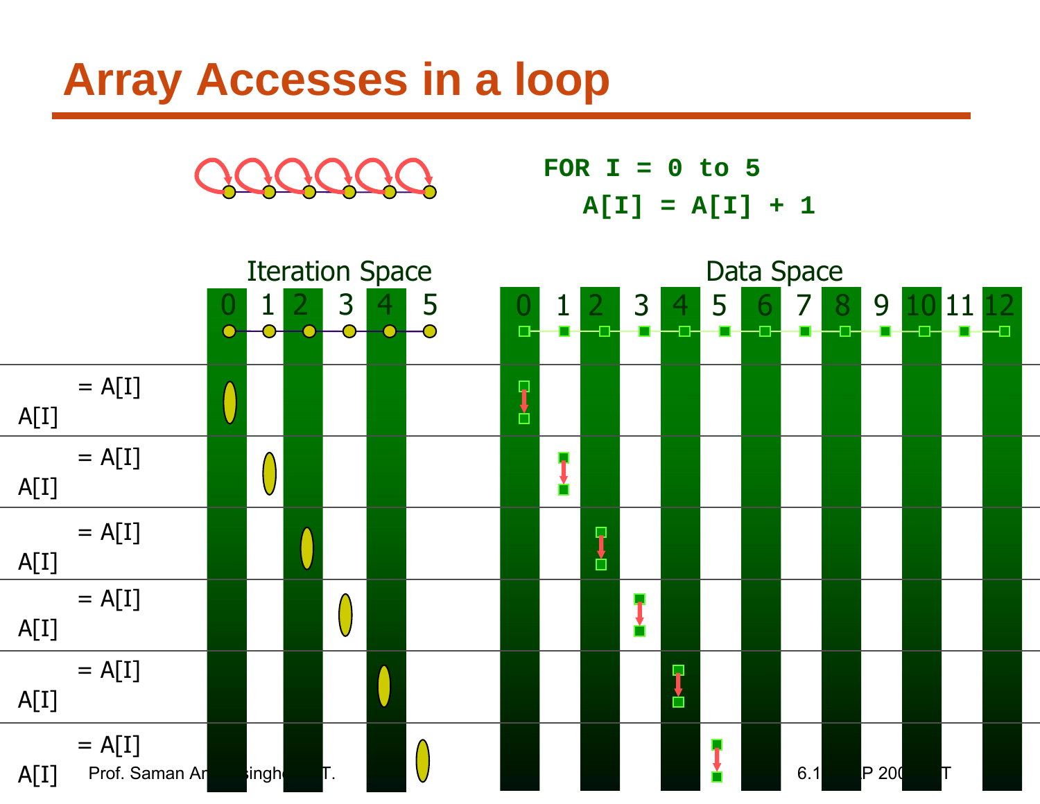# Array Accesses in a loop

```
FOR I = 0 to 5
   A[I] = A[I] + 1
```

Iteration Space

0 1 2 3 4 5

Data Space

0 1 2 3 4 5 6 7 8 9 10 11 12

= A[I]
A[I]

= A[I]
A[I]

= A[I]
A[I]

= A[I]
A[I]

= A[I]
A[I]

= A[I]
A[I]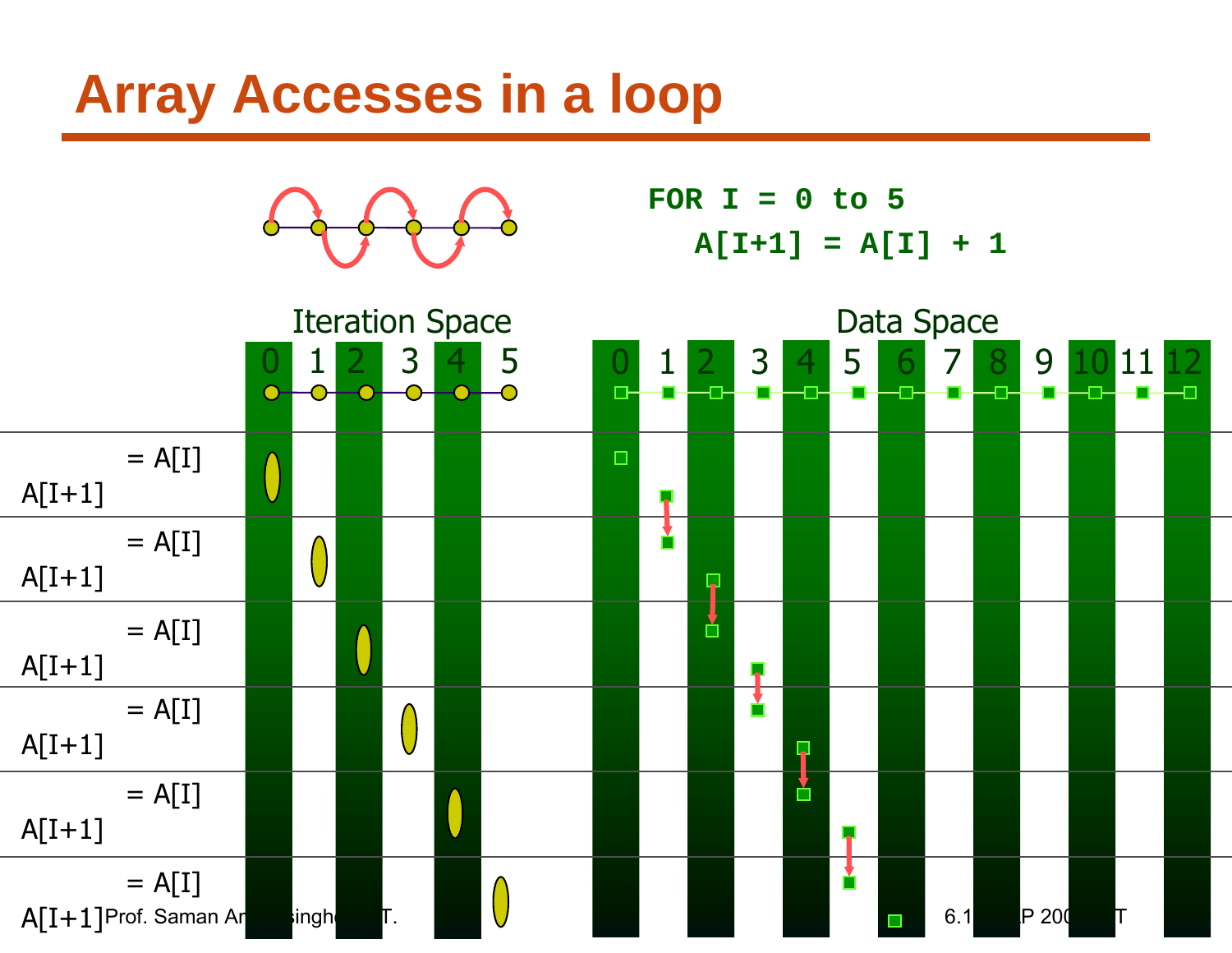# Array Accesses in a loop

```
FOR I = 0 to 5
   A[I+1] = A[I] + 1
```

Iteration Space

0 1 2 3 4 5

Data Space

0 1 2 3 4 5 6 7 8 9 10 11 12

= A[I]
A[I+1]

= A[I]
A[I+1]

= A[I]
A[I+1]

= A[I]
A[I+1]

= A[I]
A[I+1]

= A[I]
A[I+1]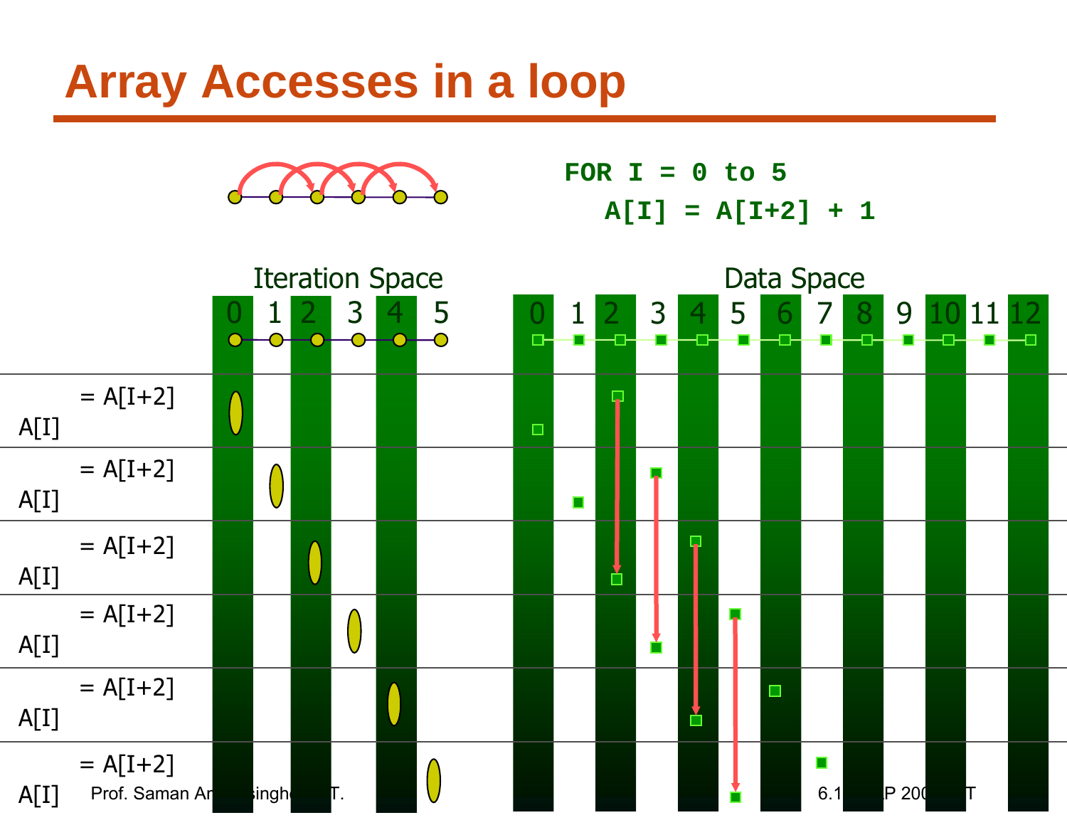# Array Accesses in a loop

```
FOR I = 0 to 5
   A[I] = A[I+2] + 1
```

Iteration Space

0 1 2 3 4 5

Data Space

0 1 2 3 4 5 6 7 8 9 10 11 12

= A[I+2]
A[I]

= A[I+2]
A[I]

= A[I+2]
A[I]

= A[I+2]
A[I]

= A[I+2]
A[I]

= A[I+2]
A[I]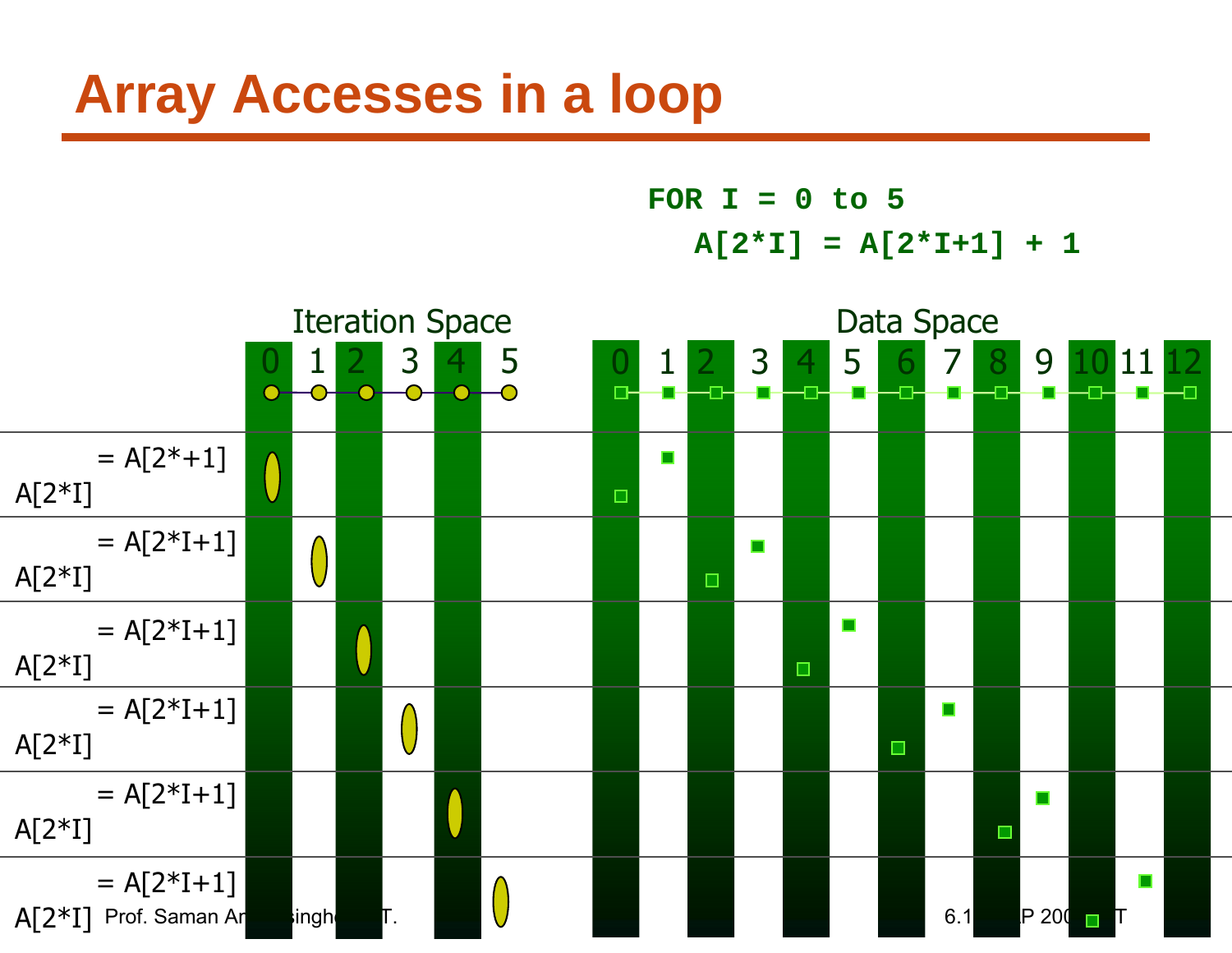# Array Accesses in a loop

```
FOR I = 0 to 5
  A[2*I] = A[2*I+1] + 1
```

Iteration Space

0 1 2 3 4 5

Data Space

0 1 2 3 4 5 6 7 8 9 10 11 12

= A[2*+1]
A[2*I]

= A[2*I+1]
A[2*I]

= A[2*I+1]
A[2*I]

= A[2*I+1]
A[2*I]

= A[2*I+1]
A[2*I]

= A[2*I+1]
A[2*I]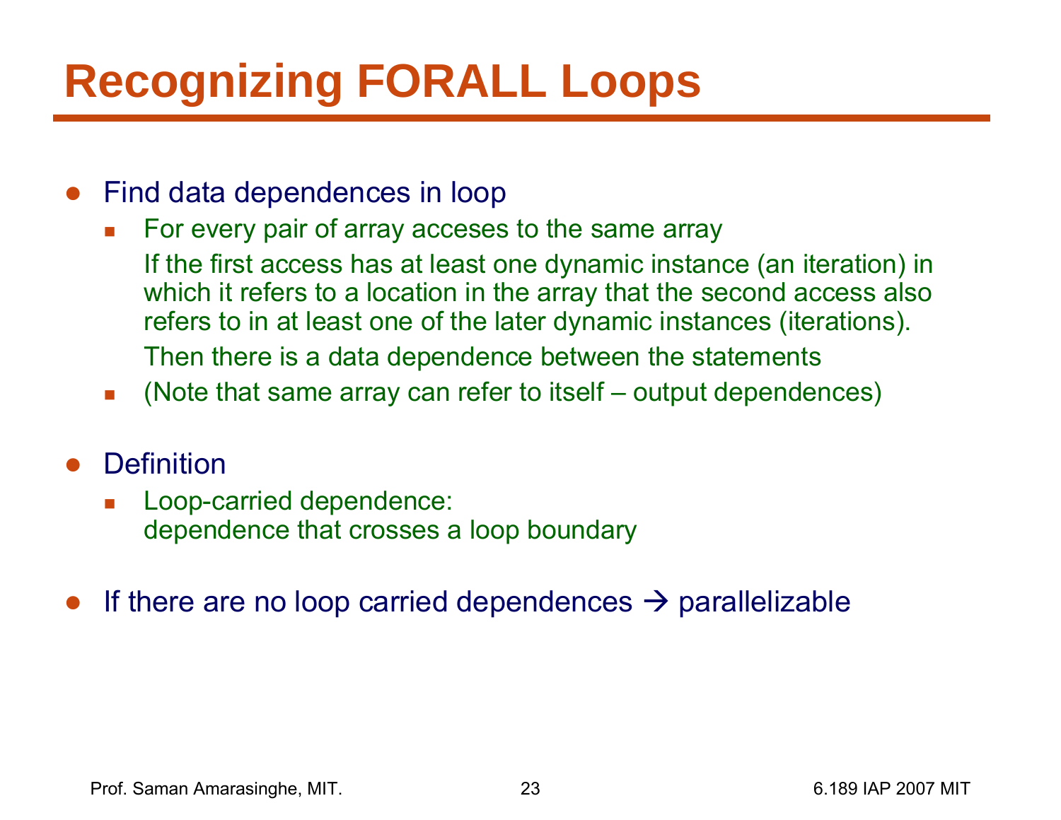# Recognizing FORALL Loops

- Find data dependences in loop
  - For every pair of array acceses to the same array
    If the first access has at least one dynamic instance (an iteration) in which it refers to a location in the array that the second access also refers to in at least one of the later dynamic instances (iterations).
    Then there is a data dependence between the statements
  - (Note that same array can refer to itself – output dependences)

- Definition
  - Loop-carried dependence:
    dependence that crosses a loop boundary

- If there are no loop carried dependences → parallelizable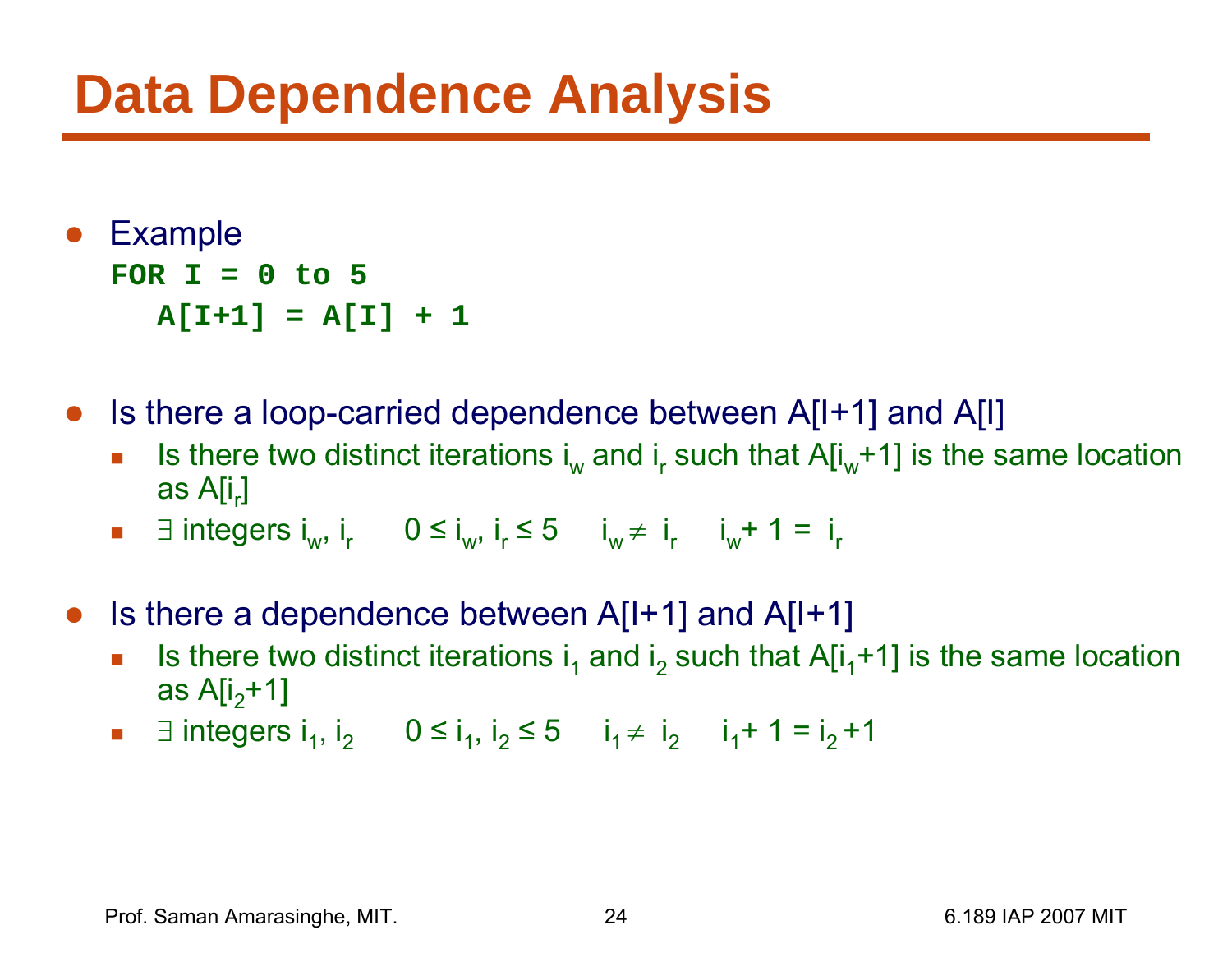# Data Dependence Analysis

- Example

```
FOR I = 0 to 5
   A[I+1] = A[I] + 1
```

- Is there a loop-carried dependence between A[I+1] and A[I]
  - Is there two distinct iterations $i_w$ and $i_r$ such that A[$i_w$+1] is the same location as A[$i_r$]
  - $\exists$ integers $i_w, i_r$ $\quad 0 \leq i_w, i_r \leq 5 \quad i_w \neq i_r \quad i_w + 1 = i_r$

- Is there a dependence between A[I+1] and A[I+1]
  - Is there two distinct iterations $i_1$ and $i_2$ such that A[$i_1$+1] is the same location as A[$i_2$+1]
  - $\exists$ integers $i_1, i_2$ $\quad 0 \leq i_1, i_2 \leq 5 \quad i_1 \neq i_2 \quad i_1 + 1 = i_2 + 1$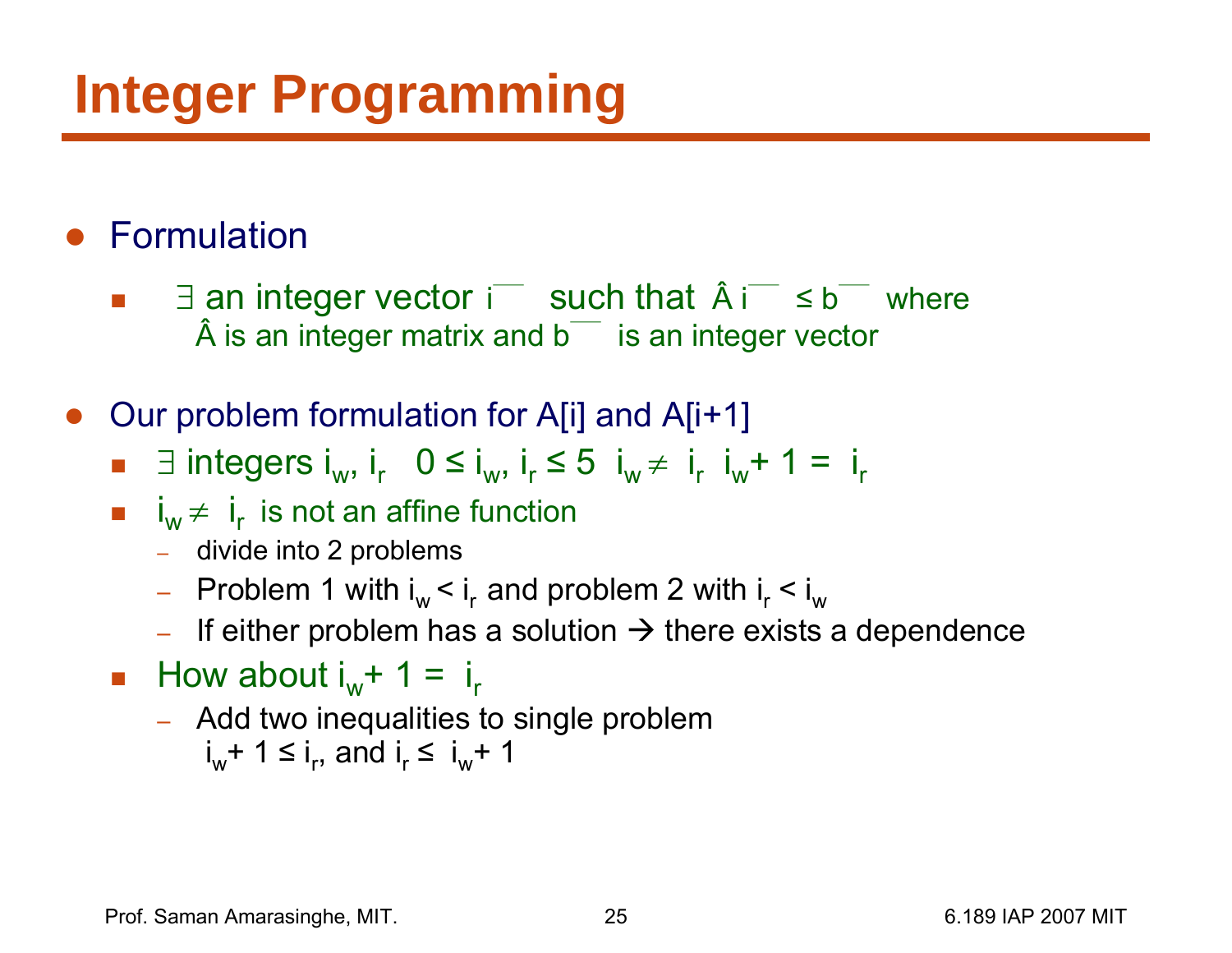# Integer Programming

- Formulation
  - $\exists$ an integer vector $\bar{i}$ such that $\hat{A}\,\bar{i} \le \bar{b}$ where $\hat{A}$ is an integer matrix and $\bar{b}$ is an integer vector
- Our problem formulation for A[i] and A[i+1]
  - $\exists$ integers $i_w, i_r$ $\;0 \le i_w, i_r \le 5\;$ $i_w \ne i_r\;$ $i_w + 1 = i_r$
  - $i_w \ne i_r$ is not an affine function
    - divide into 2 problems
    - Problem 1 with $i_w < i_r$ and problem 2 with $i_r < i_w$
    - If either problem has a solution → there exists a dependence
  - How about $i_w + 1 = i_r$
    - Add two inequalities to single problem
      $i_w + 1 \le i_r$, and $i_r \le i_w + 1$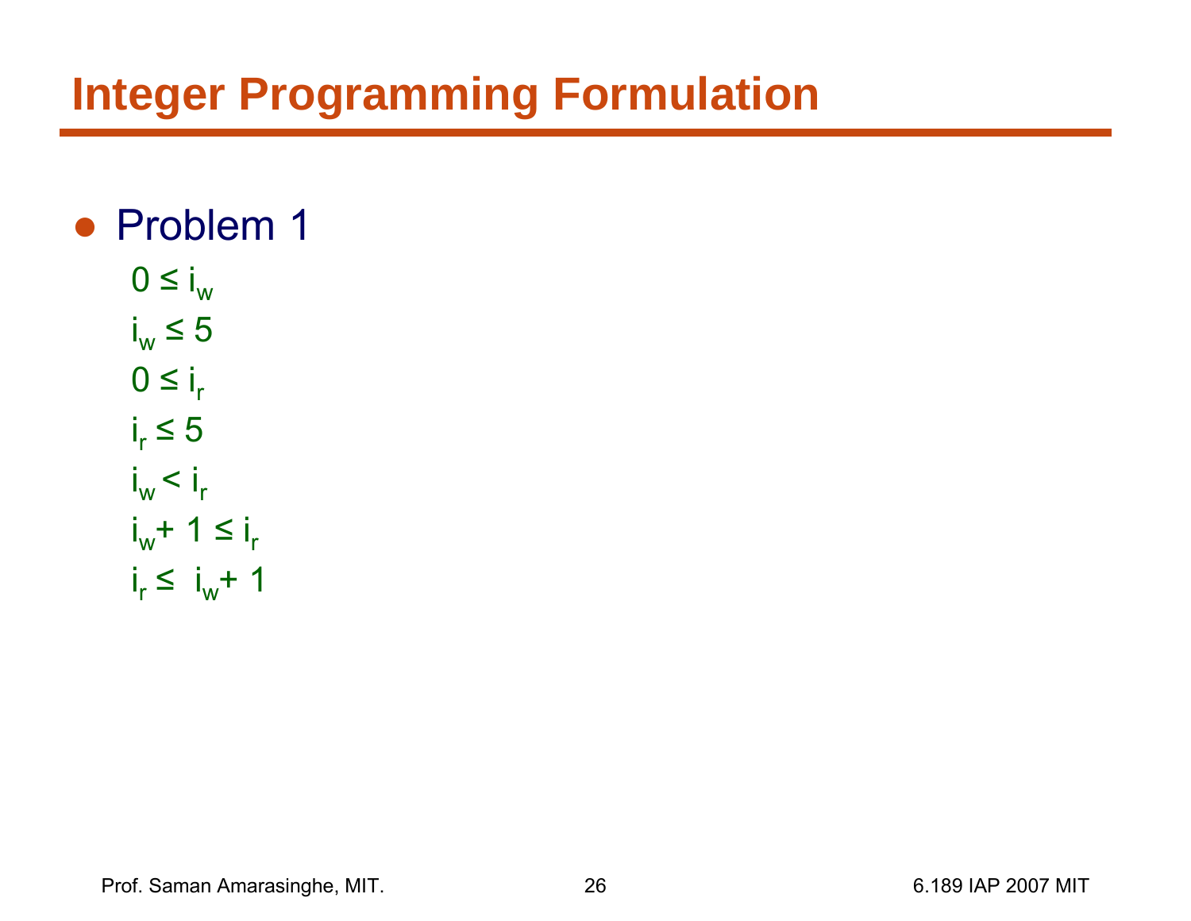# Integer Programming Formulation

- Problem 1

  $0 \leq i_w$

  $i_w \leq 5$

  $0 \leq i_r$

  $i_r \leq 5$

  $i_w < i_r$

  $i_w + 1 \leq i_r$

  $i_r \leq i_w + 1$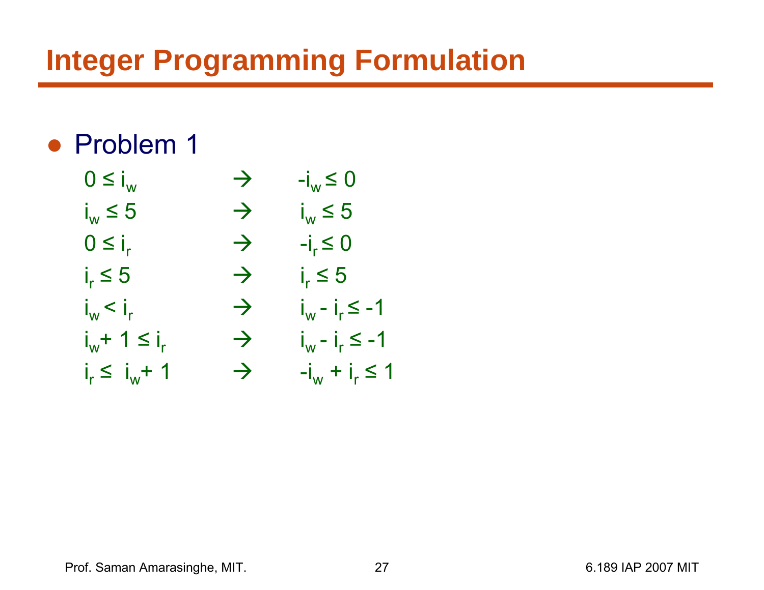# Integer Programming Formulation

- Problem 1

$$0 \le i_w \quad \rightarrow \quad -i_w \le 0$$

$$i_w \le 5 \quad \rightarrow \quad i_w \le 5$$

$$0 \le i_r \quad \rightarrow \quad -i_r \le 0$$

$$i_r \le 5 \quad \rightarrow \quad i_r \le 5$$

$$i_w < i_r \quad \rightarrow \quad i_w - i_r \le -1$$

$$i_w + 1 \le i_r \quad \rightarrow \quad i_w - i_r \le -1$$

$$i_r \le i_w + 1 \quad \rightarrow \quad -i_w + i_r \le 1$$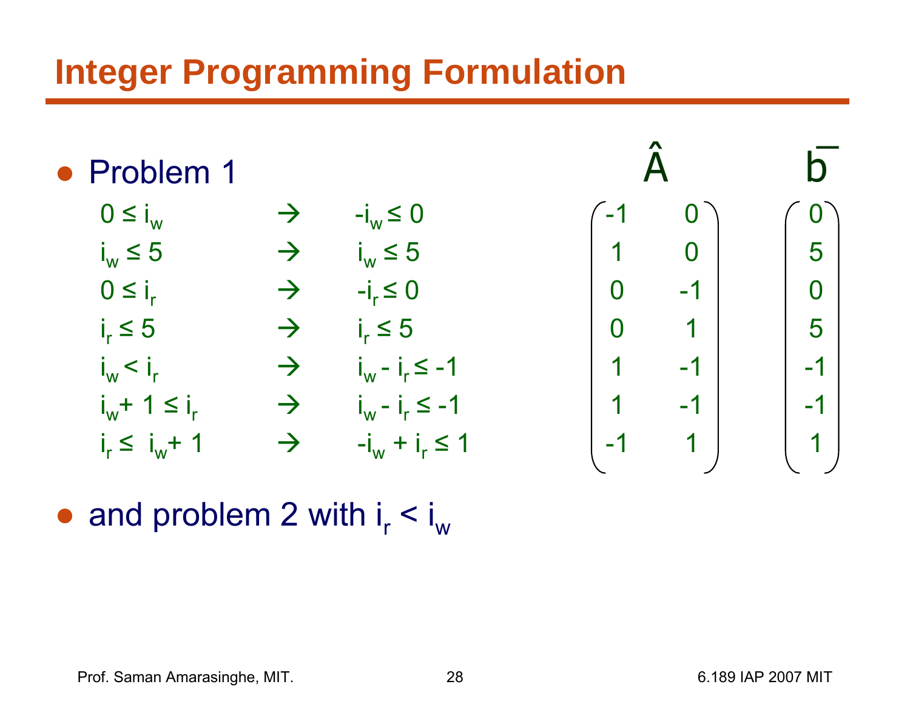# Integer Programming Formulation

- Problem 1

| Constraint | | Normalized | $\hat{A}$ | | $\bar{b}$ |
|---|---|---|---|---|---|
| $0 \le i_w$ | → | $-i_w \le 0$ | -1 | 0 | 0 |
| $i_w \le 5$ | → | $i_w \le 5$ | 1 | 0 | 5 |
| $0 \le i_r$ | → | $-i_r \le 0$ | 0 | -1 | 0 |
| $i_r \le 5$ | → | $i_r \le 5$ | 0 | 1 | 5 |
| $i_w < i_r$ | → | $i_w - i_r \le -1$ | 1 | -1 | -1 |
| $i_w + 1 \le i_r$ | → | $i_w - i_r \le -1$ | 1 | -1 | -1 |
| $i_r \le i_w + 1$ | → | $-i_w + i_r \le 1$ | -1 | 1 | 1 |

$$
\hat{A} = \begin{pmatrix} -1 & 0 \\ 1 & 0 \\ 0 & -1 \\ 0 & 1 \\ 1 & -1 \\ 1 & -1 \\ -1 & 1 \end{pmatrix} \qquad \bar{b} = \begin{pmatrix} 0 \\ 5 \\ 0 \\ 5 \\ -1 \\ -1 \\ 1 \end{pmatrix}
$$

- and problem 2 with $i_r < i_w$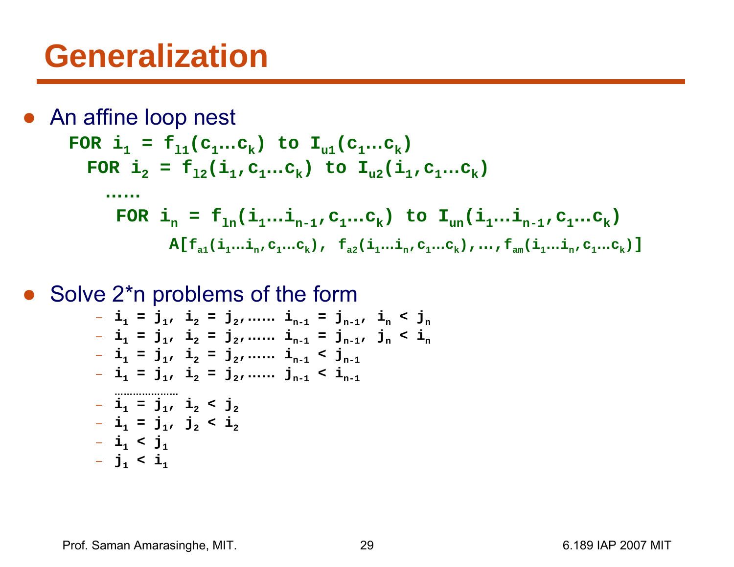# Generalization

- An affine loop nest

```
FOR i1 = fl1(c1…ck) to Iu1(c1…ck)
  FOR i2 = fl2(i1,c1…ck) to Iu2(i1,c1…ck)
    ……
     FOR in = fln(i1…in-1,c1…ck) to Iun(i1…in-1,c1…ck)
          A[fa1(i1…in,c1…ck), fa2(i1…in,c1…ck),…,fam(i1…in,c1…ck)]
```

- Solve 2*n problems of the form
  - $i_1 = j_1,\ i_2 = j_2, \ldots\ i_{n-1} = j_{n-1},\ i_n < j_n$
  - $i_1 = j_1,\ i_2 = j_2, \ldots\ i_{n-1} = j_{n-1},\ j_n < i_n$
  - $i_1 = j_1,\ i_2 = j_2, \ldots\ i_{n-1} < j_{n-1}$
  - $i_1 = j_1,\ i_2 = j_2, \ldots\ j_{n-1} < i_{n-1}$

    …………………
  - $i_1 = j_1,\ i_2 < j_2$
  - $i_1 = j_1,\ j_2 < i_2$
  - $i_1 < j_1$
  - $j_1 < i_1$

Prof. Saman Amarasinghe, MIT. 6.189 IAP 2007 MIT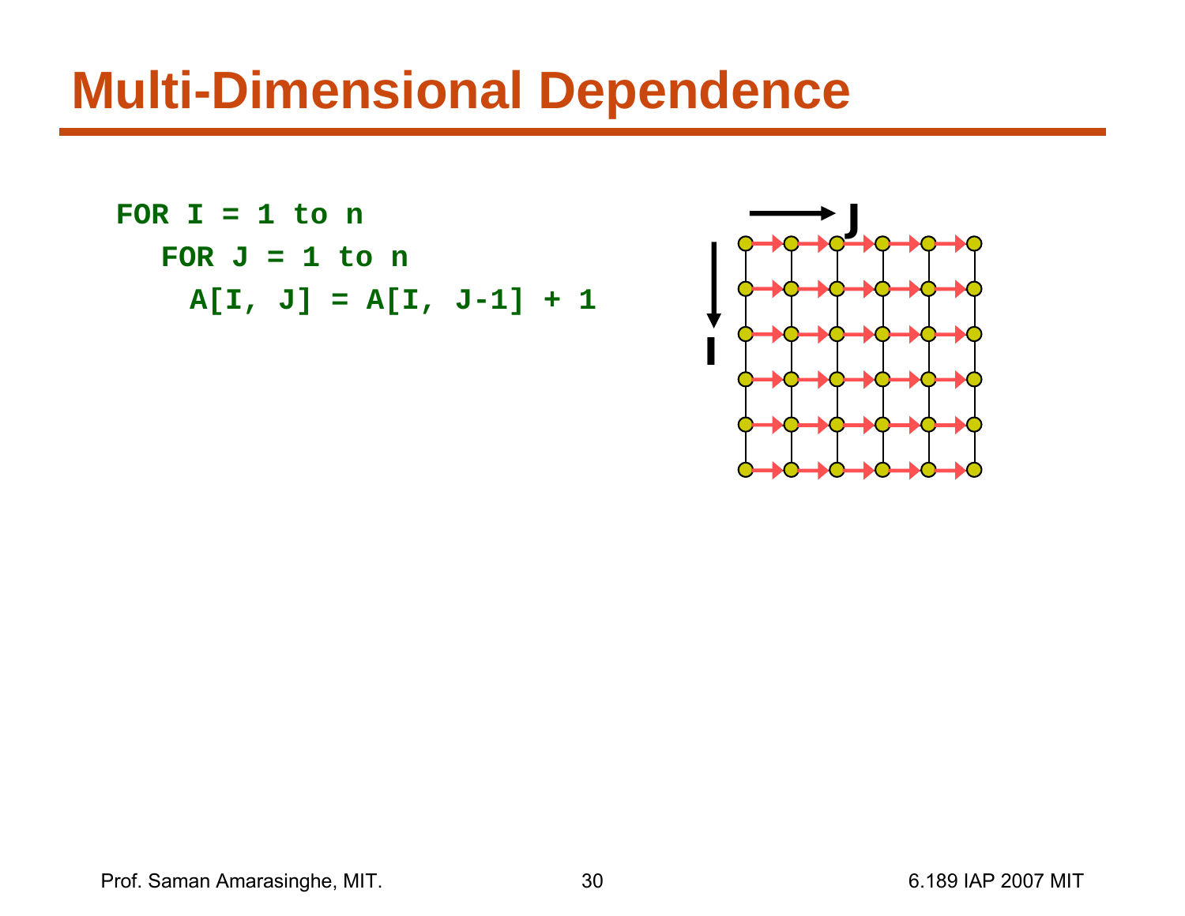# Multi-Dimensional Dependence

```
FOR I = 1 to n
   FOR J = 1 to n
     A[I, J] = A[I, J-1] + 1
```

J

I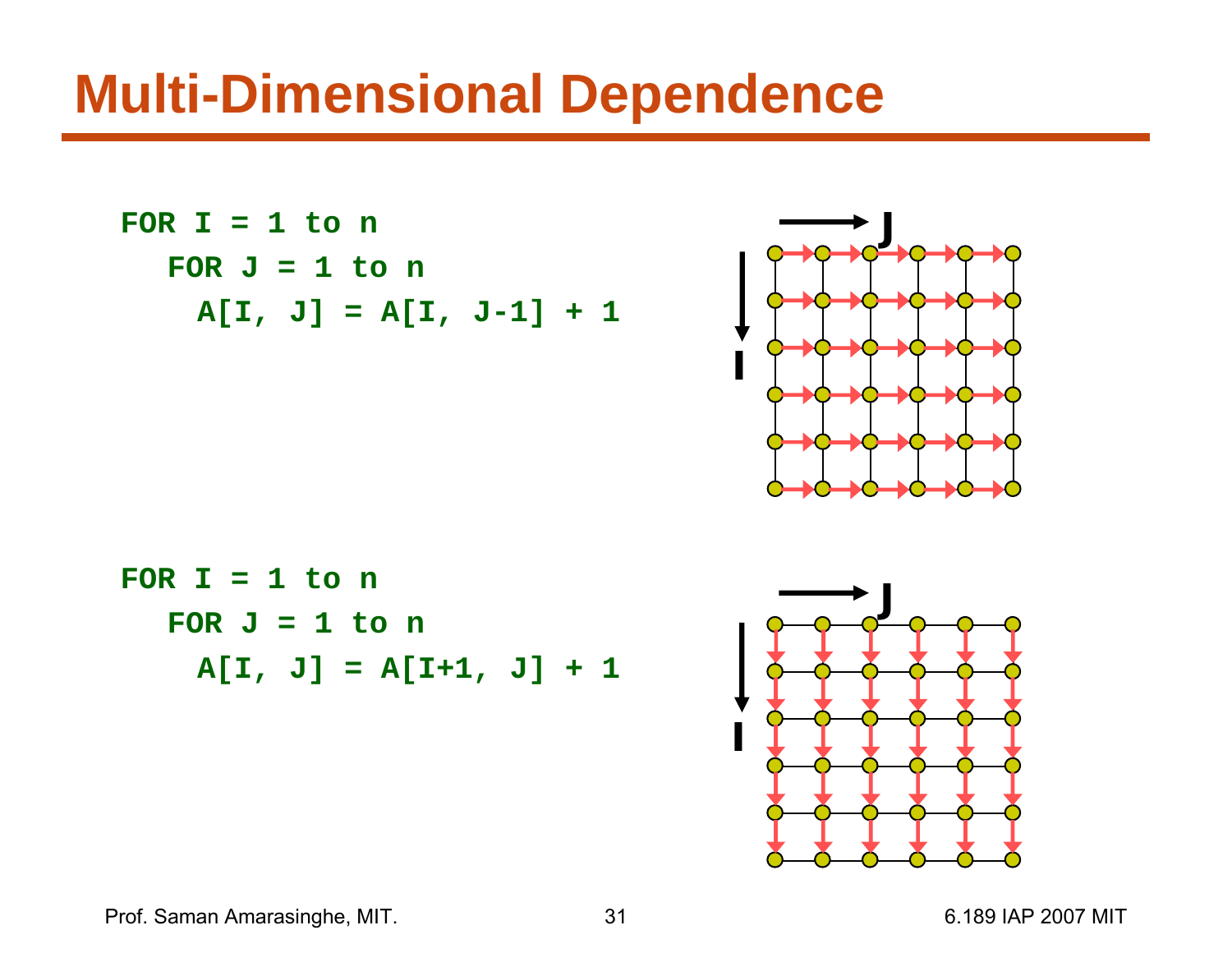# Multi-Dimensional Dependence

```
FOR I = 1 to n
   FOR J = 1 to n
     A[I, J] = A[I, J-1] + 1
```

```
FOR I = 1 to n
   FOR J = 1 to n
     A[I, J] = A[I+1, J] + 1
```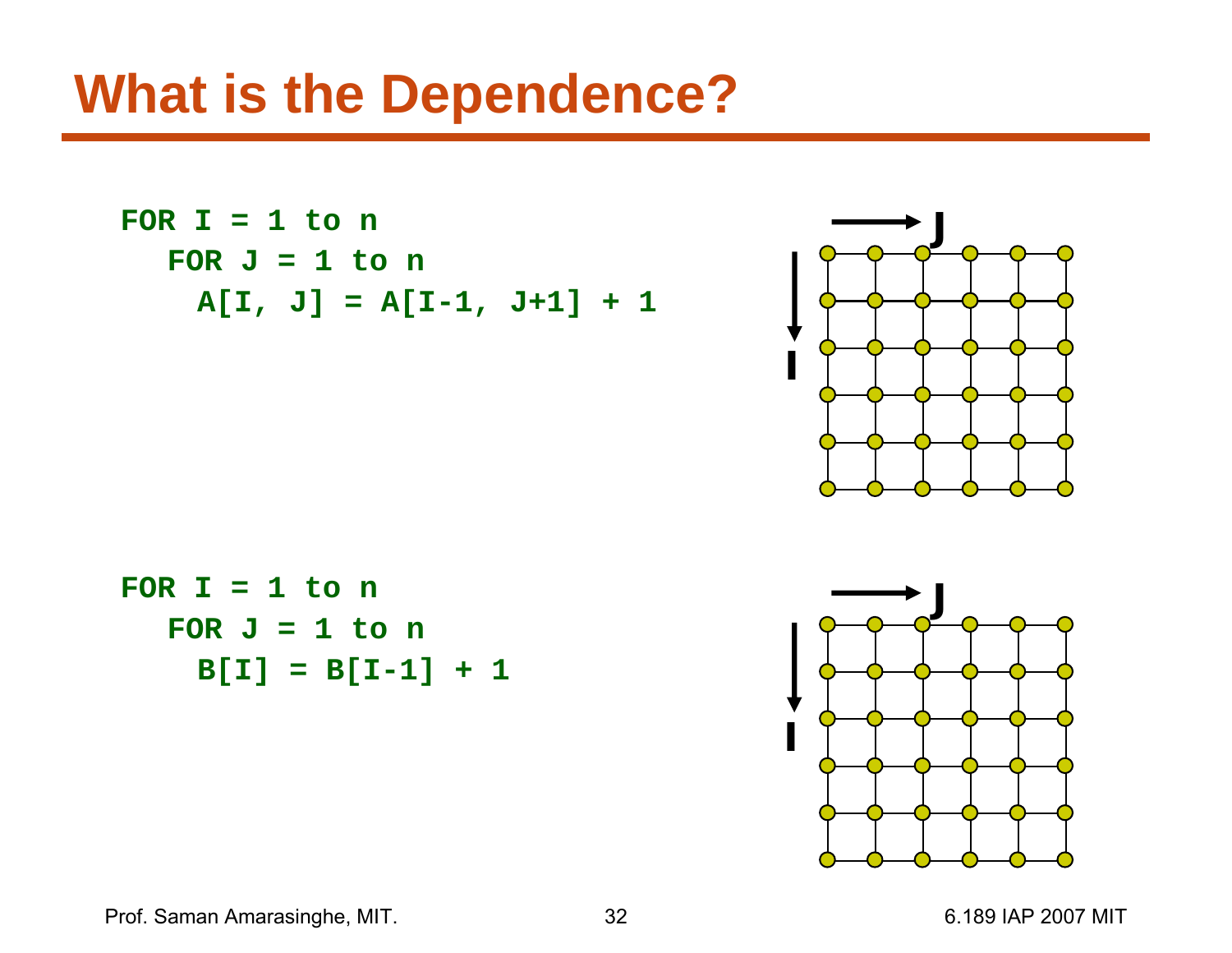# What is the Dependence?

```
FOR I = 1 to n
  FOR J = 1 to n
    A[I, J] = A[I-1, J+1] + 1
```

J

I

```
FOR I = 1 to n
  FOR J = 1 to n
    B[I] = B[I-1] + 1
```

J

I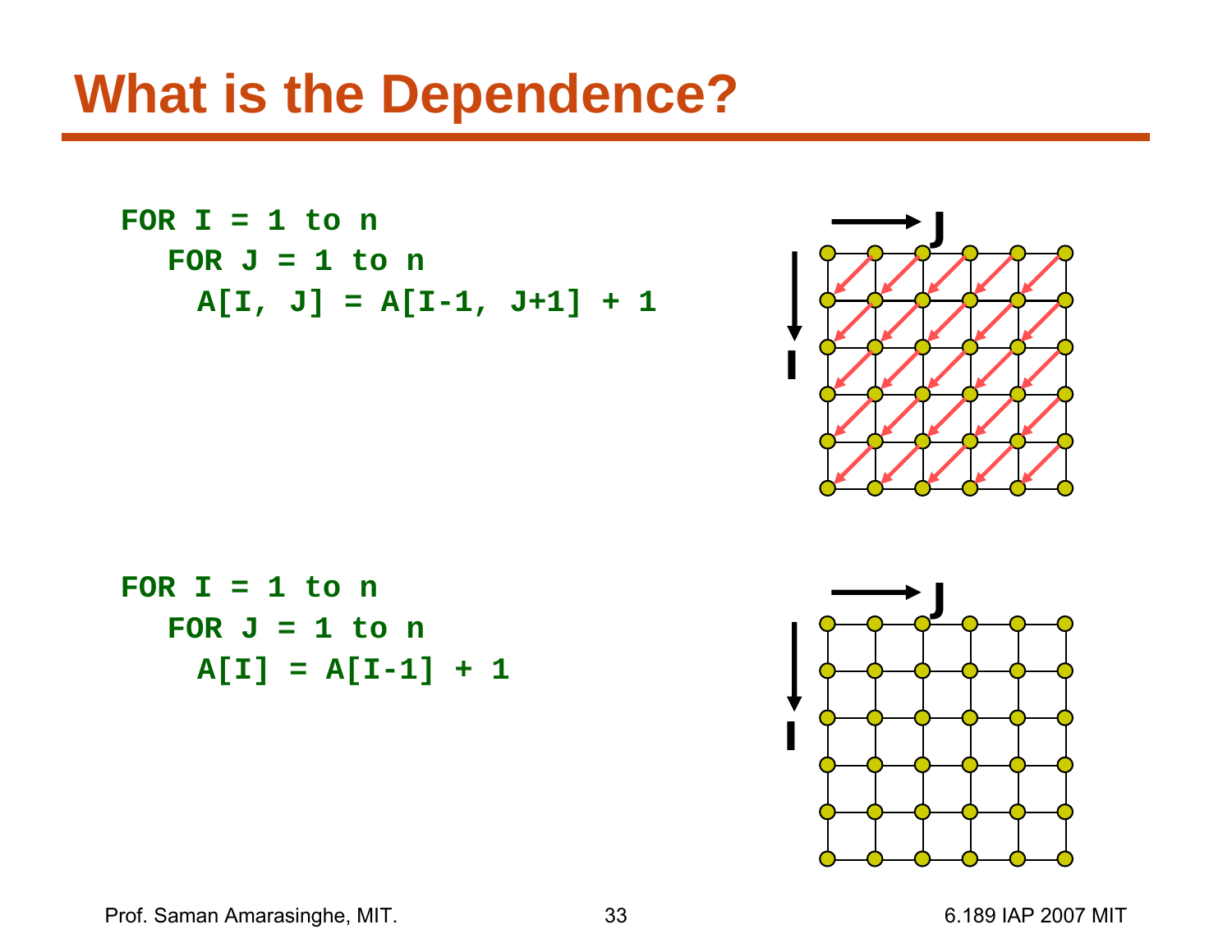# What is the Dependence?

```
FOR I = 1 to n
   FOR J = 1 to n
     A[I, J] = A[I-1, J+1] + 1
```

J

I

```
FOR I = 1 to n
   FOR J = 1 to n
     A[I] = A[I-1] + 1
```

J

I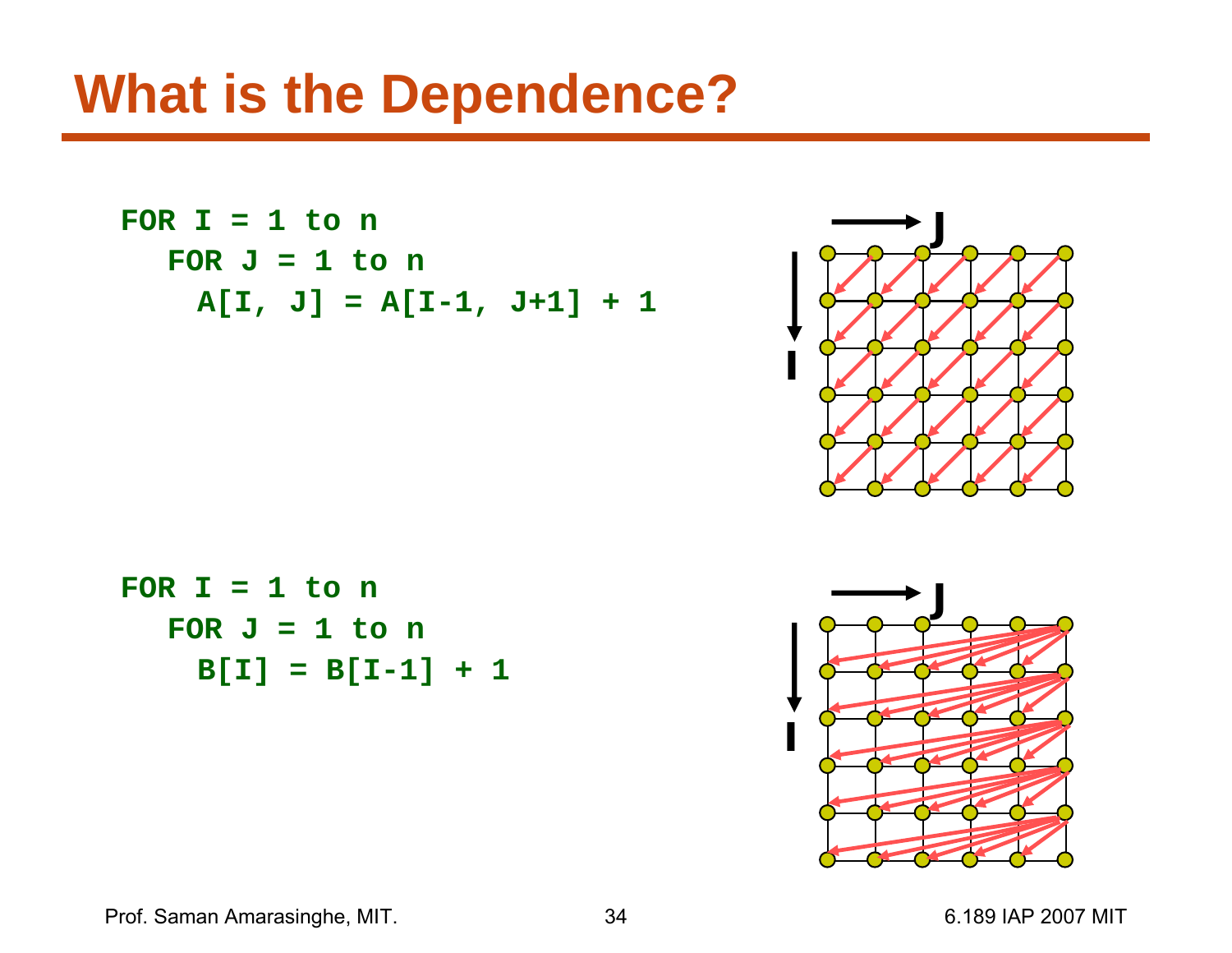# What is the Dependence?

```
FOR I = 1 to n
   FOR J = 1 to n
     A[I, J] = A[I-1, J+1] + 1
```

J

I

```
FOR I = 1 to n
   FOR J = 1 to n
     B[I] = B[I-1] + 1
```

J

I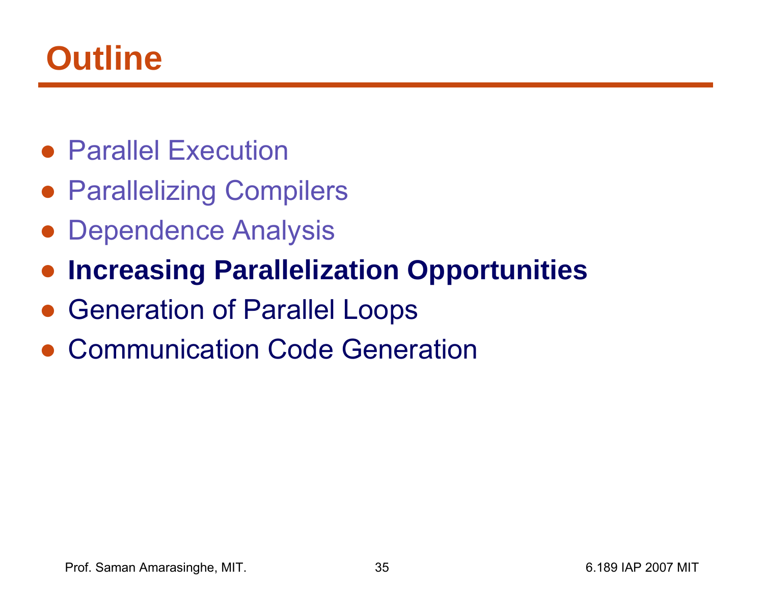# Outline

- Parallel Execution
- Parallelizing Compilers
- Dependence Analysis
- **Increasing Parallelization Opportunities**
- Generation of Parallel Loops
- Communication Code Generation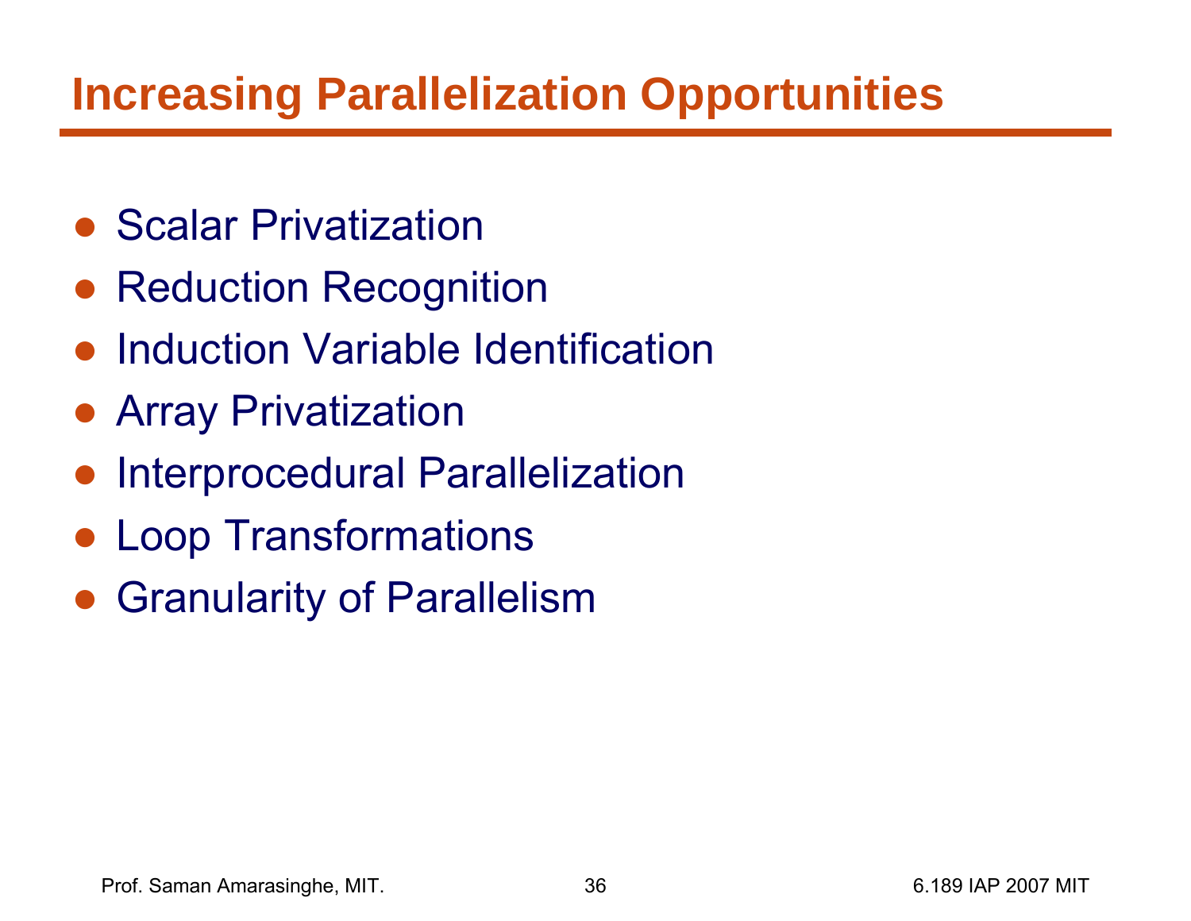# Increasing Parallelization Opportunities

- Scalar Privatization
- Reduction Recognition
- Induction Variable Identification
- Array Privatization
- Interprocedural Parallelization
- Loop Transformations
- Granularity of Parallelism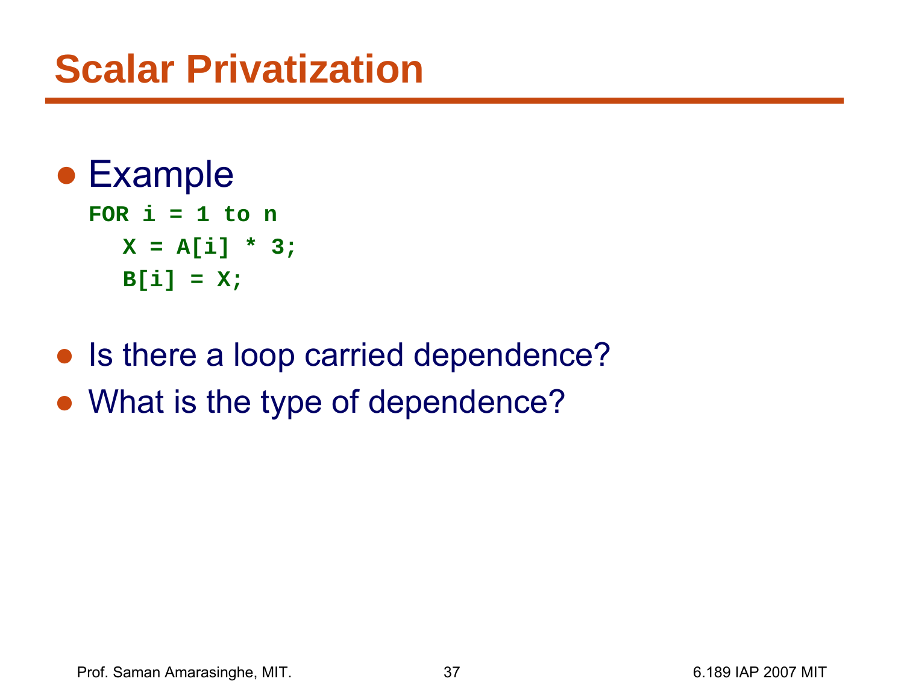# Scalar Privatization

- Example

```
FOR i = 1 to n
  X = A[i] * 3;
  B[i] = X;
```

- Is there a loop carried dependence?
- What is the type of dependence?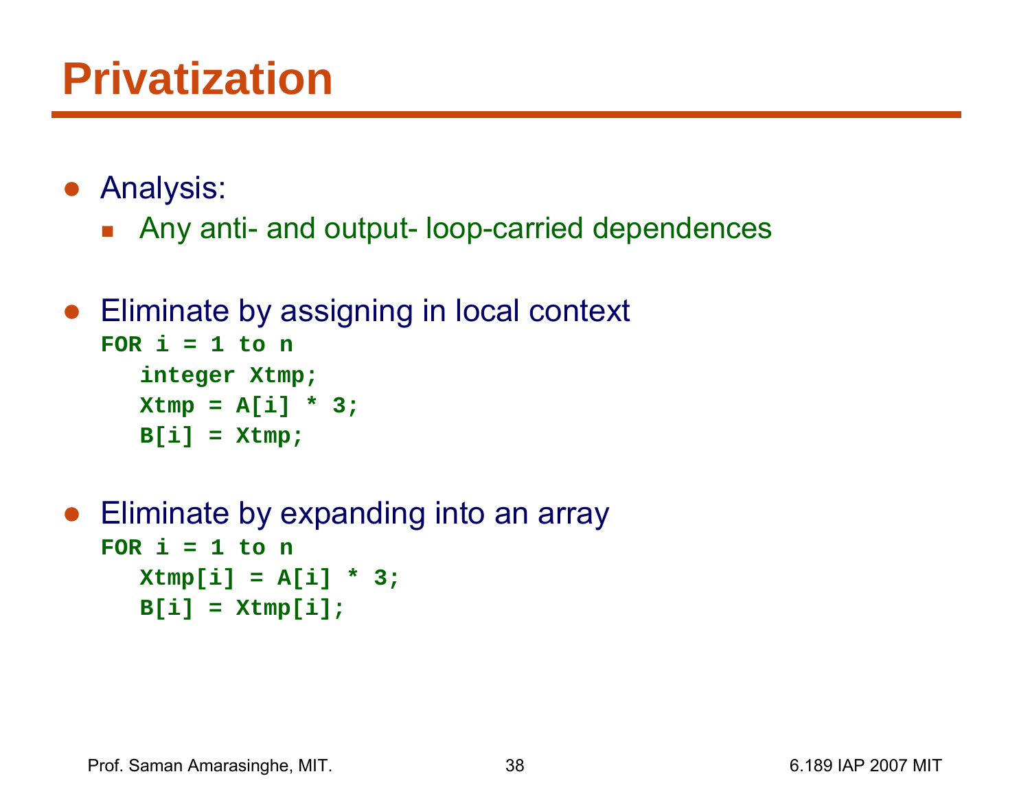# Privatization

- Analysis:
  - Any anti- and output- loop-carried dependences

- Eliminate by assigning in local context

```
FOR i = 1 to n
   integer Xtmp;
   Xtmp = A[i] * 3;
   B[i] = Xtmp;
```

- Eliminate by expanding into an array

```
FOR i = 1 to n
   Xtmp[i] = A[i] * 3;
   B[i] = Xtmp[i];
```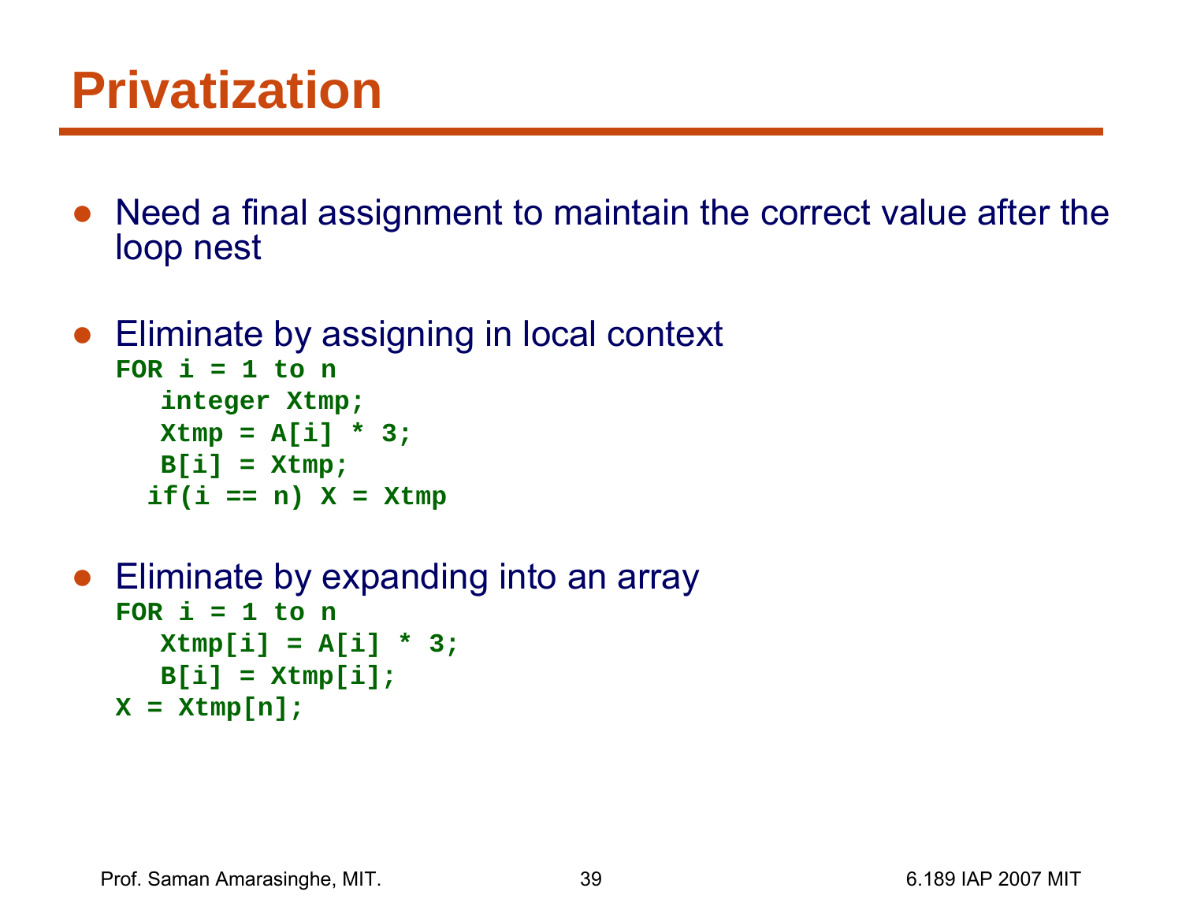# Privatization

- Need a final assignment to maintain the correct value after the loop nest

- Eliminate by assigning in local context

```
FOR i = 1 to n
   integer Xtmp;
   Xtmp = A[i] * 3;
   B[i] = Xtmp;
  if(i == n) X = Xtmp
```

- Eliminate by expanding into an array

```
FOR i = 1 to n
   Xtmp[i] = A[i] * 3;
   B[i] = Xtmp[i];
X = Xtmp[n];
```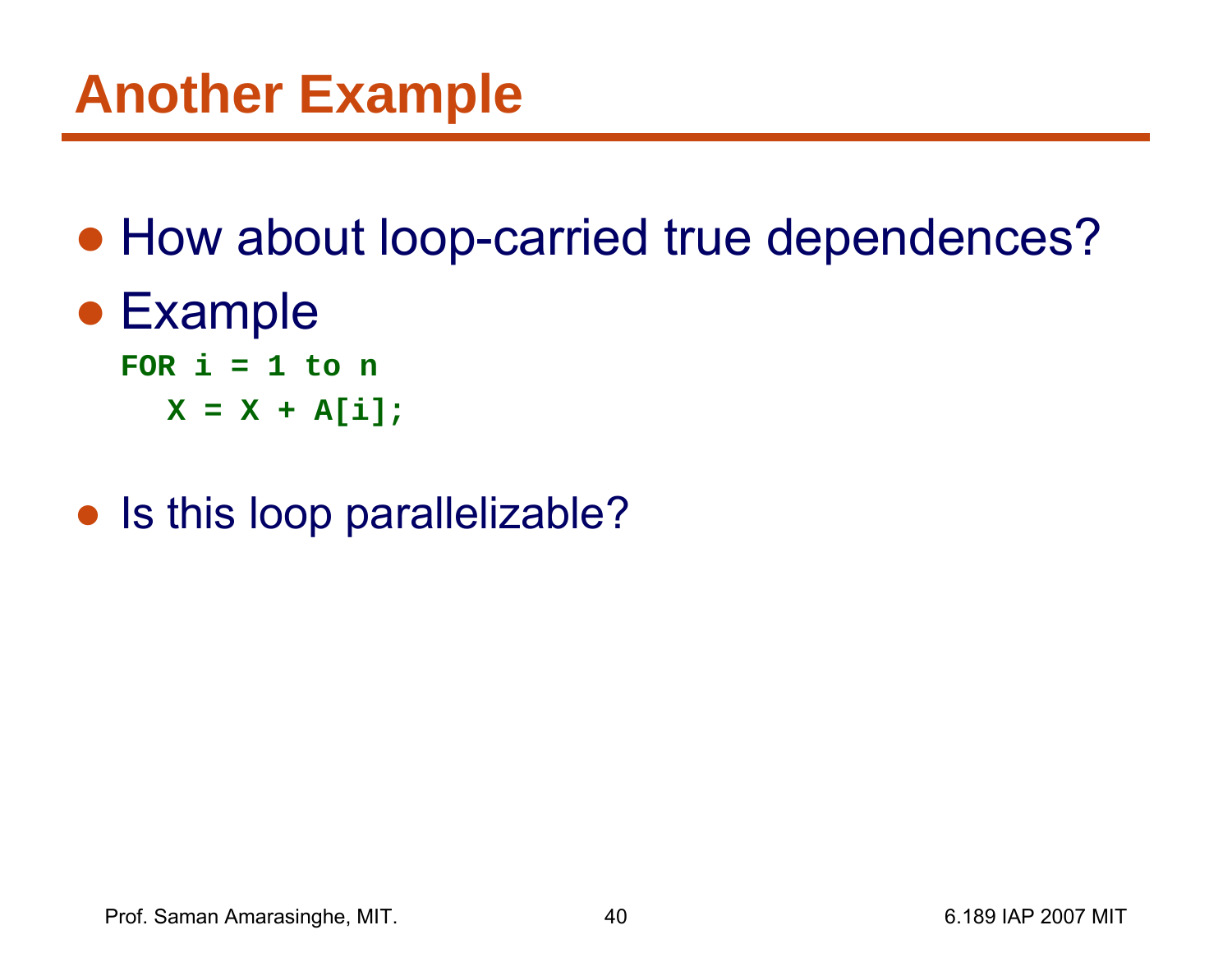# Another Example

- How about loop-carried true dependences?
- Example

```
FOR i = 1 to n
  X = X + A[i];
```

- Is this loop parallelizable?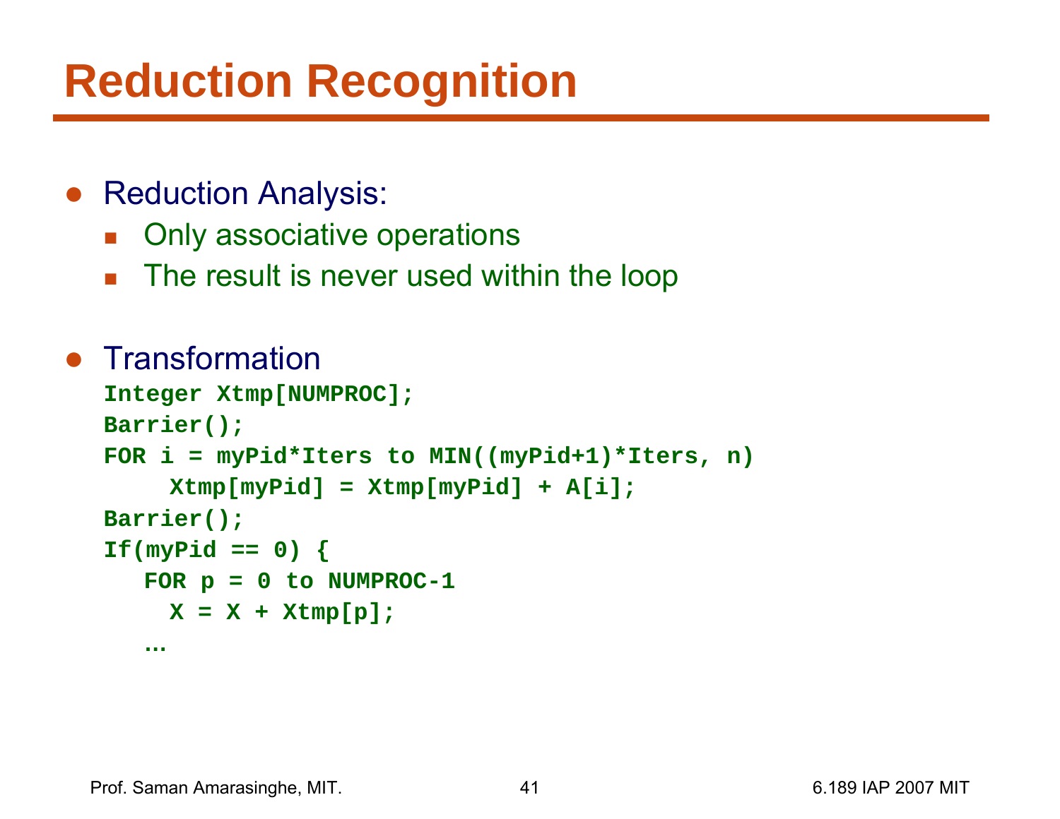# Reduction Recognition

- Reduction Analysis:
  - Only associative operations
  - The result is never used within the loop
- Transformation

```
Integer Xtmp[NUMPROC];
Barrier();
FOR i = myPid*Iters to MIN((myPid+1)*Iters, n)
     Xtmp[myPid] = Xtmp[myPid] + A[i];
Barrier();
If(myPid == 0) {
   FOR p = 0 to NUMPROC-1
     X = X + Xtmp[p];
   …
```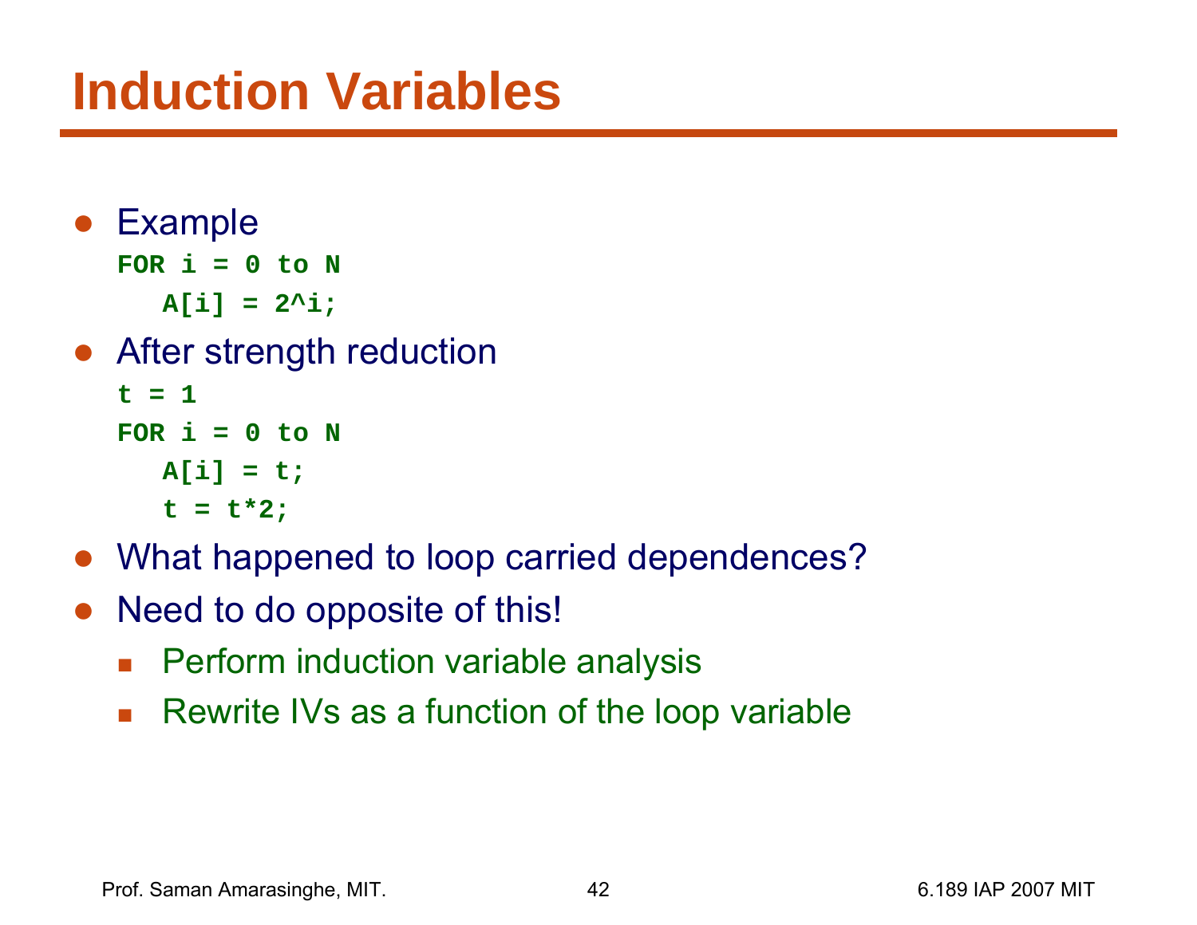# Induction Variables

- Example

```
FOR i = 0 to N
   A[i] = 2^i;
```

- After strength reduction

```
t = 1
FOR i = 0 to N
   A[i] = t;
   t = t*2;
```

- What happened to loop carried dependences?
- Need to do opposite of this!
  - Perform induction variable analysis
  - Rewrite IVs as a function of the loop variable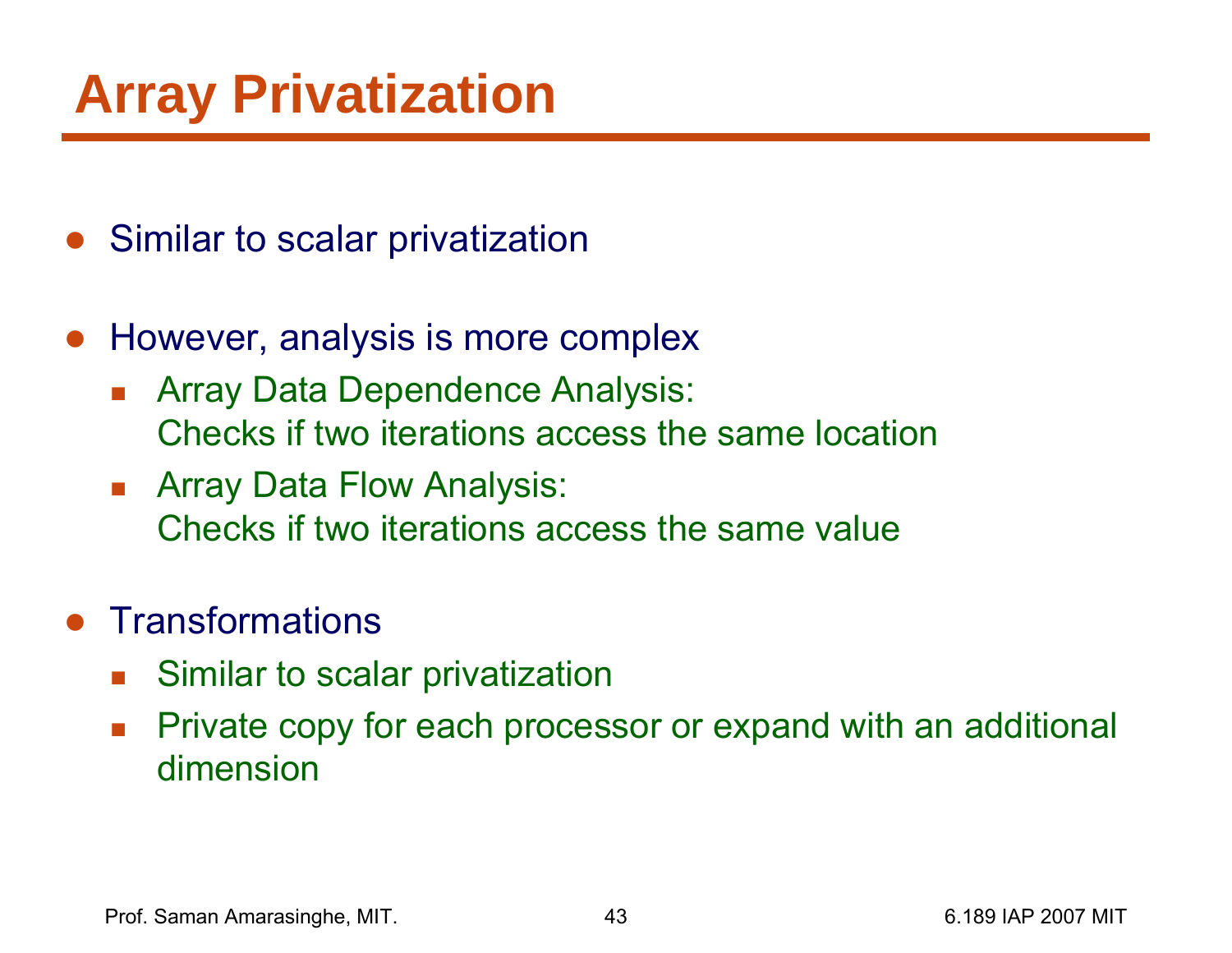# Array Privatization

- Similar to scalar privatization
- However, analysis is more complex
  - Array Data Dependence Analysis:
    Checks if two iterations access the same location
  - Array Data Flow Analysis:
    Checks if two iterations access the same value
- Transformations
  - Similar to scalar privatization
  - Private copy for each processor or expand with an additional dimension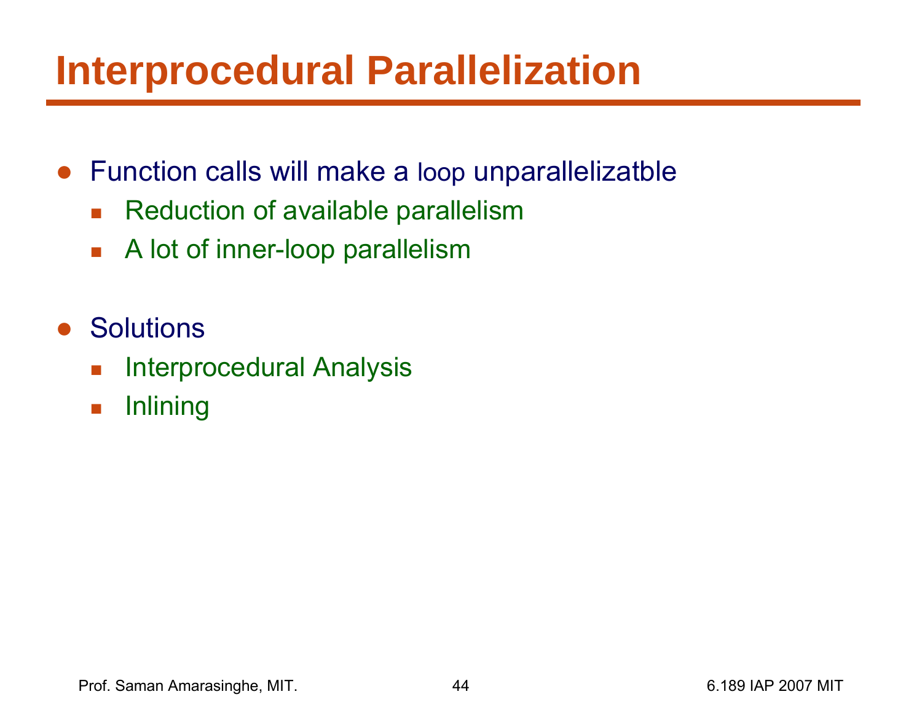# Interprocedural Parallelization

- Function calls will make a loop unparallelizatble
  - Reduction of available parallelism
  - A lot of inner-loop parallelism
- Solutions
  - Interprocedural Analysis
  - Inlining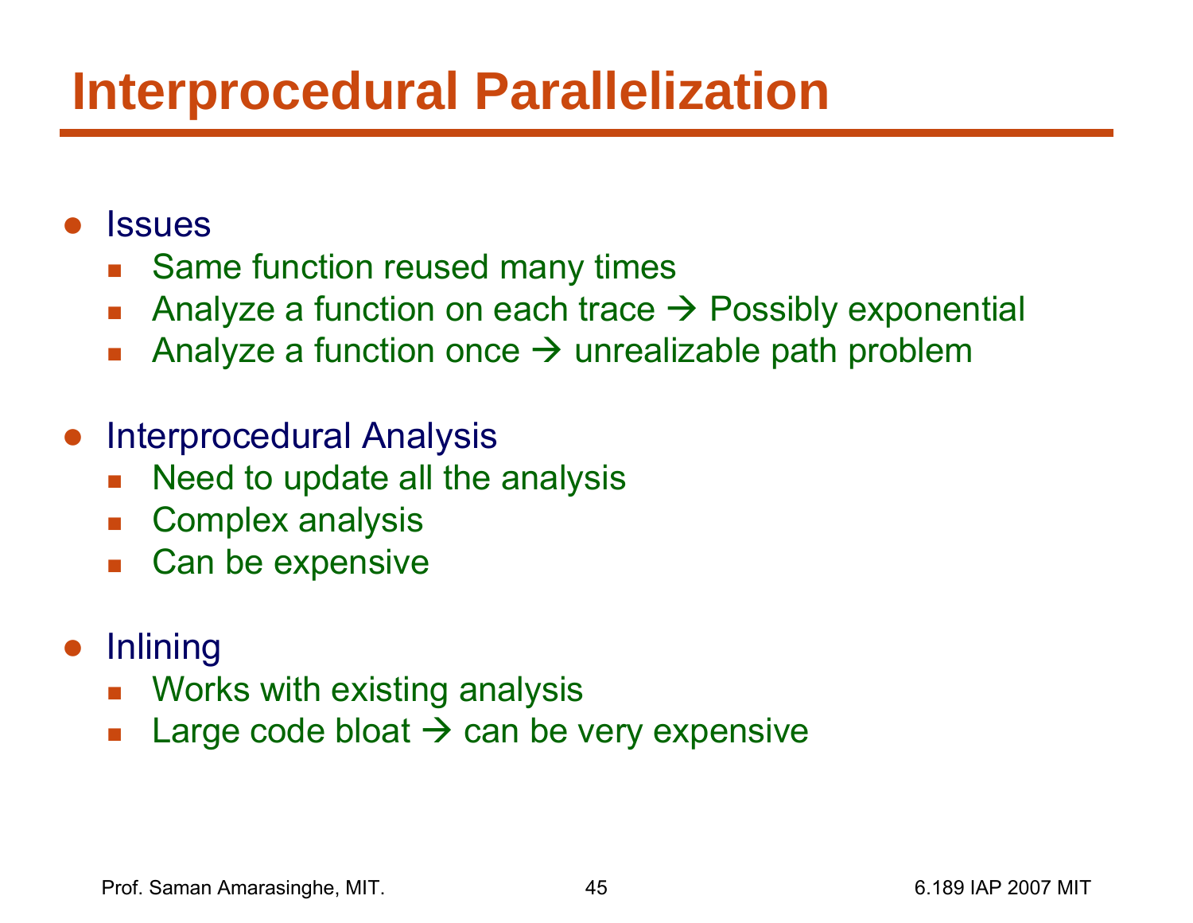# Interprocedural Parallelization

- Issues
  - Same function reused many times
  - Analyze a function on each trace → Possibly exponential
  - Analyze a function once → unrealizable path problem

- Interprocedural Analysis
  - Need to update all the analysis
  - Complex analysis
  - Can be expensive

- Inlining
  - Works with existing analysis
  - Large code bloat → can be very expensive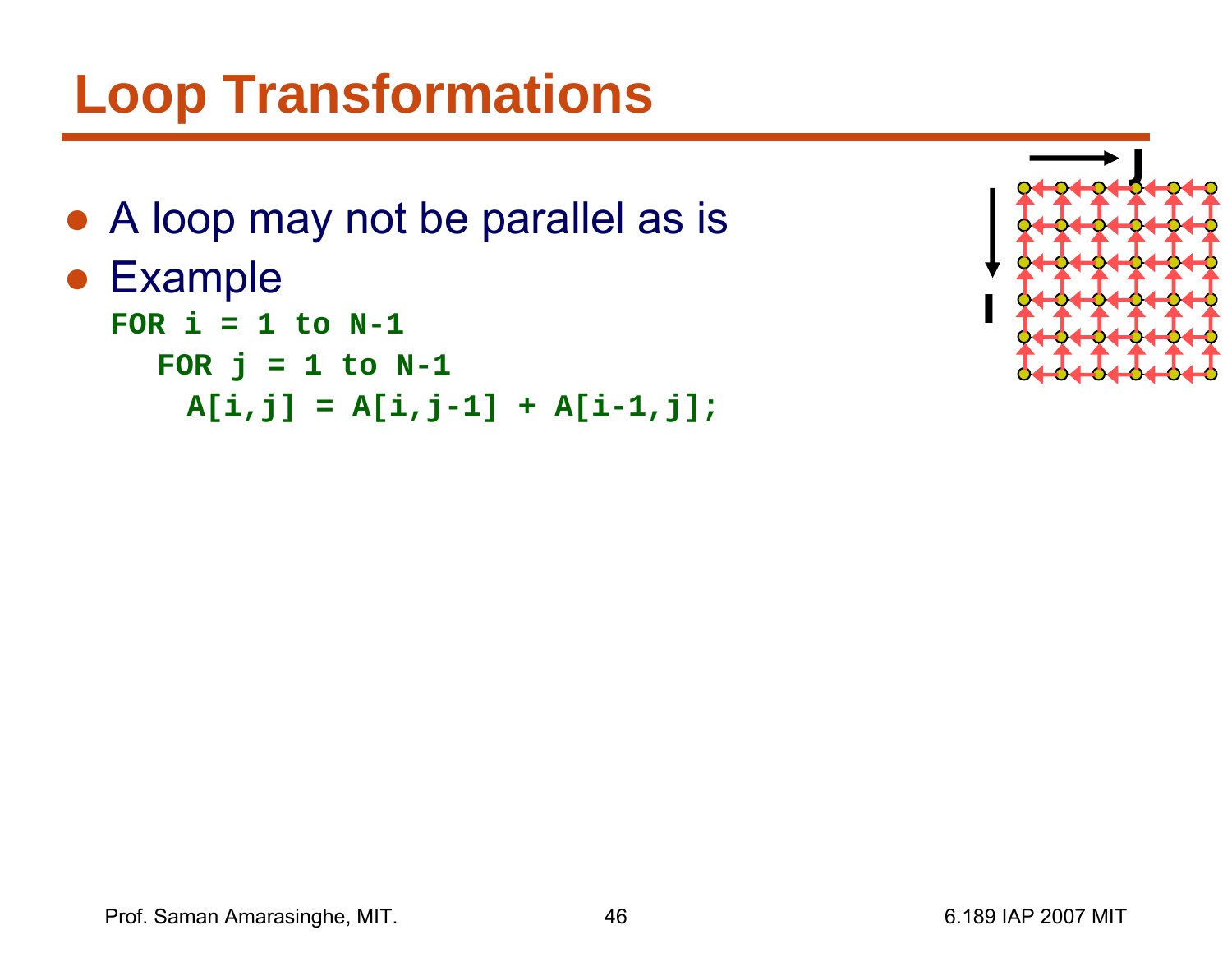# Loop Transformations

- A loop may not be parallel as is
- Example

```
FOR i = 1 to N-1
   FOR j = 1 to N-1
     A[i,j] = A[i,j-1] + A[i-1,j];
```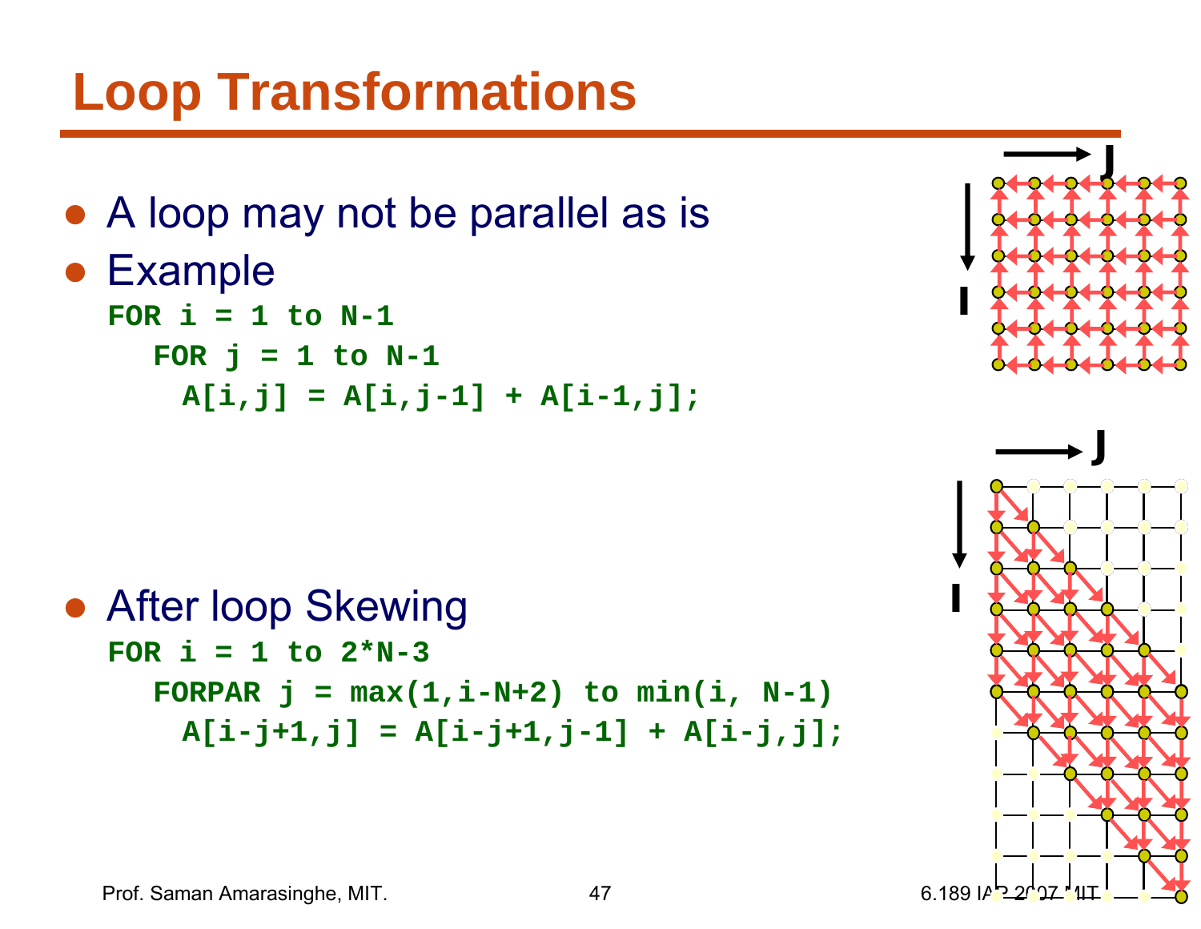# Loop Transformations

- A loop may not be parallel as is
- Example

```
FOR i = 1 to N-1
   FOR j = 1 to N-1
     A[i,j] = A[i,j-1] + A[i-1,j];
```

- After loop Skewing

```
FOR i = 1 to 2*N-3
   FORPAR j = max(1,i-N+2) to min(i, N-1)
     A[i-j+1,j] = A[i-j+1,j-1] + A[i-j,j];
```

J

I

J

I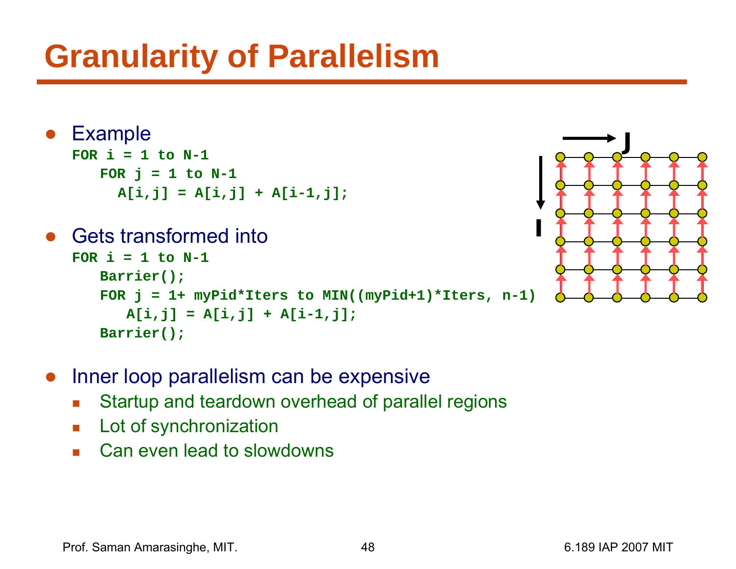# Granularity of Parallelism

- Example

```
FOR i = 1 to N-1
   FOR j = 1 to N-1
     A[i,j] = A[i,j] + A[i-1,j];
```

- Gets transformed into

```
FOR i = 1 to N-1
   Barrier();
   FOR j = 1+ myPid*Iters to MIN((myPid+1)*Iters, n-1)
      A[i,j] = A[i,j] + A[i-1,j];
   Barrier();
```

J

I

- Inner loop parallelism can be expensive
  - Startup and teardown overhead of parallel regions
  - Lot of synchronization
  - Can even lead to slowdowns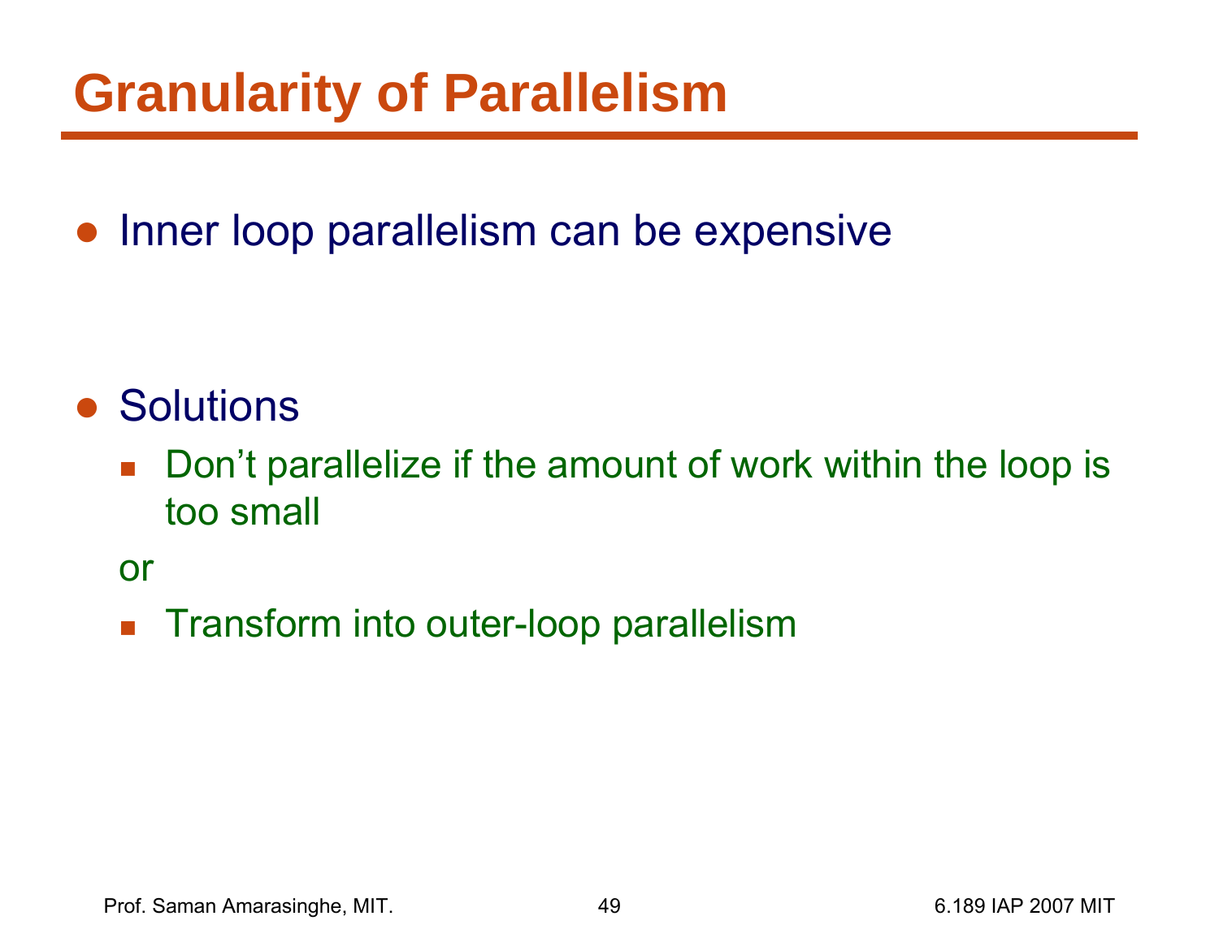# Granularity of Parallelism

- Inner loop parallelism can be expensive

- Solutions
  - Don't parallelize if the amount of work within the loop is too small

  or

  - Transform into outer-loop parallelism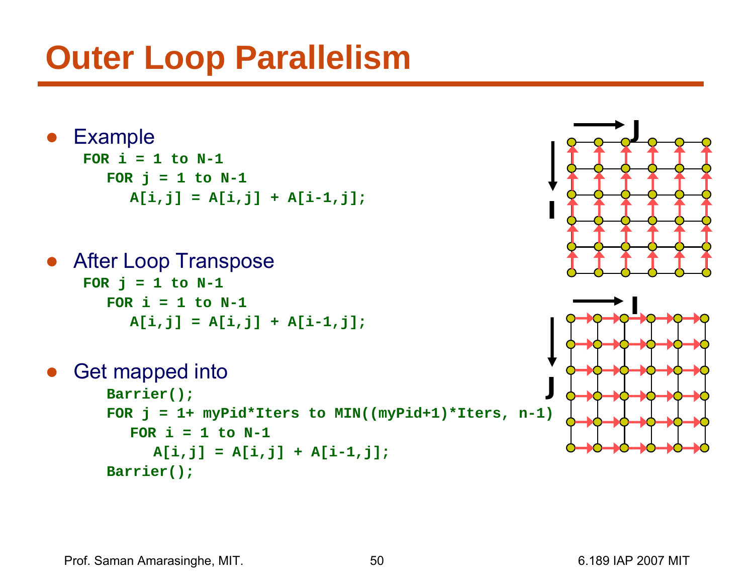# Outer Loop Parallelism

- Example

```
FOR i = 1 to N-1
   FOR j = 1 to N-1
      A[i,j] = A[i,j] + A[i-1,j];
```

- After Loop Transpose

```
FOR j = 1 to N-1
   FOR i = 1 to N-1
      A[i,j] = A[i,j] + A[i-1,j];
```

- Get mapped into

```
Barrier();
FOR j = 1+ myPid*Iters to MIN((myPid+1)*Iters, n-1)
   FOR i = 1 to N-1
      A[i,j] = A[i,j] + A[i-1,j];
Barrier();
```

J

I

I

J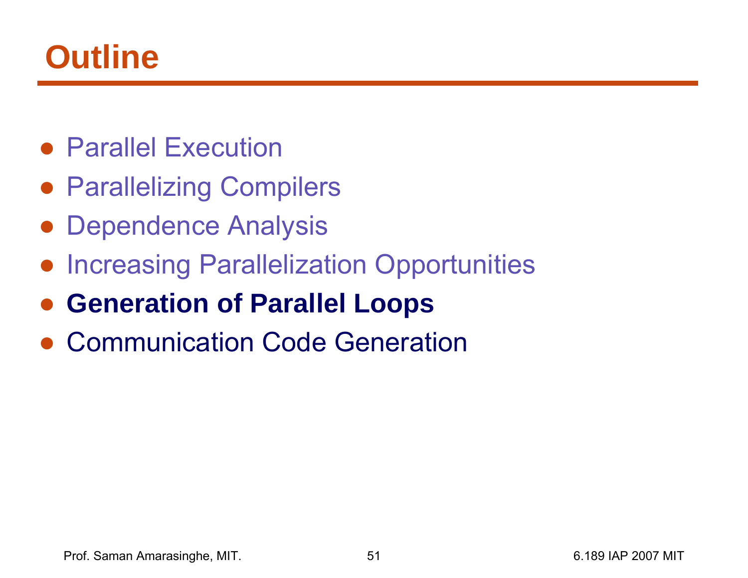# Outline

- Parallel Execution
- Parallelizing Compilers
- Dependence Analysis
- Increasing Parallelization Opportunities
- **Generation of Parallel Loops**
- Communication Code Generation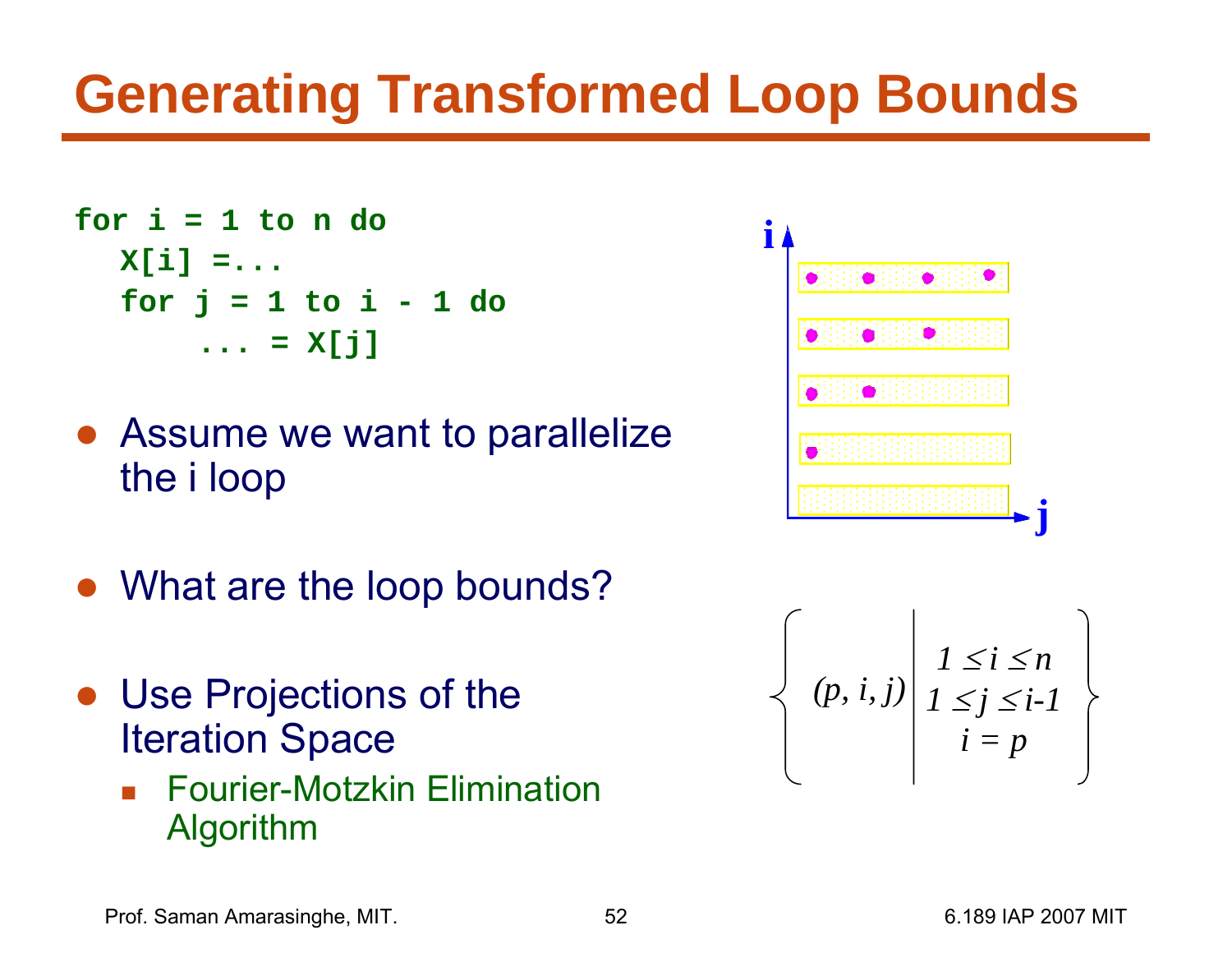# Generating Transformed Loop Bounds

```
for i = 1 to n do
  X[i] =...
  for j = 1 to i - 1 do
      ... = X[j]
```

- Assume we want to parallelize the i loop
- What are the loop bounds?
- Use Projections of the Iteration Space
  - Fourier-Motzkin Elimination Algorithm

i

j

$$\left\{ (p, i, j) \;\middle|\; \begin{array}{c} 1 \leq i \leq n \\ 1 \leq j \leq i-1 \\ i = p \end{array} \right\}$$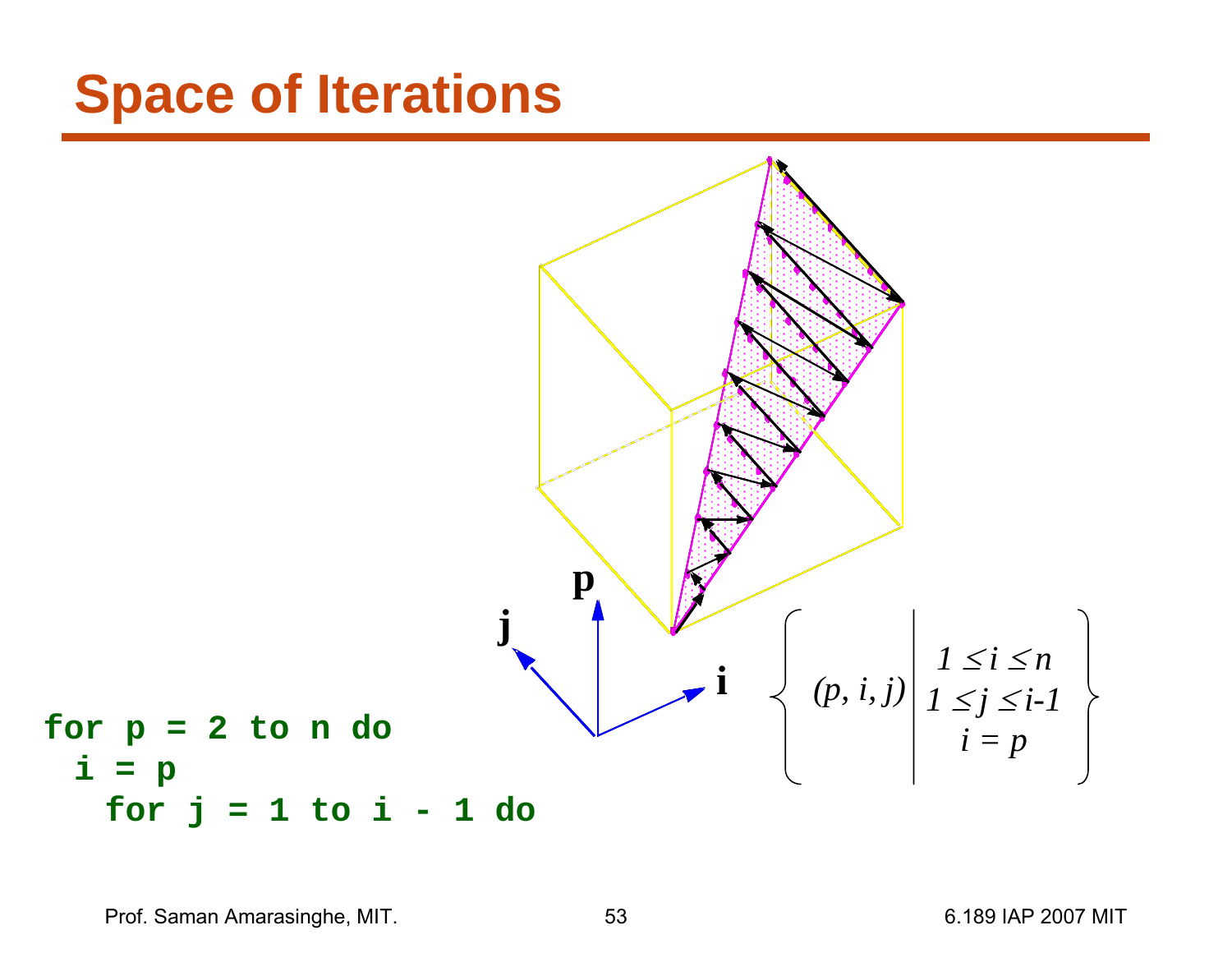# Space of Iterations

```
for p = 2 to n do
  i = p
    for j = 1 to i - 1 do
```

p

j

i

$$\left\{ (p, i, j) \;\middle|\; \begin{array}{c} 1 \leq i \leq n \\ 1 \leq j \leq i\text{-}1 \\ i = p \end{array} \right\}$$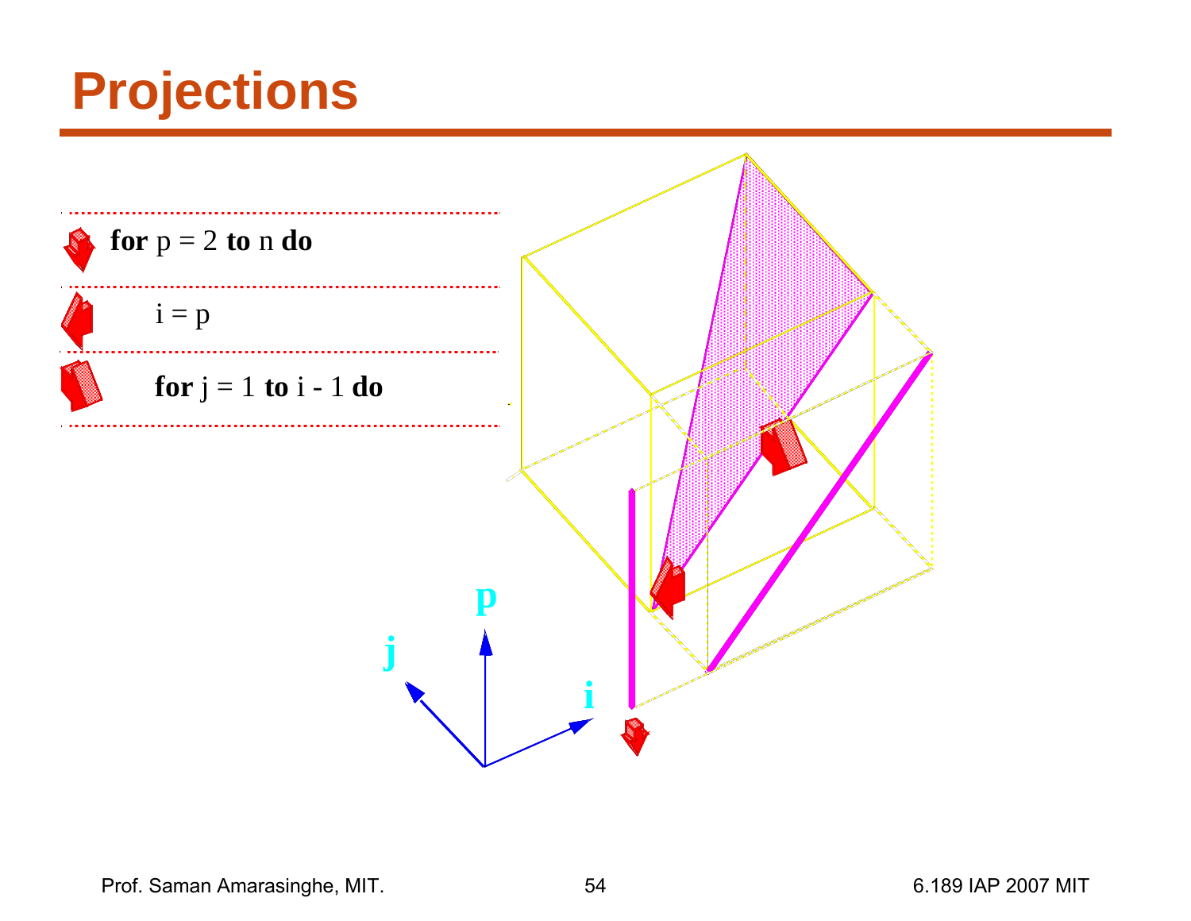# Projections

```
for p = 2 to n do
    i = p
        for j = 1 to i - 1 do
```

p

j

i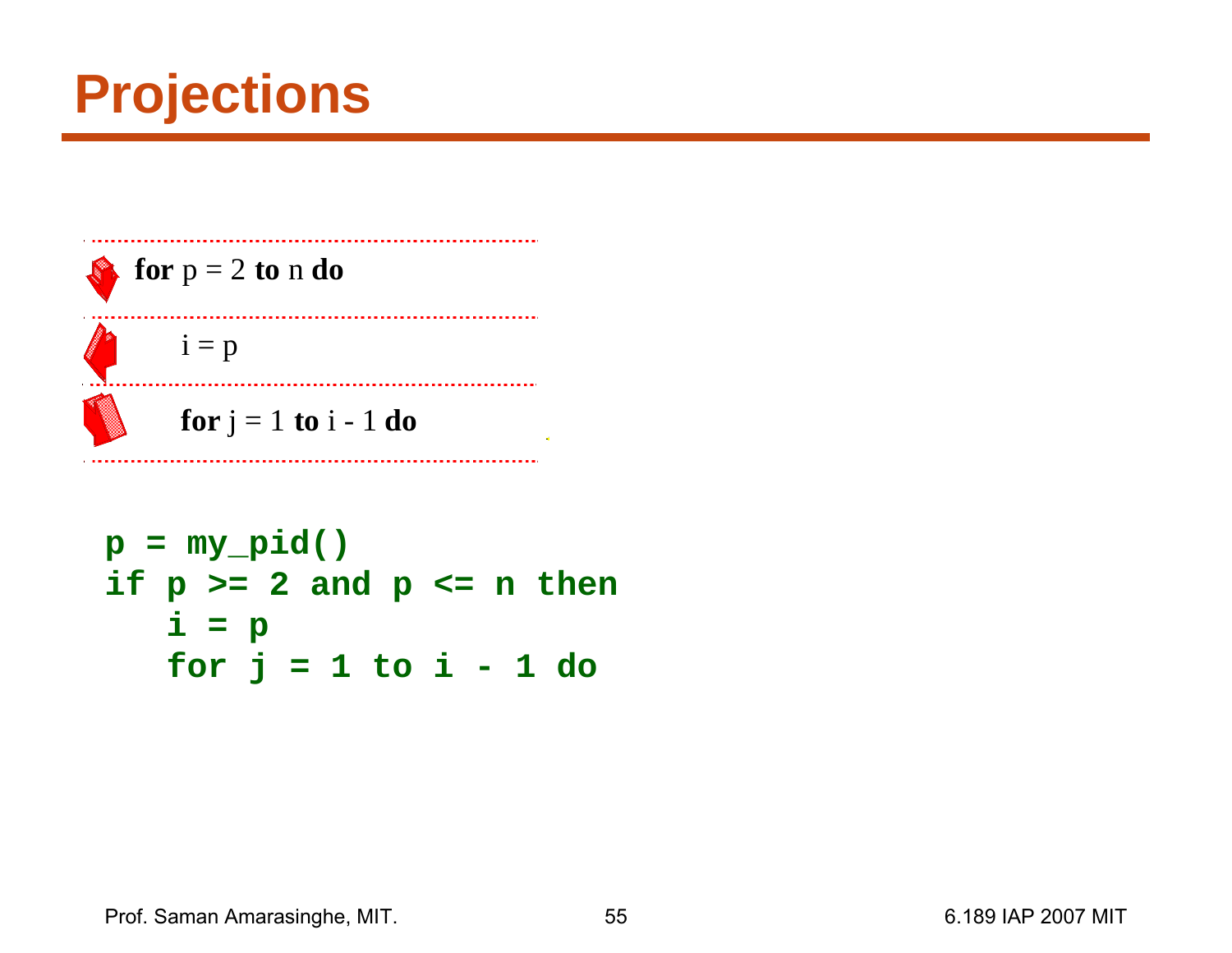# Projections

**for** p = 2 **to** n **do**

i = p

**for** j = 1 **to** i - 1 **do**

```
p = my_pid()
if p >= 2 and p <= n then
   i = p
   for j = 1 to i - 1 do
```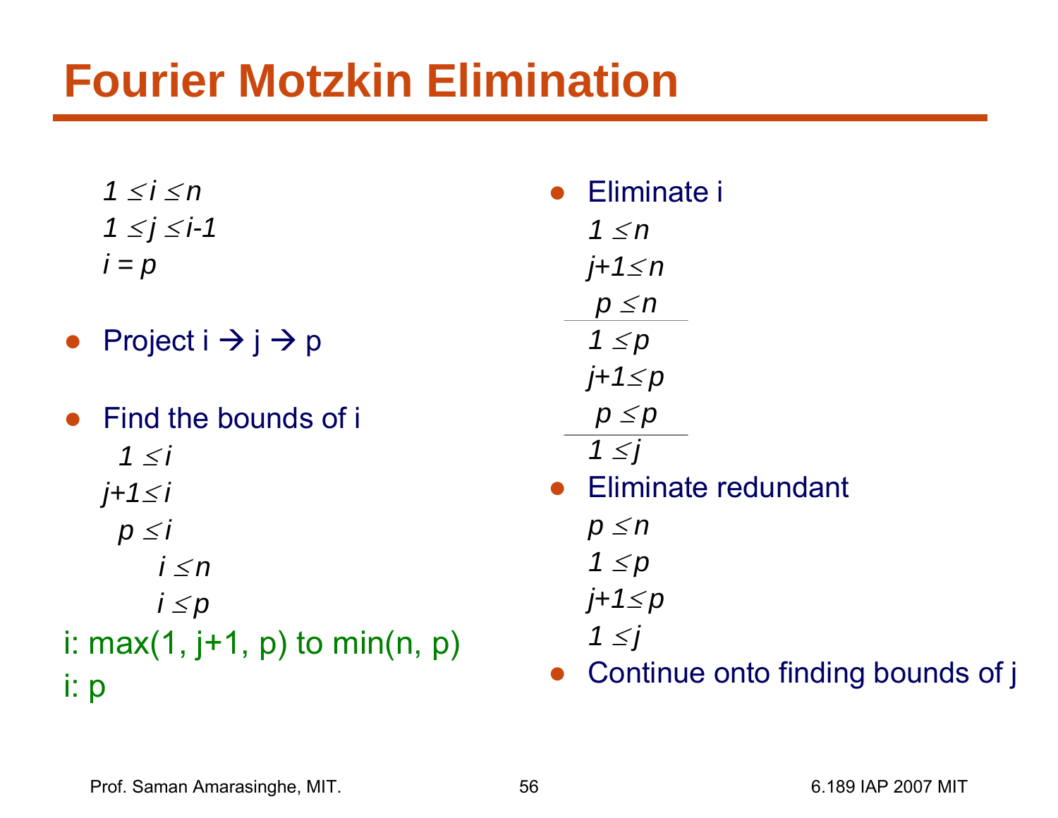# Fourier Motzkin Elimination

$1 \leq i \leq n$

$1 \leq j \leq i\text{-}1$

$i = p$

- Project i → j → p

- Find the bounds of i

$1 \leq i$

$j\text{+}1 \leq i$

$p \leq i$

$i \leq n$

$i \leq p$

i: max(1, j+1, p) to min(n, p)

i: p

- Eliminate i

$1 \leq n$

$j\text{+}1 \leq n$

$p \leq n$

---

$1 \leq p$

$j\text{+}1 \leq p$

$p \leq p$

---

$1 \leq j$

- Eliminate redundant

$p \leq n$

$1 \leq p$

$j\text{+}1 \leq p$

$1 \leq j$

- Continue onto finding bounds of j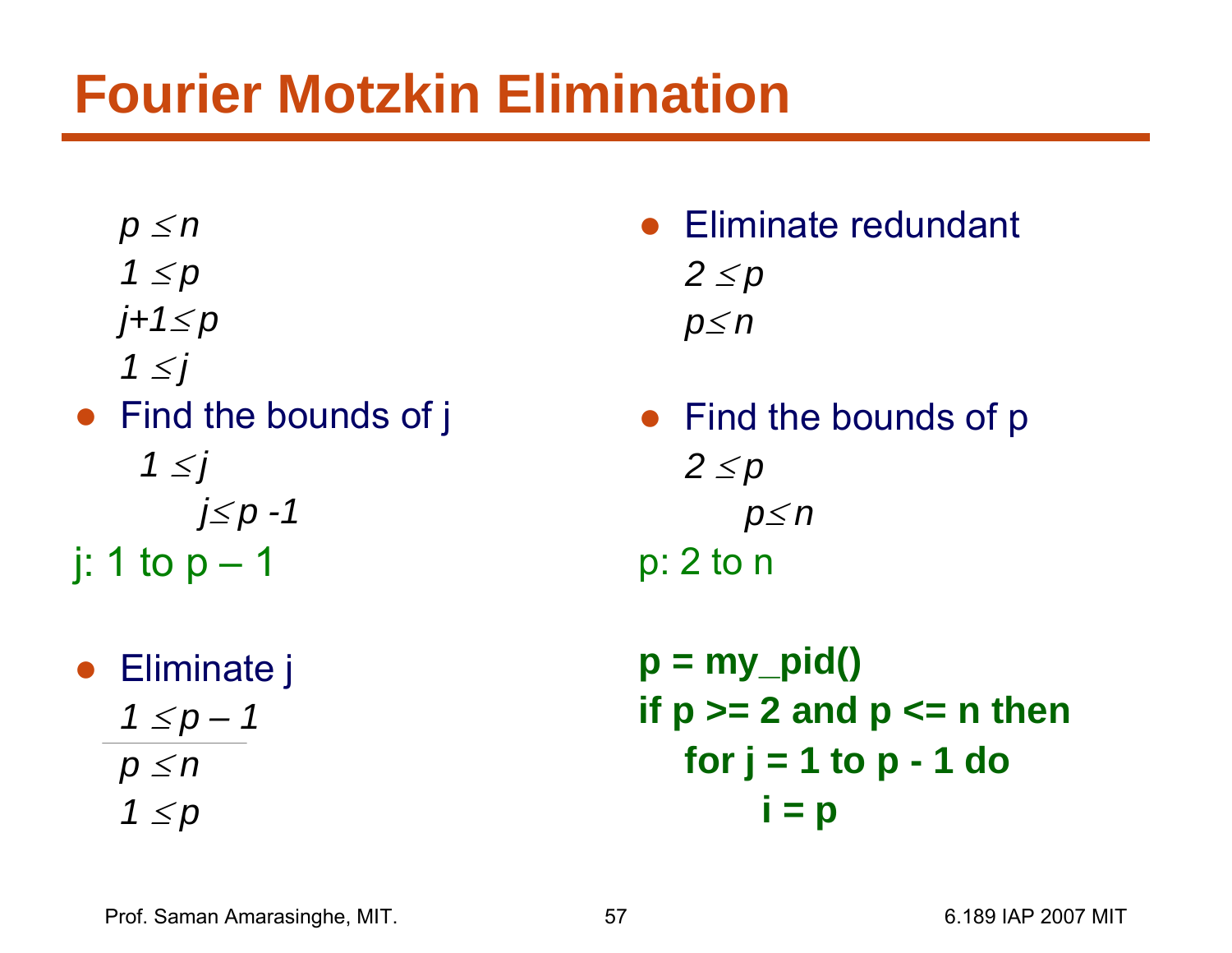# Fourier Motzkin Elimination

$p \leq n$

$1 \leq p$

$j+1 \leq p$

$1 \leq j$

- Find the bounds of j

  $1 \leq j$

  $j \leq p - 1$

j: 1 to p – 1

- Eliminate j

  $1 \leq p - 1$

  $p \leq n$

  $1 \leq p$

- Eliminate redundant

  $2 \leq p$

  $p \leq n$

- Find the bounds of p

  $2 \leq p$

  $p \leq n$

p: 2 to n

```
p = my_pid()
if p >= 2 and p <= n then
    for j = 1 to p - 1 do
        i = p
```

Prof. Saman Amarasinghe, MIT. 6.189 IAP 2007 MIT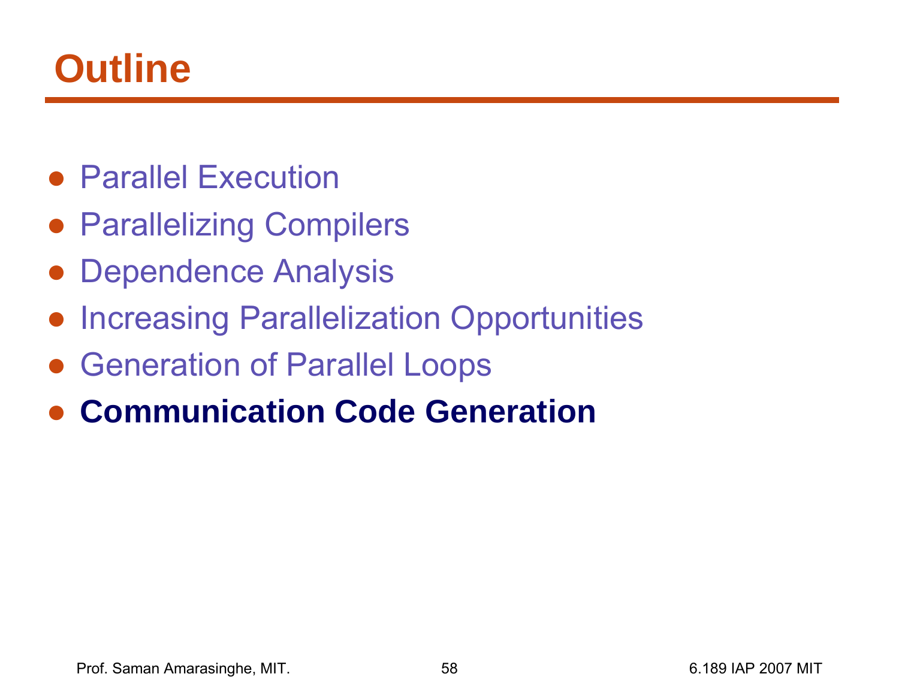# Outline

- Parallel Execution
- Parallelizing Compilers
- Dependence Analysis
- Increasing Parallelization Opportunities
- Generation of Parallel Loops
- **Communication Code Generation**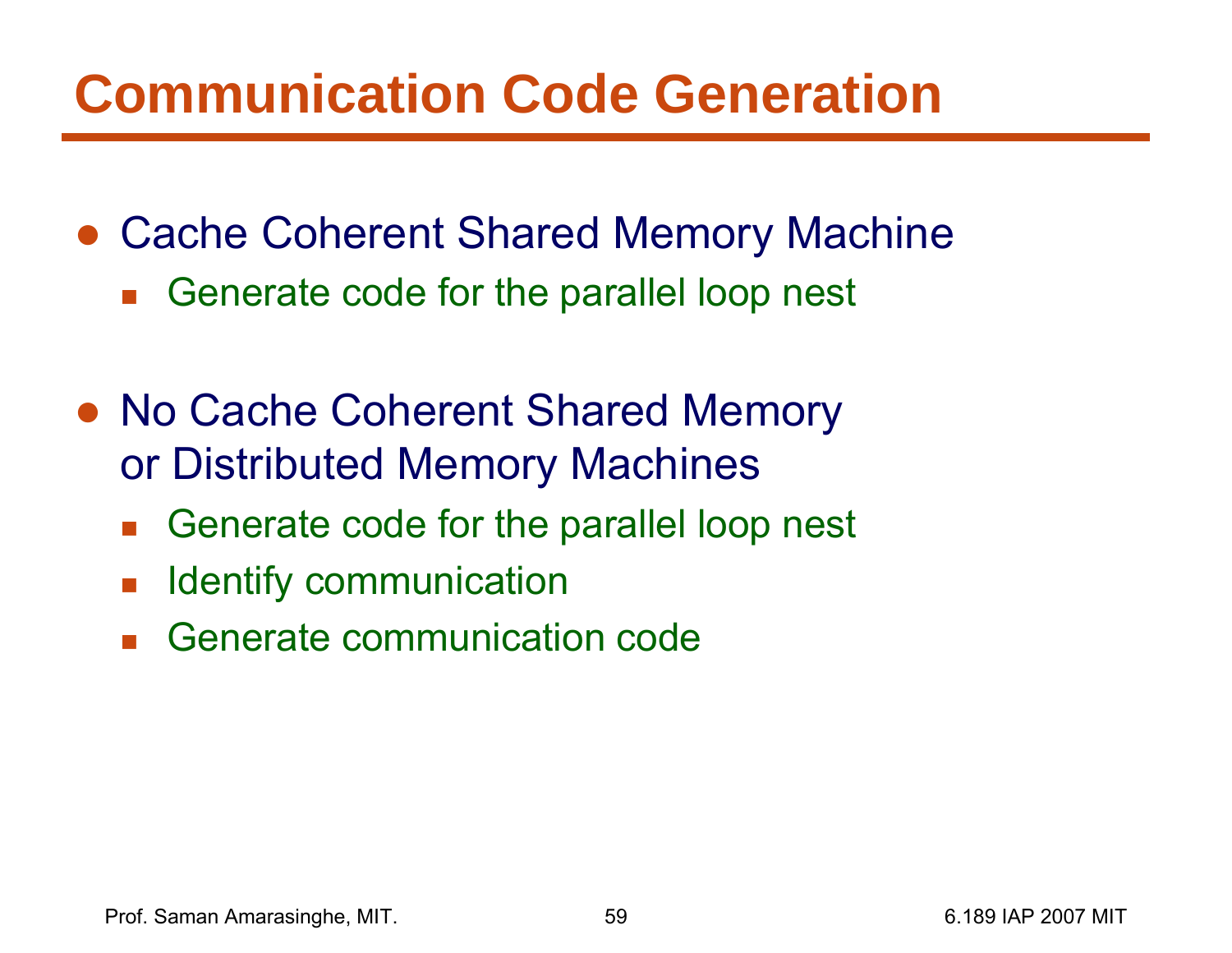# Communication Code Generation

- Cache Coherent Shared Memory Machine
  - Generate code for the parallel loop nest

- No Cache Coherent Shared Memory or Distributed Memory Machines
  - Generate code for the parallel loop nest
  - Identify communication
  - Generate communication code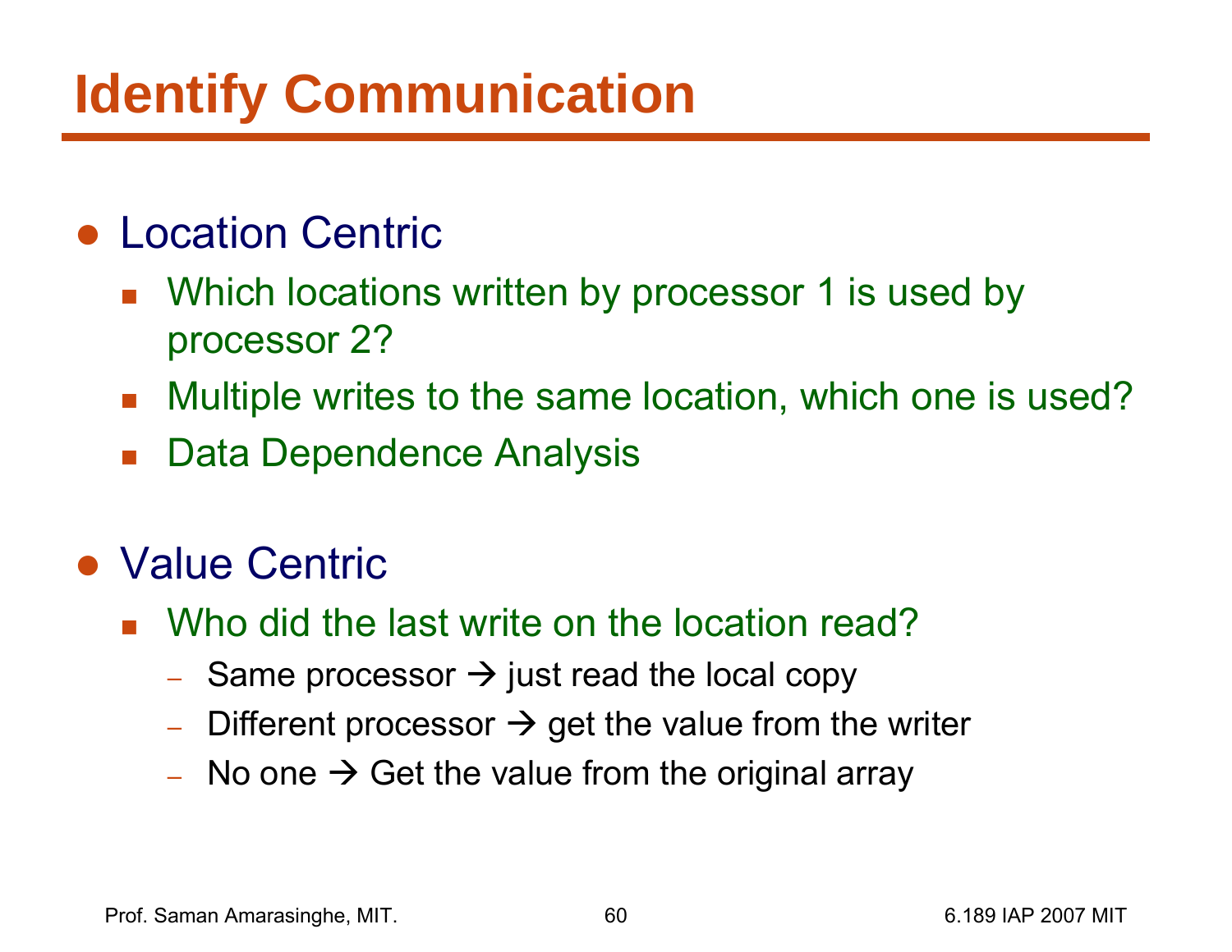# Identify Communication

- Location Centric
  - Which locations written by processor 1 is used by processor 2?
  - Multiple writes to the same location, which one is used?
  - Data Dependence Analysis

- Value Centric
  - Who did the last write on the location read?
    - Same processor → just read the local copy
    - Different processor → get the value from the writer
    - No one → Get the value from the original array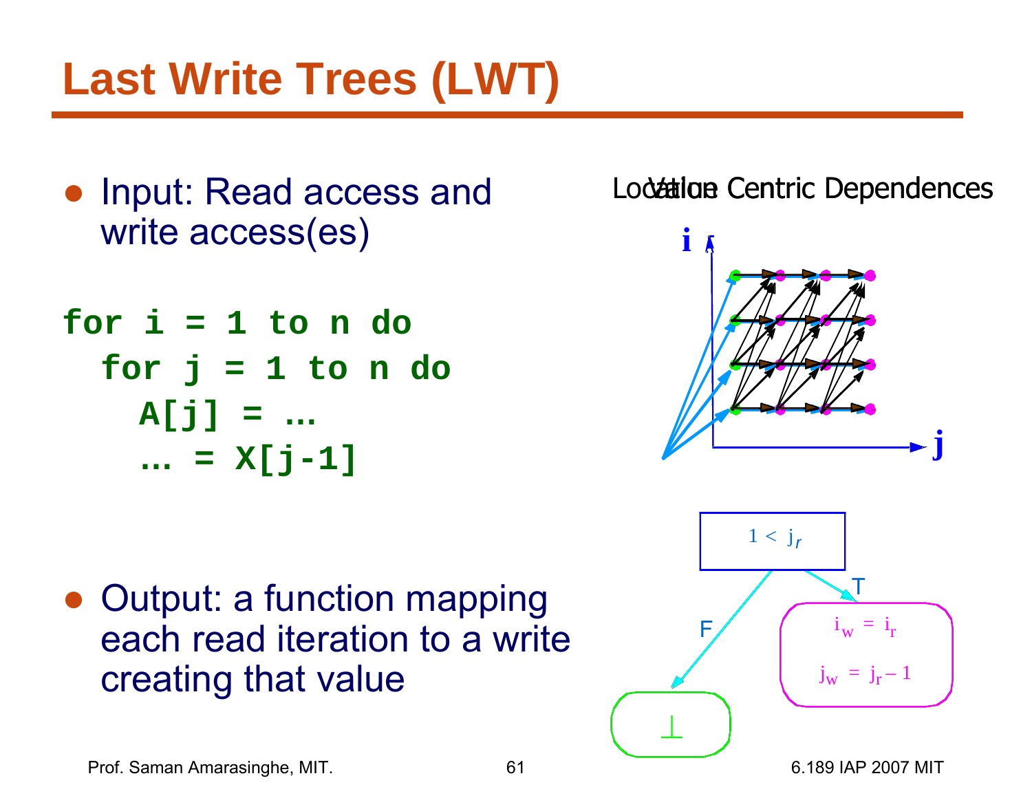# Last Write Trees (LWT)

- Input: Read access and write access(es)

```
for i = 1 to n do
  for j = 1 to n do
    A[j] = …
    … = X[j-1]
```

- Output: a function mapping each read iteration to a write creating that value

Location Centric Dependences / Value Centric Dependences

i

j

$1 < j_r$

T

F

$i_w = i_r$

$j_w = j_r - 1$

$\perp$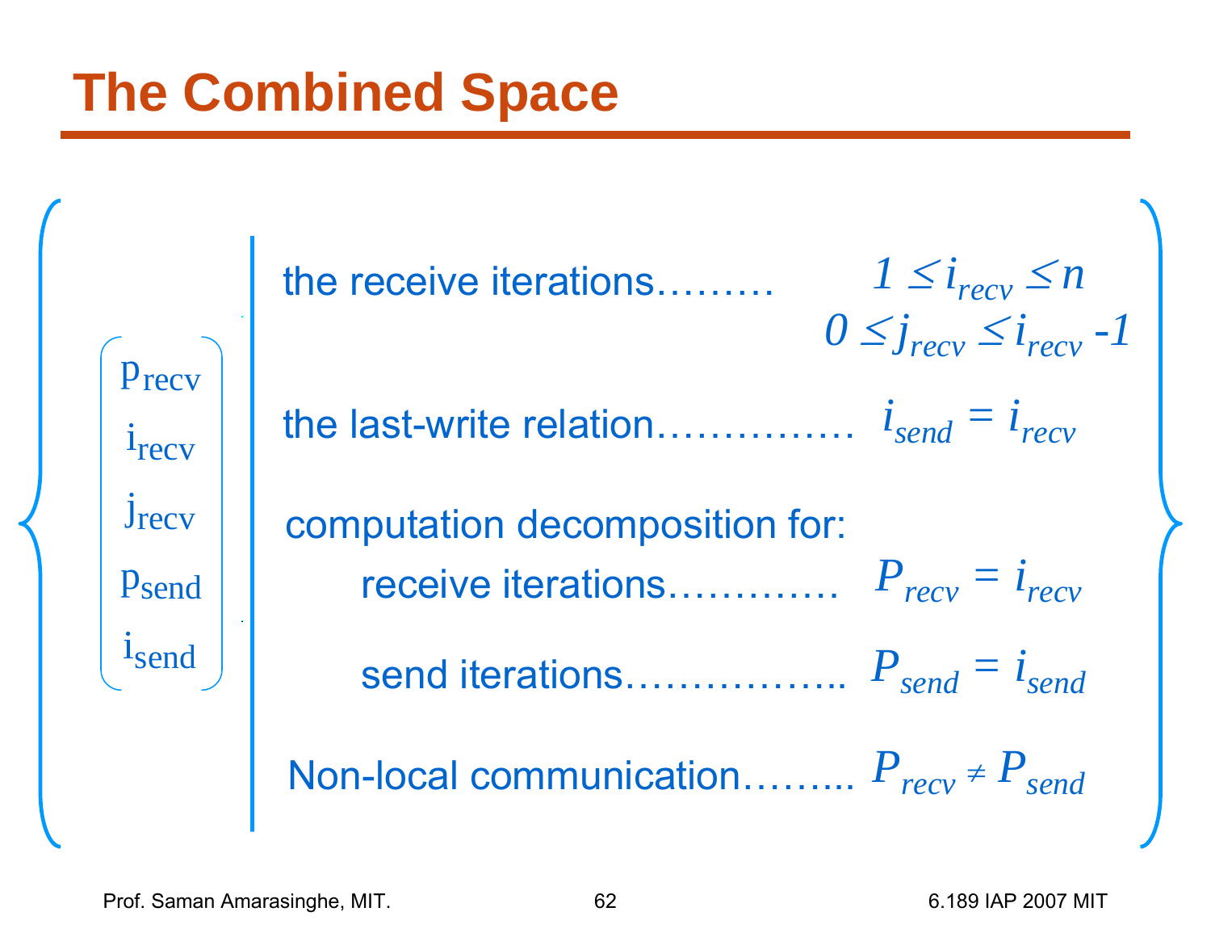# The Combined Space

$$
\left\{ \begin{pmatrix} p_{recv} \\ i_{recv} \\ j_{recv} \\ p_{send} \\ i_{send} \end{pmatrix} \middle| \right.
$$

the receive iterations……… $1 \leq i_{recv} \leq n$

$0 \leq j_{recv} \leq i_{recv} - 1$

the last-write relation…………… $i_{send} = i_{recv}$

computation decomposition for:

- receive iterations………… $P_{recv} = i_{recv}$
- send iterations…………….. $P_{send} = i_{send}$

Non-local communication…….. $P_{recv} \neq P_{send}$

$$
\left. \right\}
$$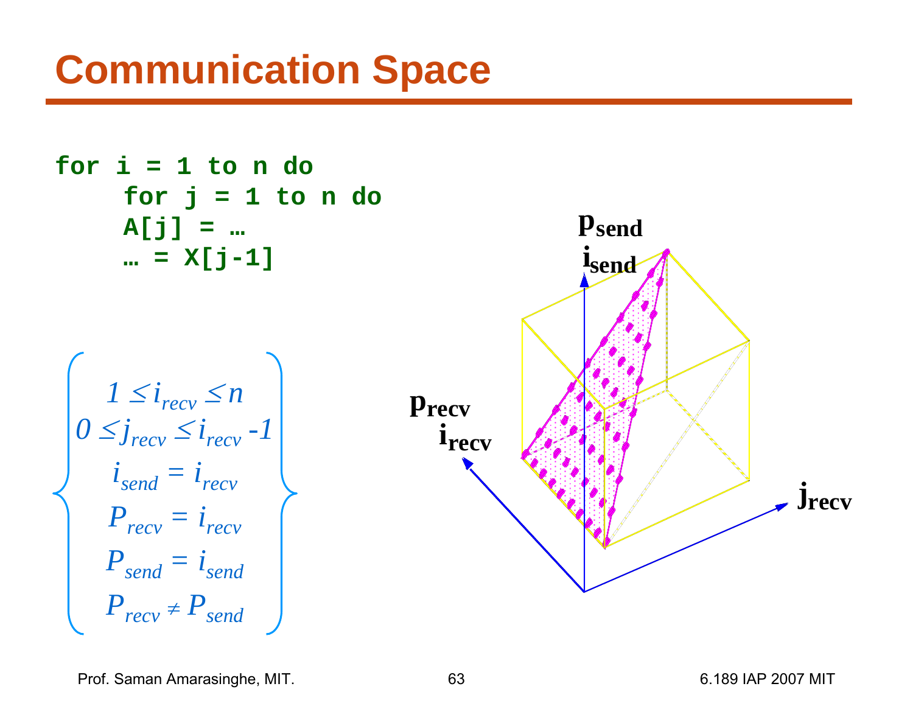# Communication Space

```
for i = 1 to n do
    for j = 1 to n do
    A[j] = …
    … = X[j-1]
```

$$
\left\{
\begin{array}{c}
1 \le i_{recv} \le n \\
0 \le j_{recv} \le i_{recv} - 1 \\
i_{send} = i_{recv} \\
P_{recv} = i_{recv} \\
P_{send} = i_{send} \\
P_{recv} \ne P_{send}
\end{array}
\right\}
$$

$p_{send}$

$i_{send}$

$p_{recv}$

$i_{recv}$

$j_{recv}$

Prof. Saman Amarasinghe, MIT. 6.189 IAP 2007 MIT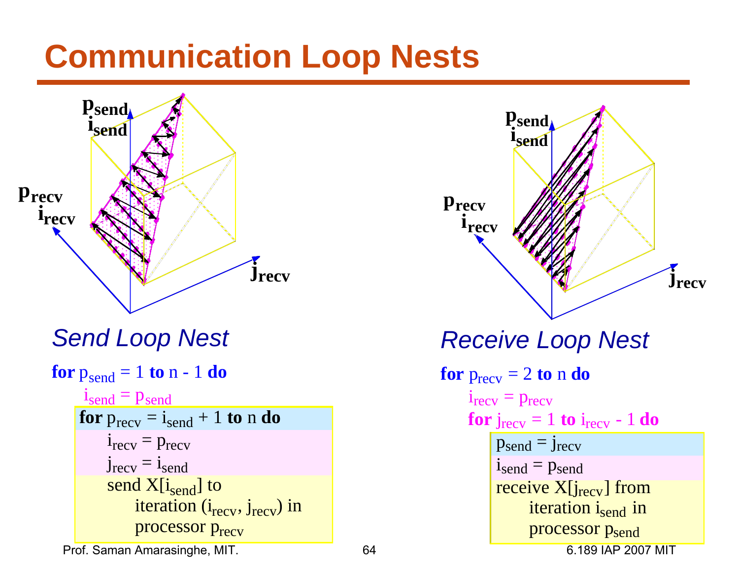# Communication Loop Nests

$p_{send}$
$i_{send}$
$p_{recv}$
$i_{recv}$
$j_{recv}$

## *Send Loop Nest*

**for** $p_{send}$ = 1 **to** n - 1 **do**
  $i_{send} = p_{send}$
  **for** $p_{recv} = i_{send} + 1$ **to** n **do**
    $i_{recv} = p_{recv}$
    $j_{recv} = i_{send}$
    send X[$i_{send}$] to
      iteration ($i_{recv}$, $j_{recv}$) in
      processor $p_{recv}$

$p_{send}$
$i_{send}$
$p_{recv}$
$i_{recv}$
$j_{recv}$

## *Receive Loop Nest*

**for** $p_{recv}$ = 2 **to** n **do**
  $i_{recv} = p_{recv}$
  **for** $j_{recv}$ = 1 **to** $i_{recv}$ - 1 **do**
    $p_{send} = j_{recv}$
    $i_{send} = p_{send}$
    receive X[$j_{recv}$] from
      iteration $i_{send}$ in
      processor $p_{send}$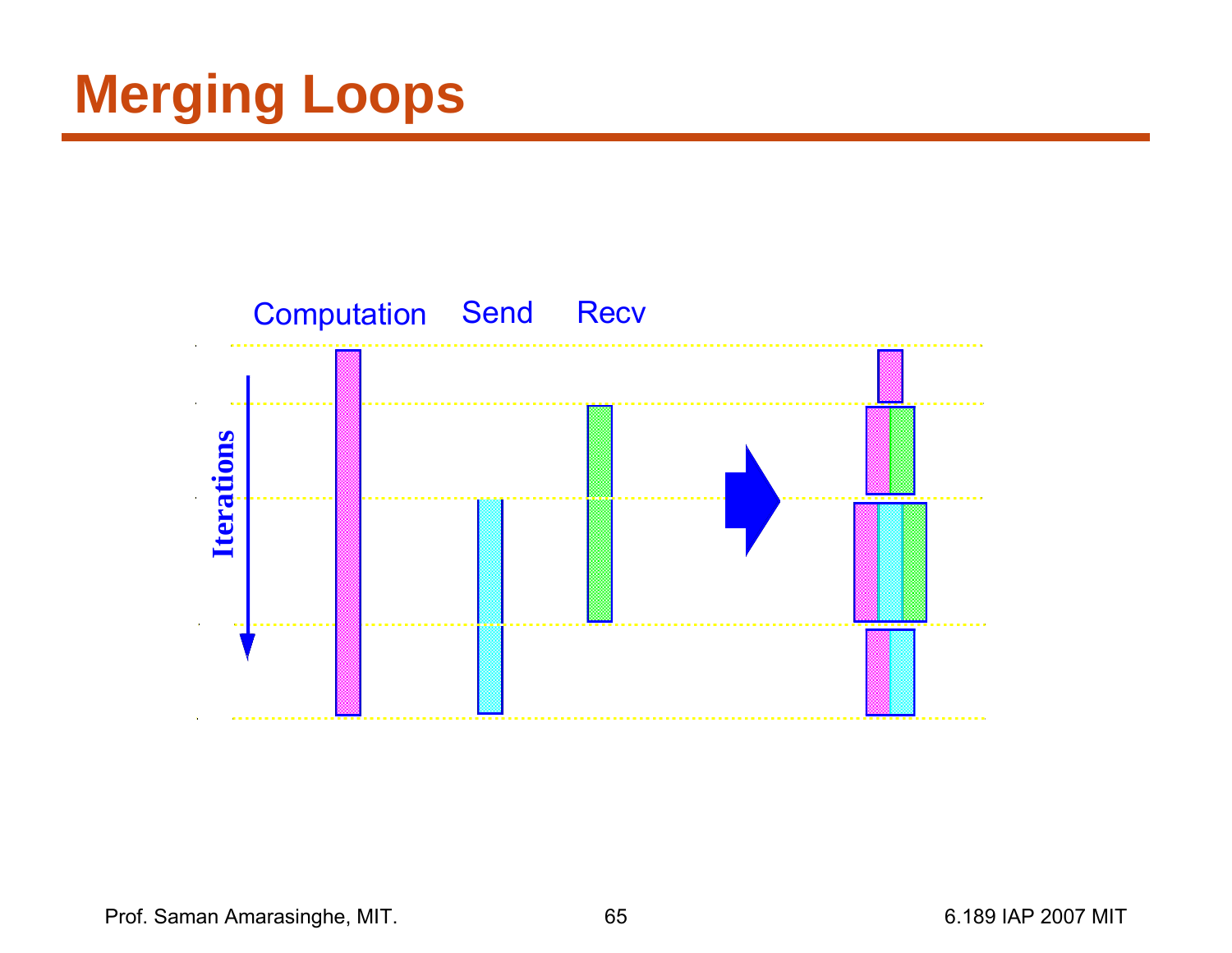# Merging Loops

Computation

Send

Recv

Iterations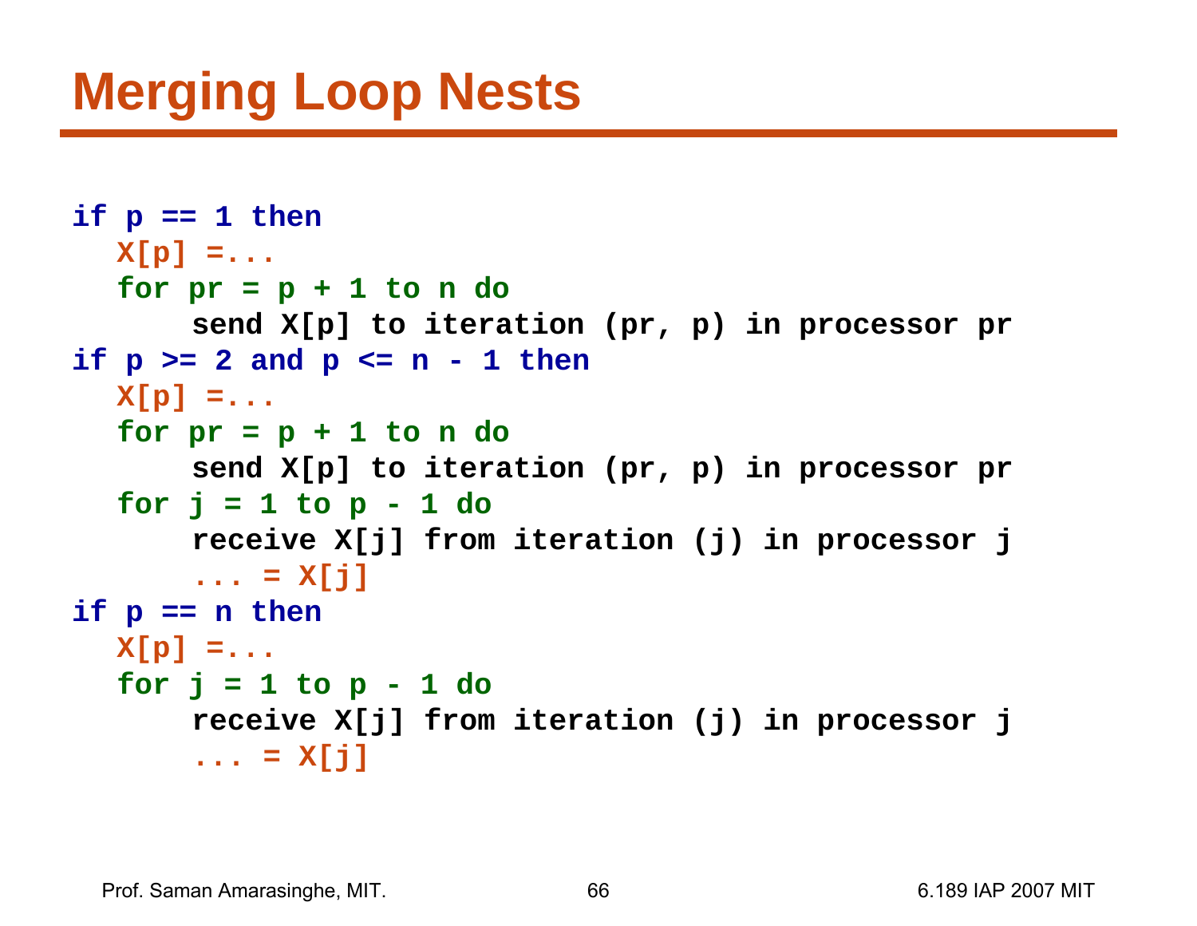# Merging Loop Nests

```
if p == 1 then
   X[p] =...
   for pr = p + 1 to n do
       send X[p] to iteration (pr, p) in processor pr
if p >= 2 and p <= n - 1 then
   X[p] =...
   for pr = p + 1 to n do
       send X[p] to iteration (pr, p) in processor pr
   for j = 1 to p - 1 do
       receive X[j] from iteration (j) in processor j
       ... = X[j]
if p == n then
   X[p] =...
   for j = 1 to p - 1 do
       receive X[j] from iteration (j) in processor j
       ... = X[j]
```

Prof. Saman Amarasinghe, MIT.

6.189 IAP 2007 MIT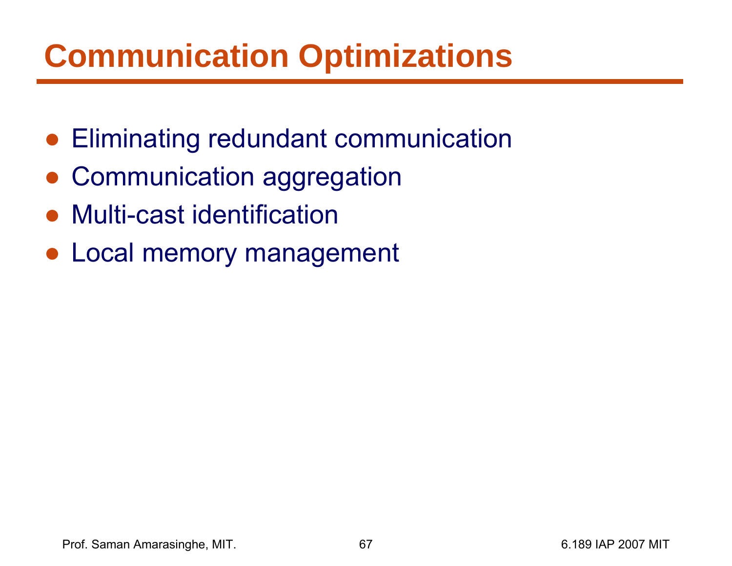# Communication Optimizations

- Eliminating redundant communication
- Communication aggregation
- Multi-cast identification
- Local memory management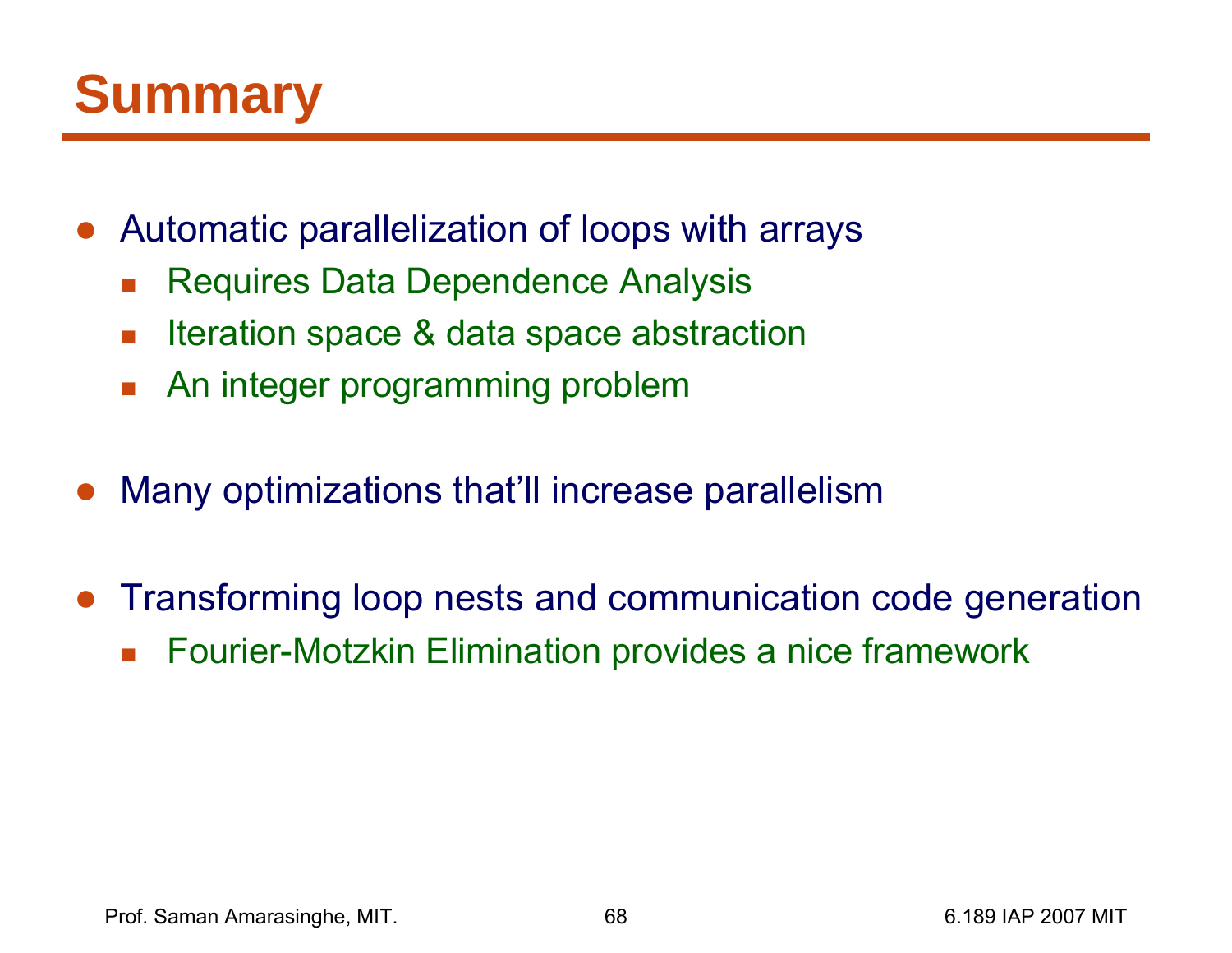# Summary

- Automatic parallelization of loops with arrays
  - Requires Data Dependence Analysis
  - Iteration space & data space abstraction
  - An integer programming problem

- Many optimizations that'll increase parallelism

- Transforming loop nests and communication code generation
  - Fourier-Motzkin Elimination provides a nice framework